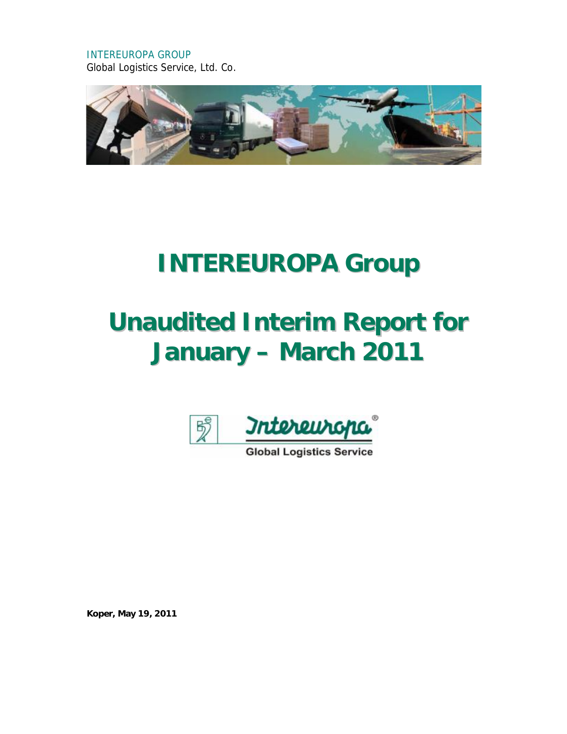INTEREUROPA GROUP
Global Logistics Service, Ltd. Co.

# INTEREUROPA Group

# Unaudited Interim Report for January – March 2011

Intereuropa®
Global Logistics Service

**Koper, May 19, 2011**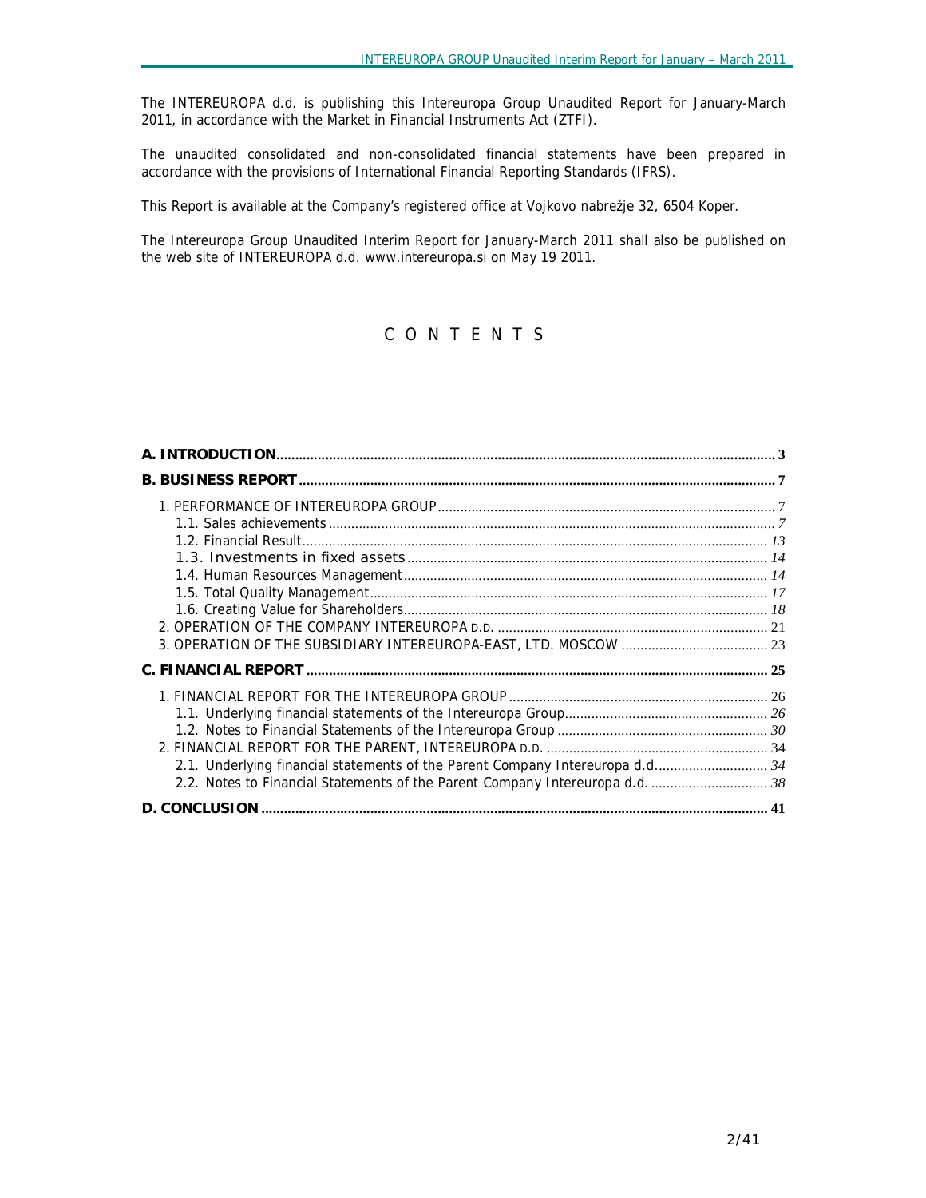The INTEREUROPA d.d. is publishing this Intereuropa Group Unaudited Report for January-March 2011, in accordance with the Market in Financial Instruments Act (ZTFI).

The unaudited consolidated and non-consolidated financial statements have been prepared in accordance with the provisions of International Financial Reporting Standards (IFRS).

This Report is available at the Company's registered office at Vojkovo nabrežje 32, 6504 Koper.

The Intereuropa Group Unaudited Interim Report for January-March 2011 shall also be published on the web site of INTEREUROPA d.d. www.intereuropa.si on May 19 2011.

# C O N T E N T S

**A. INTRODUCTION** .......... 3

**B. BUSINESS REPORT** .......... 7

- 1. PERFORMANCE OF INTEREUROPA GROUP .......... 7
  - 1.1. Sales achievements .......... 7
  - 1.2. Financial Result .......... 13
  - 1.3. Investments in fixed assets .......... 14
  - 1.4. Human Resources Management .......... 14
  - 1.5. Total Quality Management .......... 17
  - 1.6. Creating Value for Shareholders .......... 18
- 2. OPERATION OF THE COMPANY INTEREUROPA D.D. .......... 21
- 3. OPERATION OF THE SUBSIDIARY INTEREUROPA-EAST, LTD. MOSCOW .......... 23

**C. FINANCIAL REPORT** .......... 25

- 1. FINANCIAL REPORT FOR THE INTEREUROPA GROUP .......... 26
  - 1.1. Underlying financial statements of the Intereuropa Group .......... 26
  - 1.2. Notes to Financial Statements of the Intereuropa Group .......... 30
- 2. FINANCIAL REPORT FOR THE PARENT, INTEREUROPA D.D. .......... 34
  - 2.1. Underlying financial statements of the Parent Company Intereuropa d.d. .......... 34
  - 2.2. Notes to Financial Statements of the Parent Company Intereuropa d.d. .......... 38

**D. CONCLUSION** .......... 41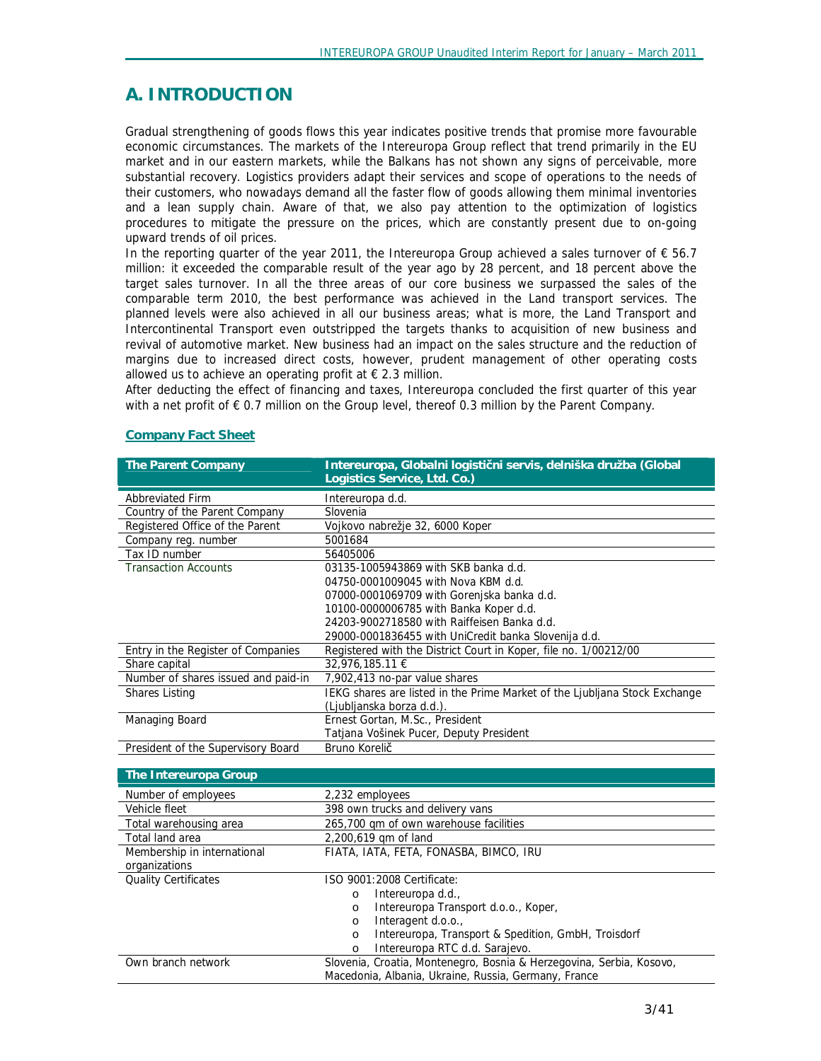# A. INTRODUCTION

Gradual strengthening of goods flows this year indicates positive trends that promise more favourable economic circumstances. The markets of the Intereuropa Group reflect that trend primarily in the EU market and in our eastern markets, while the Balkans has not shown any signs of perceivable, more substantial recovery. Logistics providers adapt their services and scope of operations to the needs of their customers, who nowadays demand all the faster flow of goods allowing them minimal inventories and a lean supply chain. Aware of that, we also pay attention to the optimization of logistics procedures to mitigate the pressure on the prices, which are constantly present due to on-going upward trends of oil prices.

In the reporting quarter of the year 2011, the Intereuropa Group achieved a sales turnover of € 56.7 million: it exceeded the comparable result of the year ago by 28 percent, and 18 percent above the target sales turnover. In all the three areas of our core business we surpassed the sales of the comparable term 2010, the best performance was achieved in the Land transport services. The planned levels were also achieved in all our business areas; what is more, the Land Transport and Intercontinental Transport even outstripped the targets thanks to acquisition of new business and revival of automotive market. New business had an impact on the sales structure and the reduction of margins due to increased direct costs, however, prudent management of other operating costs allowed us to achieve an operating profit at € 2.3 million.

After deducting the effect of financing and taxes, Intereuropa concluded the first quarter of this year with a net profit of € 0.7 million on the Group level, thereof 0.3 million by the Parent Company.

## Company Fact Sheet

| The Parent Company | Intereuropa, Globalni logistični servis, delniška družba (Global Logistics Service, Ltd. Co.) |
|---|---|
| Abbreviated Firm | Intereuropa d.d. |
| Country of the Parent Company | Slovenia |
| Registered Office of the Parent | Vojkovo nabrežje 32, 6000 Koper |
| Company reg. number | 5001684 |
| Tax ID number | 56405006 |
| Transaction Accounts | 03135-1005943869 with SKB banka d.d.<br>04750-0001009045 with Nova KBM d.d.<br>07000-0001069709 with Gorenjska banka d.d.<br>10100-0000006785 with Banka Koper d.d.<br>24203-9002718580 with Raiffeisen Banka d.d.<br>29000-0001836455 with UniCredit banka Slovenija d.d. |
| Entry in the Register of Companies | Registered with the District Court in Koper, file no. 1/00212/00 |
| Share capital | 32,976,185.11 € |
| Number of shares issued and paid-in | 7,902,413 no-par value shares |
| Shares Listing | IEKG shares are listed in the Prime Market of the Ljubljana Stock Exchange (Ljubljanska borza d.d.). |
| Managing Board | Ernest Gortan, M.Sc., President<br>Tatjana Vošinek Pucer, Deputy President |
| President of the Supervisory Board | Bruno Korelič |

| The Intereuropa Group | |
|---|---|
| Number of employees | 2,232 employees |
| Vehicle fleet | 398 own trucks and delivery vans |
| Total warehousing area | 265,700 qm of own warehouse facilities |
| Total land area | 2,200,619 qm of land |
| Membership in international organizations | FIATA, IATA, FETA, FONASBA, BIMCO, IRU |
| Quality Certificates | ISO 9001:2008 Certificate:<br>o Intereuropa d.d.,<br>o Intereuropa Transport d.o.o., Koper,<br>o Interagent d.o.o.,<br>o Intereuropa, Transport & Spedition, GmbH, Troisdorf<br>o Intereuropa RTC d.d. Sarajevo. |
| Own branch network | Slovenia, Croatia, Montenegro, Bosnia & Herzegovina, Serbia, Kosovo, Macedonia, Albania, Ukraine, Russia, Germany, France |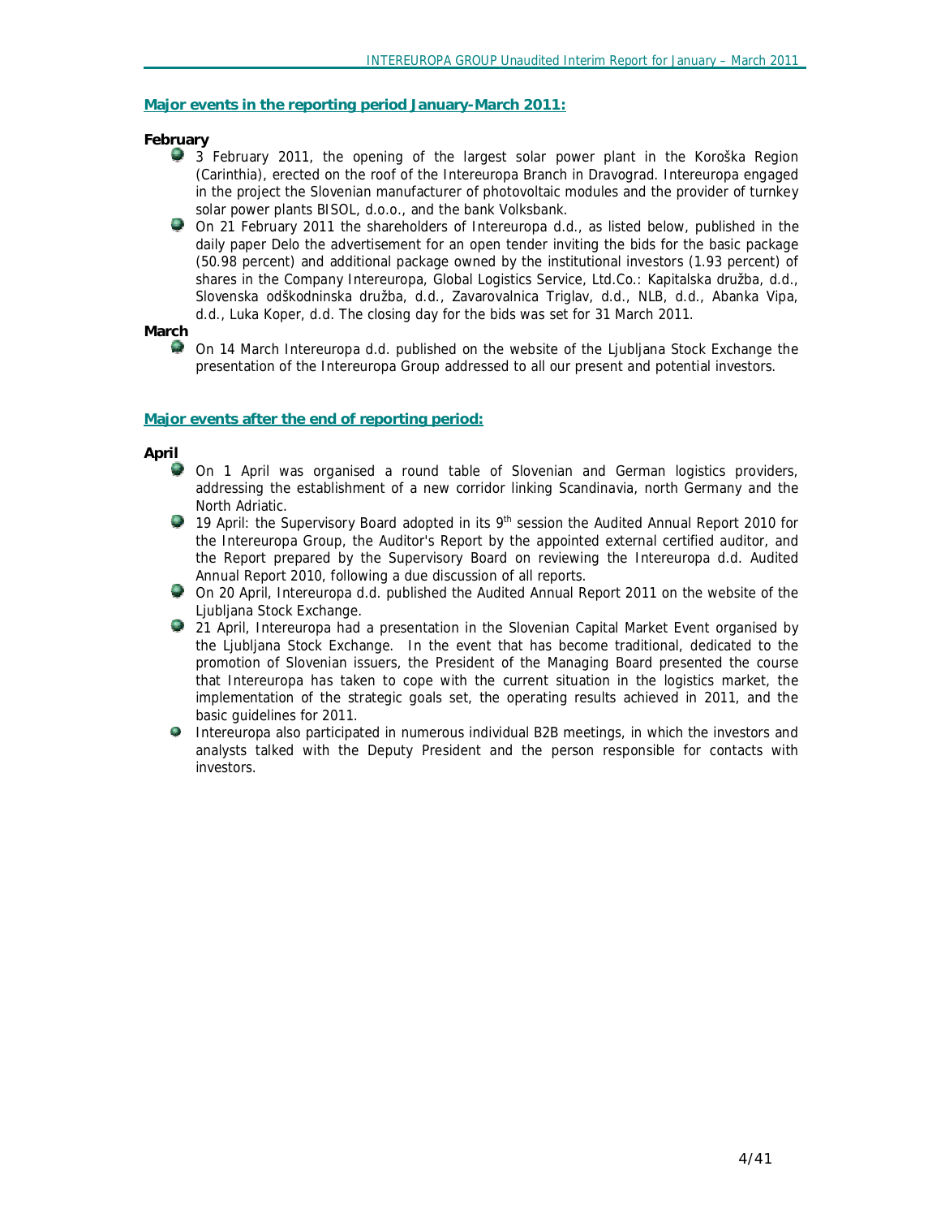## Major events in the reporting period January-March 2011:

**February**

- 3 February 2011, the opening of the largest solar power plant in the Koroška Region (Carinthia), erected on the roof of the Intereuropa Branch in Dravograd. Intereuropa engaged in the project the Slovenian manufacturer of photovoltaic modules and the provider of turnkey solar power plants BISOL, d.o.o., and the bank Volksbank.
- On 21 February 2011 the shareholders of Intereuropa d.d., as listed below, published in the daily paper Delo the advertisement for an open tender inviting the bids for the basic package (50.98 percent) and additional package owned by the institutional investors (1.93 percent) of shares in the Company Intereuropa, Global Logistics Service, Ltd.Co.: Kapitalska družba, d.d., Slovenska odškodninska družba, d.d., Zavarovalnica Triglav, d.d., NLB, d.d., Abanka Vipa, d.d., Luka Koper, d.d. The closing day for the bids was set for 31 March 2011.

**March**

- On 14 March Intereuropa d.d. published on the website of the Ljubljana Stock Exchange the presentation of the Intereuropa Group addressed to all our present and potential investors.

## Major events after the end of reporting period:

**April**

- On 1 April was organised a round table of Slovenian and German logistics providers, addressing the establishment of a new corridor linking Scandinavia, north Germany and the North Adriatic.
- 19 April: the Supervisory Board adopted in its 9th session the Audited Annual Report 2010 for the Intereuropa Group, the Auditor's Report by the appointed external certified auditor, and the Report prepared by the Supervisory Board on reviewing the Intereuropa d.d. Audited Annual Report 2010, following a due discussion of all reports.
- On 20 April, Intereuropa d.d. published the Audited Annual Report 2011 on the website of the Ljubljana Stock Exchange.
- 21 April, Intereuropa had a presentation in the Slovenian Capital Market Event organised by the Ljubljana Stock Exchange. In the event that has become traditional, dedicated to the promotion of Slovenian issuers, the President of the Managing Board presented the course that Intereuropa has taken to cope with the current situation in the logistics market, the implementation of the strategic goals set, the operating results achieved in 2011, and the basic guidelines for 2011.
- Intereuropa also participated in numerous individual B2B meetings, in which the investors and analysts talked with the Deputy President and the person responsible for contacts with investors.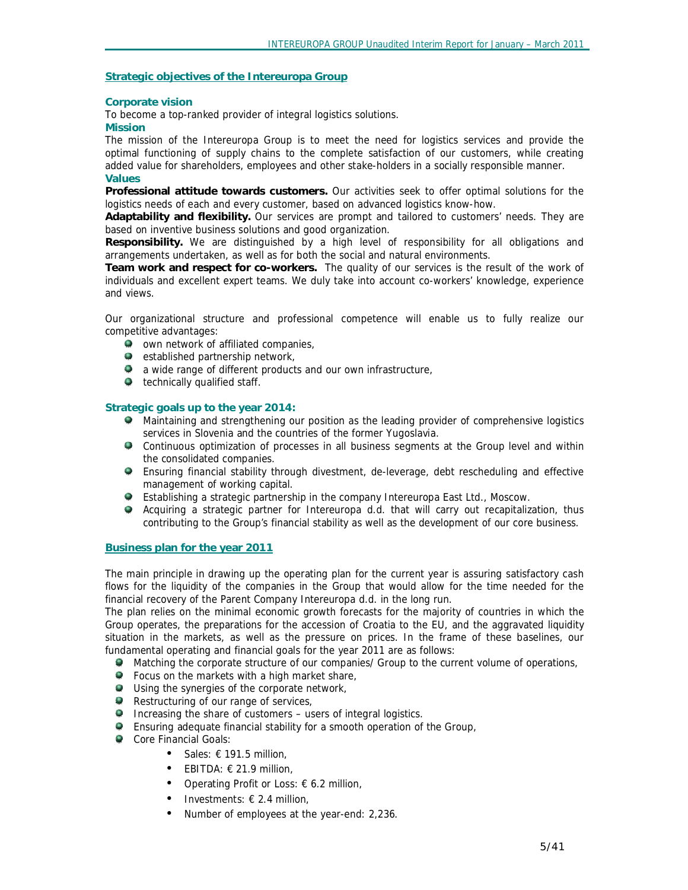## Strategic objectives of the Intereuropa Group

### Corporate vision

To become a top-ranked provider of integral logistics solutions.

### Mission

The mission of the Intereuropa Group is to meet the need for logistics services and provide the optimal functioning of supply chains to the complete satisfaction of our customers, while creating added value for shareholders, employees and other stake-holders in a socially responsible manner.

### Values

**Professional attitude towards customers.** Our activities seek to offer optimal solutions for the logistics needs of each and every customer, based on advanced logistics know-how.

**Adaptability and flexibility.** Our services are prompt and tailored to customers' needs. They are based on inventive business solutions and good organization.

**Responsibility.** We are distinguished by a high level of responsibility for all obligations and arrangements undertaken, as well as for both the social and natural environments.

**Team work and respect for co-workers.** The quality of our services is the result of the work of individuals and excellent expert teams. We duly take into account co-workers' knowledge, experience and views.

Our organizational structure and professional competence will enable us to fully realize our competitive advantages:

- own network of affiliated companies,
- established partnership network,
- a wide range of different products and our own infrastructure,
- technically qualified staff.

### Strategic goals up to the year 2014:

- Maintaining and strengthening our position as the leading provider of comprehensive logistics services in Slovenia and the countries of the former Yugoslavia.
- Continuous optimization of processes in all business segments at the Group level and within the consolidated companies.
- Ensuring financial stability through divestment, de-leverage, debt rescheduling and effective management of working capital.
- Establishing a strategic partnership in the company Intereuropa East Ltd., Moscow.
- Acquiring a strategic partner for Intereuropa d.d. that will carry out recapitalization, thus contributing to the Group's financial stability as well as the development of our core business.

## Business plan for the year 2011

The main principle in drawing up the operating plan for the current year is assuring satisfactory cash flows for the liquidity of the companies in the Group that would allow for the time needed for the financial recovery of the Parent Company Intereuropa d.d. in the long run.

The plan relies on the minimal economic growth forecasts for the majority of countries in which the Group operates, the preparations for the accession of Croatia to the EU, and the aggravated liquidity situation in the markets, as well as the pressure on prices. In the frame of these baselines, our fundamental operating and financial goals for the year 2011 are as follows:

- Matching the corporate structure of our companies/ Group to the current volume of operations,
- Focus on the markets with a high market share,
- Using the synergies of the corporate network,
- Restructuring of our range of services,
- Increasing the share of customers – users of integral logistics.
- Ensuring adequate financial stability for a smooth operation of the Group,
- Core Financial Goals:
  - Sales: € 191.5 million,
  - EBITDA: € 21.9 million,
  - Operating Profit or Loss: € 6.2 million,
  - Investments: € 2.4 million,
  - Number of employees at the year-end: 2,236.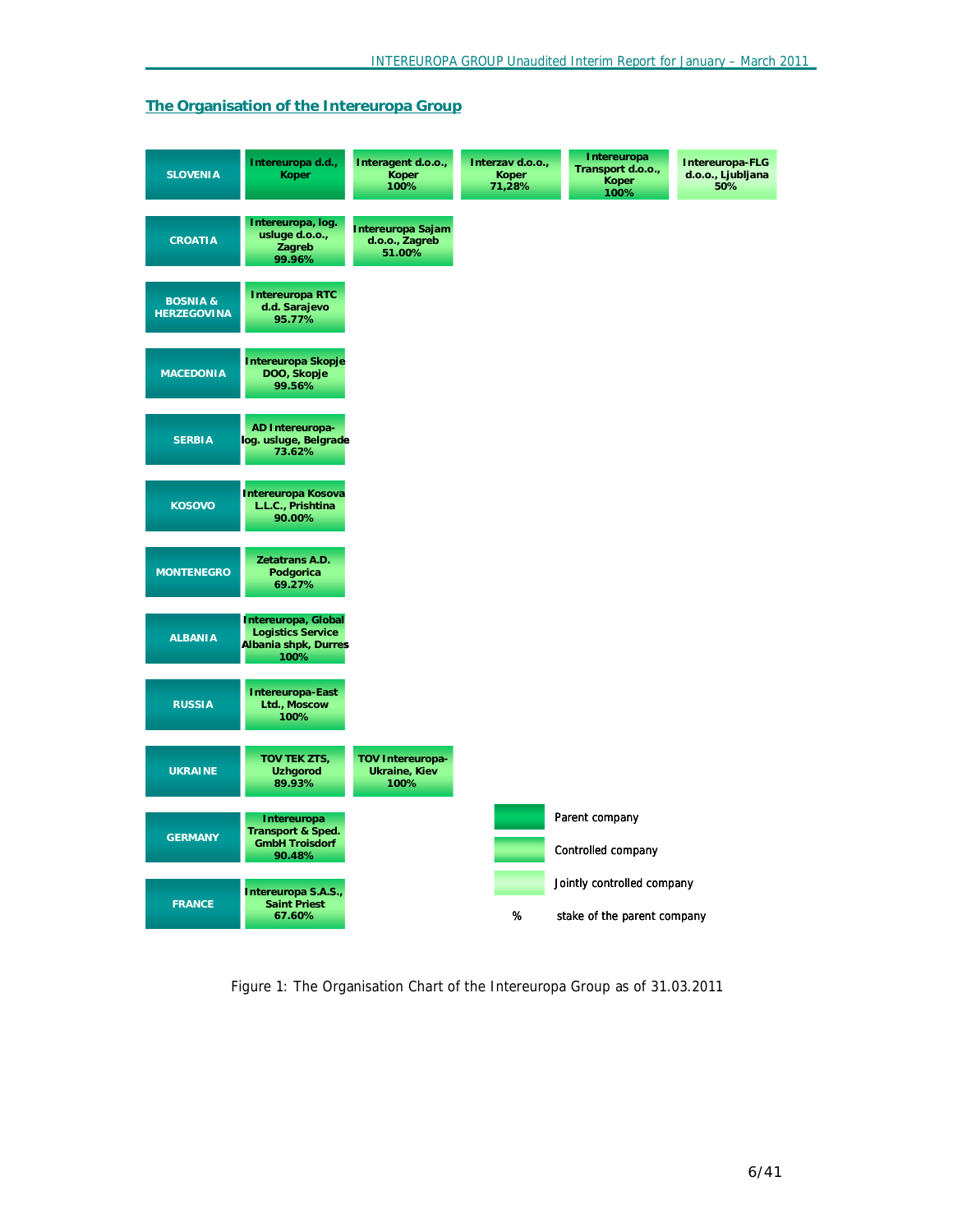## The Organisation of the Intereuropa Group

| Country | Companies | | | | |
|---|---|---|---|---|---|
| SLOVENIA | Intereuropa d.d., Koper | Interagent d.o.o., Koper 100% | Interzav d.o.o., Koper 71,28% | Intereuropa Transport d.o.o., Koper 100% | Intereuropa-FLG d.o.o., Ljubljana 50% |
| CROATIA | Intereuropa, log. usluge d.o.o., Zagreb 99.96% | Intereuropa Sajam d.o.o., Zagreb 51.00% | | | |
| BOSNIA & HERZEGOVINA | Intereuropa RTC d.d. Sarajevo 95.77% | | | | |
| MACEDONIA | Intereuropa Skopje DOO, Skopje 99.56% | | | | |
| SERBIA | AD Intereuropa-log. usluge, Belgrade 73.62% | | | | |
| KOSOVO | Intereuropa Kosova L.L.C., Prishtina 90.00% | | | | |
| MONTENEGRO | Zetatrans A.D. Podgorica 69.27% | | | | |
| ALBANIA | Intereuropa, Global Logistics Service Albania shpk, Durres 100% | | | | |
| RUSSIA | Intereuropa-East Ltd., Moscow 100% | | | | |
| UKRAINE | TOV TEK ZTS, Uzhgorod 89.93% | TOV Intereuropa-Ukraine, Kiev 100% | | | |
| GERMANY | Intereuropa Transport & Sped. GmbH Troisdorf 90.48% | | | | |
| FRANCE | Intereuropa S.A.S., Saint Priest 67.60% | | | | |

Legend:
- Parent company
- Controlled company
- Jointly controlled company
- % stake of the parent company

Figure 1: The Organisation Chart of the Intereuropa Group as of 31.03.2011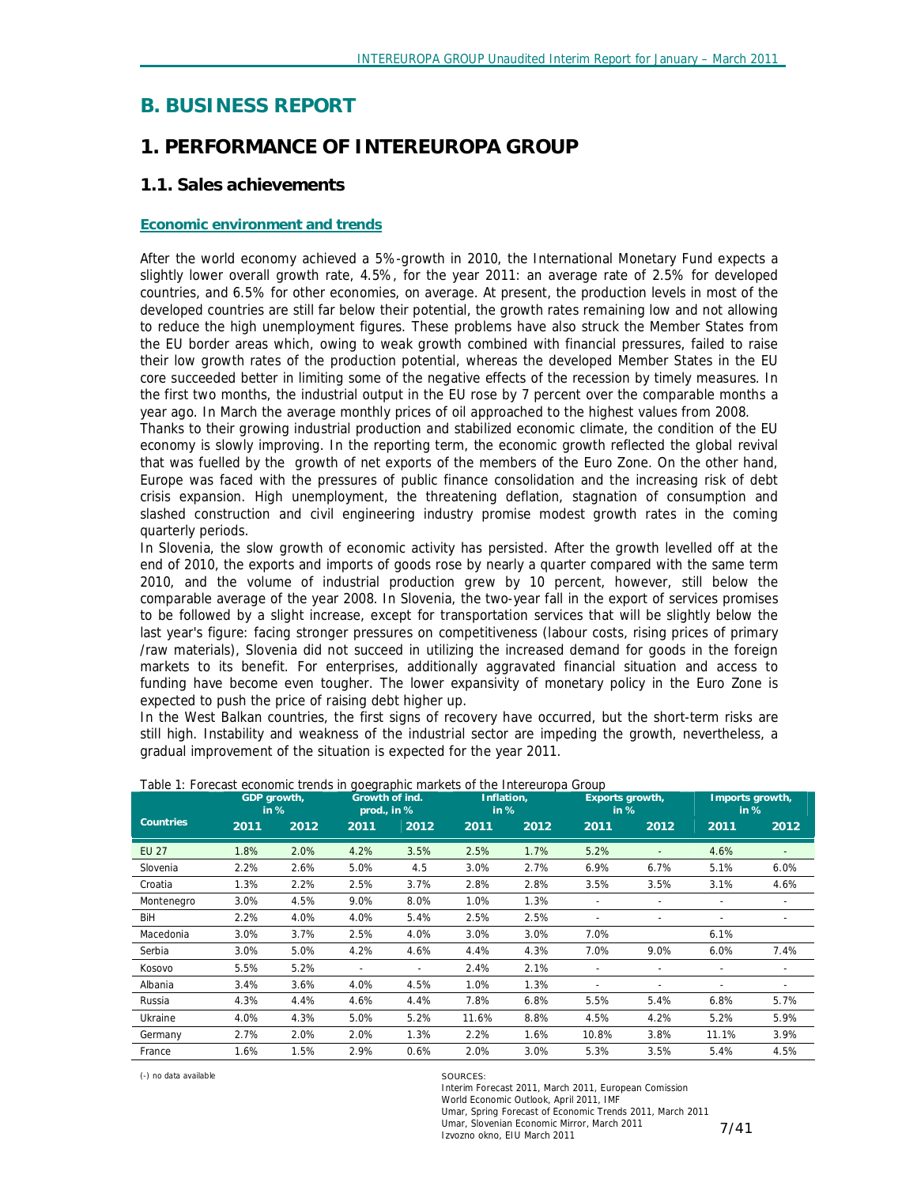# B. BUSINESS REPORT

# 1. PERFORMANCE OF INTEREUROPA GROUP

## 1.1. Sales achievements

### Economic environment and trends

After the world economy achieved a 5%-growth in 2010, the International Monetary Fund expects a slightly lower overall growth rate, 4.5%, for the year 2011: an average rate of 2.5% for developed countries, and 6.5% for other economies, on average. At present, the production levels in most of the developed countries are still far below their potential, the growth rates remaining low and not allowing to reduce the high unemployment figures. These problems have also struck the Member States from the EU border areas which, owing to weak growth combined with financial pressures, failed to raise their low growth rates of the production potential, whereas the developed Member States in the EU core succeeded better in limiting some of the negative effects of the recession by timely measures. In the first two months, the industrial output in the EU rose by 7 percent over the comparable months a year ago. In March the average monthly prices of oil approached to the highest values from 2008.

Thanks to their growing industrial production and stabilized economic climate, the condition of the EU economy is slowly improving. In the reporting term, the economic growth reflected the global revival that was fuelled by the growth of net exports of the members of the Euro Zone. On the other hand, Europe was faced with the pressures of public finance consolidation and the increasing risk of debt crisis expansion. High unemployment, the threatening deflation, stagnation of consumption and slashed construction and civil engineering industry promise modest growth rates in the coming quarterly periods.

In Slovenia, the slow growth of economic activity has persisted. After the growth levelled off at the end of 2010, the exports and imports of goods rose by nearly a quarter compared with the same term 2010, and the volume of industrial production grew by 10 percent, however, still below the comparable average of the year 2008. In Slovenia, the two-year fall in the export of services promises to be followed by a slight increase, except for transportation services that will be slightly below the last year's figure: facing stronger pressures on competitiveness (labour costs, rising prices of primary /raw materials), Slovenia did not succeed in utilizing the increased demand for goods in the foreign markets to its benefit. For enterprises, additionally aggravated financial situation and access to funding have become even tougher. The lower expansivity of monetary policy in the Euro Zone is expected to push the price of raising debt higher up.

In the West Balkan countries, the first signs of recovery have occurred, but the short-term risks are still high. Instability and weakness of the industrial sector are impeding the growth, nevertheless, a gradual improvement of the situation is expected for the year 2011.

Table 1: Forecast economic trends in goegraphic markets of the Intereuropa Group

| Countries | GDP growth, in % | | Growth of ind. prod., in % | | Inflation, in % | | Exports growth, in % | | Imports growth, in % | |
|---|---|---|---|---|---|---|---|---|---|---|
| | 2011 | 2012 | 2011 | 2012 | 2011 | 2012 | 2011 | 2012 | 2011 | 2012 |
| EU 27 | 1.8% | 2.0% | 4.2% | 3.5% | 2.5% | 1.7% | 5.2% | - | 4.6% | - |
| Slovenia | 2.2% | 2.6% | 5.0% | 4.5 | 3.0% | 2.7% | 6.9% | 6.7% | 5.1% | 6.0% |
| Croatia | 1.3% | 2.2% | 2.5% | 3.7% | 2.8% | 2.8% | 3.5% | 3.5% | 3.1% | 4.6% |
| Montenegro | 3.0% | 4.5% | 9.0% | 8.0% | 1.0% | 1.3% | - | - | - | - |
| BiH | 2.2% | 4.0% | 4.0% | 5.4% | 2.5% | 2.5% | - | - | - | - |
| Macedonia | 3.0% | 3.7% | 2.5% | 4.0% | 3.0% | 3.0% | 7.0% | | 6.1% | |
| Serbia | 3.0% | 5.0% | 4.2% | 4.6% | 4.4% | 4.3% | 7.0% | 9.0% | 6.0% | 7.4% |
| Kosovo | 5.5% | 5.2% | - | - | 2.4% | 2.1% | - | - | - | - |
| Albania | 3.4% | 3.6% | 4.0% | 4.5% | 1.0% | 1.3% | - | - | - | - |
| Russia | 4.3% | 4.4% | 4.6% | 4.4% | 7.8% | 6.8% | 5.5% | 5.4% | 6.8% | 5.7% |
| Ukraine | 4.0% | 4.3% | 5.0% | 5.2% | 11.6% | 8.8% | 4.5% | 4.2% | 5.2% | 5.9% |
| Germany | 2.7% | 2.0% | 2.0% | 1.3% | 2.2% | 1.6% | 10.8% | 3.8% | 11.1% | 3.9% |
| France | 1.6% | 1.5% | 2.9% | 0.6% | 2.0% | 3.0% | 5.3% | 3.5% | 5.4% | 4.5% |

(-) no data available

SOURCES:
Interim Forecast 2011, March 2011, European Comission
World Economic Outlook, April 2011, IMF
Umar, Spring Forecast of Economic Trends 2011, March 2011
Umar, Slovenian Economic Mirror, March 2011
Izvozno okno, EIU March 2011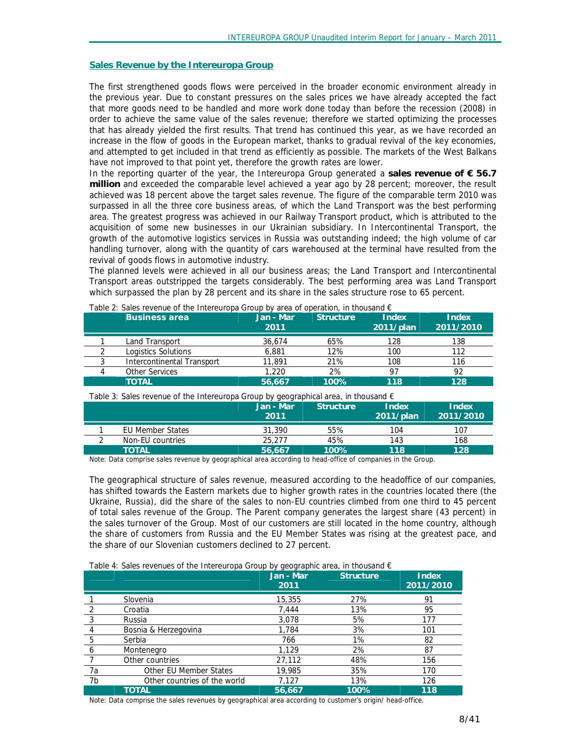## Sales Revenue by the Intereuropa Group

The first strengthened goods flows were perceived in the broader economic environment already in the previous year. Due to constant pressures on the sales prices we have already accepted the fact that more goods need to be handled and more work done today than before the recession (2008) in order to achieve the same value of the sales revenue; therefore we started optimizing the processes that has already yielded the first results. That trend has continued this year, as we have recorded an increase in the flow of goods in the European market, thanks to gradual revival of the key economies, and attempted to get included in that trend as efficiently as possible. The markets of the West Balkans have not improved to that point yet, therefore the growth rates are lower.

In the reporting quarter of the year, the Intereuropa Group generated a **sales revenue of € 56.7 million** and exceeded the comparable level achieved a year ago by 28 percent; moreover, the result achieved was 18 percent above the target sales revenue. The figure of the comparable term 2010 was surpassed in all the three core business areas, of which the Land Transport was the best performing area. The greatest progress was achieved in our Railway Transport product, which is attributed to the acquisition of some new businesses in our Ukrainian subsidiary. In Intercontinental Transport, the growth of the automotive logistics services in Russia was outstanding indeed; the high volume of car handling turnover, along with the quantity of cars warehoused at the terminal have resulted from the revival of goods flows in automotive industry.

The planned levels were achieved in all our business areas; the Land Transport and Intercontinental Transport areas outstripped the targets considerably. The best performing area was Land Transport which surpassed the plan by 28 percent and its share in the sales structure rose to 65 percent.

Table 2: Sales revenue of the Intereuropa Group by area of operation, in thousand €

| | Business area | Jan - Mar 2011 | Structure | Index 2011/plan | Index 2011/2010 |
|---|---|---|---|---|---|
| 1 | Land Transport | 36,674 | 65% | 128 | 138 |
| 2 | Logistics Solutions | 6,881 | 12% | 100 | 112 |
| 3 | Intercontinental Transport | 11,891 | 21% | 108 | 116 |
| 4 | Other Services | 1,220 | 2% | 97 | 92 |
| | **TOTAL** | **56,667** | **100%** | **118** | **128** |

Table 3: Sales revenue of the Intereuropa Group by geographical area, in thousand €

| | | Jan - Mar 2011 | Structure | Index 2011/plan | Index 2011/2010 |
|---|---|---|---|---|---|
| 1 | EU Member States | 31,390 | 55% | 104 | 107 |
| 2 | Non-EU countries | 25,277 | 45% | 143 | 168 |
| | **TOTAL** | **56,667** | **100%** | **118** | **128** |

Note: Data comprise sales revenue by geographical area according to head-office of companies in the Group.

The geographical structure of sales revenue, measured according to the headoffice of our companies, has shifted towards the Eastern markets due to higher growth rates in the countries located there (the Ukraine, Russia), did the share of the sales to non-EU countries climbed from one third to 45 percent of total sales revenue of the Group. The Parent company generates the largest share (43 percent) in the sales turnover of the Group. Most of our customers are still located in the home country, although the share of customers from Russia and the EU Member States was rising at the greatest pace, and the share of our Slovenian customers declined to 27 percent.

Table 4: Sales revenues of the Intereuropa Group by geographic area, in thousand €

| | | Jan - Mar 2011 | Structure | Index 2011/2010 |
|---|---|---|---|---|
| 1 | Slovenia | 15,355 | 27% | 91 |
| 2 | Croatia | 7,444 | 13% | 95 |
| 3 | Russia | 3,078 | 5% | 177 |
| 4 | Bosnia & Herzegovina | 1,784 | 3% | 101 |
| 5 | Serbia | 766 | 1% | 82 |
| 6 | Montenegro | 1,129 | 2% | 87 |
| 7 | Other countries | 27,112 | 48% | 156 |
| 7a | Other EU Member States | 19,985 | 35% | 170 |
| 7b | Other countries of the world | 7,127 | 13% | 126 |
| | **TOTAL** | **56,667** | **100%** | **118** |

Note: Data comprise the sales revenues by geographical area according to customer's origin/ head-office.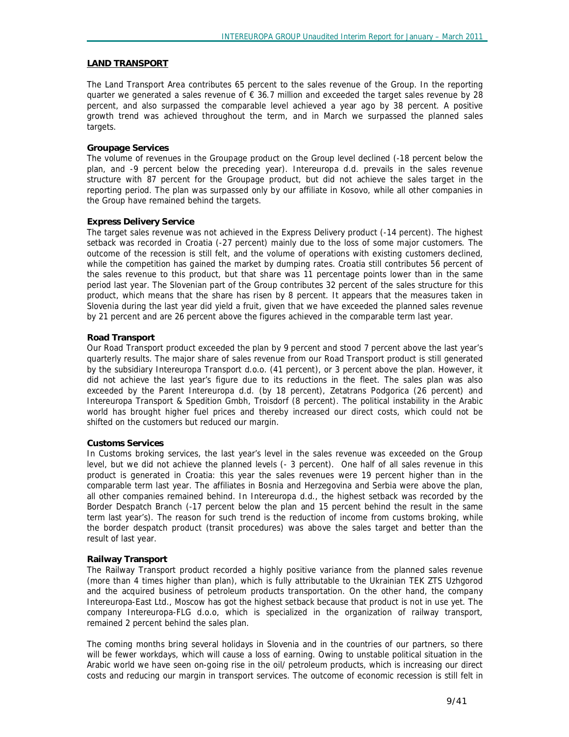## LAND TRANSPORT

The Land Transport Area contributes 65 percent to the sales revenue of the Group. In the reporting quarter we generated a sales revenue of € 36.7 million and exceeded the target sales revenue by 28 percent, and also surpassed the comparable level achieved a year ago by 38 percent. A positive growth trend was achieved throughout the term, and in March we surpassed the planned sales targets.

### Groupage Services

The volume of revenues in the Groupage product on the Group level declined (-18 percent below the plan, and -9 percent below the preceding year). Intereuropa d.d. prevails in the sales revenue structure with 87 percent for the Groupage product, but did not achieve the sales target in the reporting period. The plan was surpassed only by our affiliate in Kosovo, while all other companies in the Group have remained behind the targets.

### Express Delivery Service

The target sales revenue was not achieved in the Express Delivery product (-14 percent). The highest setback was recorded in Croatia (-27 percent) mainly due to the loss of some major customers. The outcome of the recession is still felt, and the volume of operations with existing customers declined, while the competition has gained the market by dumping rates. Croatia still contributes 56 percent of the sales revenue to this product, but that share was 11 percentage points lower than in the same period last year. The Slovenian part of the Group contributes 32 percent of the sales structure for this product, which means that the share has risen by 8 percent. It appears that the measures taken in Slovenia during the last year did yield a fruit, given that we have exceeded the planned sales revenue by 21 percent and are 26 percent above the figures achieved in the comparable term last year.

### Road Transport

Our Road Transport product exceeded the plan by 9 percent and stood 7 percent above the last year's quarterly results. The major share of sales revenue from our Road Transport product is still generated by the subsidiary Intereuropa Transport d.o.o. (41 percent), or 3 percent above the plan. However, it did not achieve the last year's figure due to its reductions in the fleet. The sales plan was also exceeded by the Parent Intereuropa d.d. (by 18 percent), Zetatrans Podgorica (26 percent) and Intereuropa Transport & Spedition Gmbh, Troisdorf (8 percent). The political instability in the Arabic world has brought higher fuel prices and thereby increased our direct costs, which could not be shifted on the customers but reduced our margin.

### Customs Services

In Customs broking services, the last year's level in the sales revenue was exceeded on the Group level, but we did not achieve the planned levels (- 3 percent). One half of all sales revenue in this product is generated in Croatia: this year the sales revenues were 19 percent higher than in the comparable term last year. The affiliates in Bosnia and Herzegovina and Serbia were above the plan, all other companies remained behind. In Intereuropa d.d., the highest setback was recorded by the Border Despatch Branch (-17 percent below the plan and 15 percent behind the result in the same term last year's). The reason for such trend is the reduction of income from customs broking, while the border despatch product (transit procedures) was above the sales target and better than the result of last year.

### Railway Transport

The Railway Transport product recorded a highly positive variance from the planned sales revenue (more than 4 times higher than plan), which is fully attributable to the Ukrainian TEK ZTS Uzhgorod and the acquired business of petroleum products transportation. On the other hand, the company Intereuropa-East Ltd., Moscow has got the highest setback because that product is not in use yet. The company Intereuropa-FLG d.o.o, which is specialized in the organization of railway transport, remained 2 percent behind the sales plan.

The coming months bring several holidays in Slovenia and in the countries of our partners, so there will be fewer workdays, which will cause a loss of earning. Owing to unstable political situation in the Arabic world we have seen on-going rise in the oil/ petroleum products, which is increasing our direct costs and reducing our margin in transport services. The outcome of economic recession is still felt in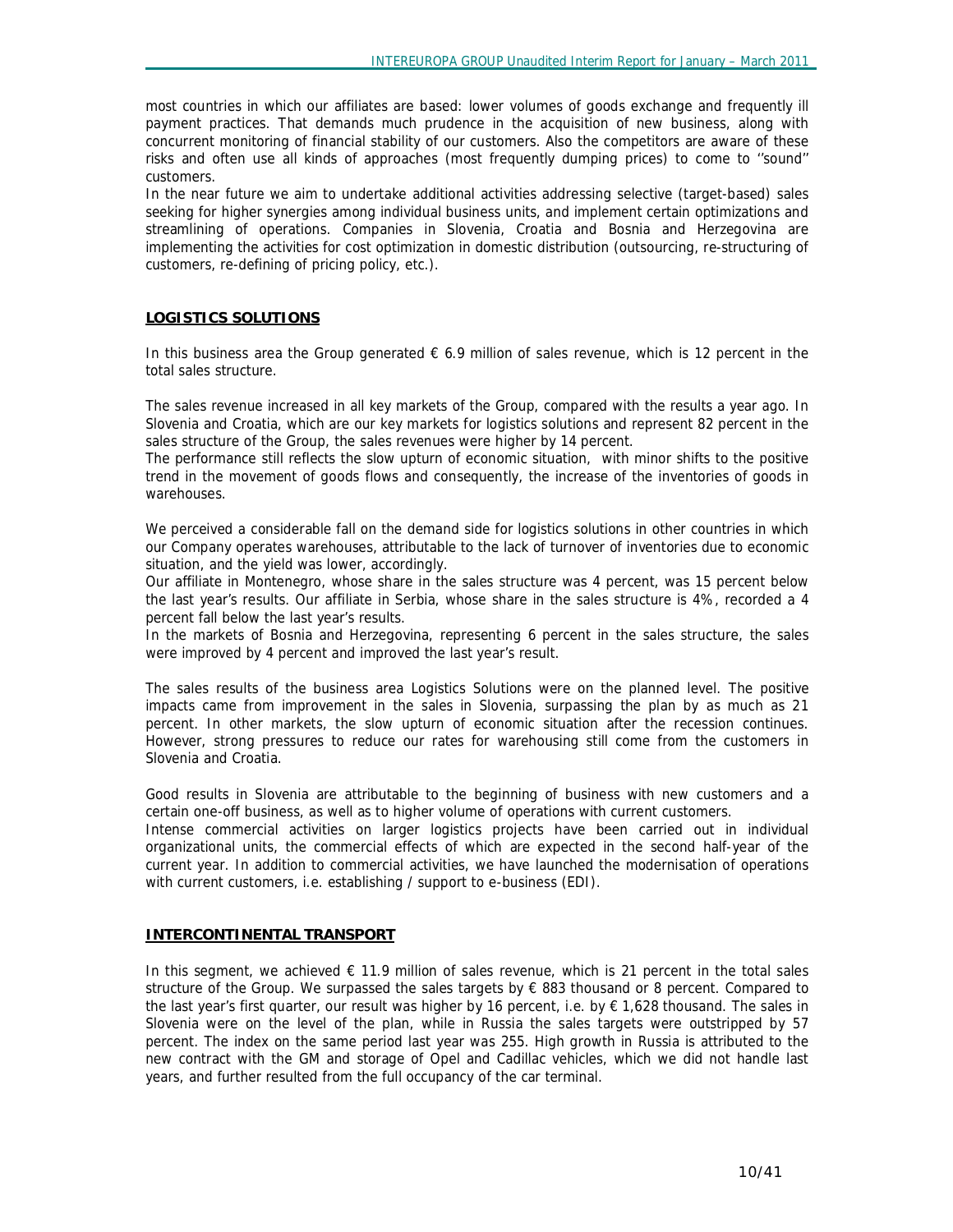most countries in which our affiliates are based: lower volumes of goods exchange and frequently ill payment practices. That demands much prudence in the acquisition of new business, along with concurrent monitoring of financial stability of our customers. Also the competitors are aware of these risks and often use all kinds of approaches (most frequently dumping prices) to come to ''sound'' customers.

In the near future we aim to undertake additional activities addressing selective (target-based) sales seeking for higher synergies among individual business units, and implement certain optimizations and streamlining of operations. Companies in Slovenia, Croatia and Bosnia and Herzegovina are implementing the activities for cost optimization in domestic distribution (outsourcing, re-structuring of customers, re-defining of pricing policy, etc.).

## LOGISTICS SOLUTIONS

In this business area the Group generated € 6.9 million of sales revenue, which is 12 percent in the total sales structure.

The sales revenue increased in all key markets of the Group, compared with the results a year ago. In Slovenia and Croatia, which are our key markets for logistics solutions and represent 82 percent in the sales structure of the Group, the sales revenues were higher by 14 percent.

The performance still reflects the slow upturn of economic situation, with minor shifts to the positive trend in the movement of goods flows and consequently, the increase of the inventories of goods in warehouses.

We perceived a considerable fall on the demand side for logistics solutions in other countries in which our Company operates warehouses, attributable to the lack of turnover of inventories due to economic situation, and the yield was lower, accordingly.

Our affiliate in Montenegro, whose share in the sales structure was 4 percent, was 15 percent below the last year's results. Our affiliate in Serbia, whose share in the sales structure is 4%, recorded a 4 percent fall below the last year's results.

In the markets of Bosnia and Herzegovina, representing 6 percent in the sales structure, the sales were improved by 4 percent and improved the last year's result.

The sales results of the business area Logistics Solutions were on the planned level. The positive impacts came from improvement in the sales in Slovenia, surpassing the plan by as much as 21 percent. In other markets, the slow upturn of economic situation after the recession continues. However, strong pressures to reduce our rates for warehousing still come from the customers in Slovenia and Croatia.

Good results in Slovenia are attributable to the beginning of business with new customers and a certain one-off business, as well as to higher volume of operations with current customers.

Intense commercial activities on larger logistics projects have been carried out in individual organizational units, the commercial effects of which are expected in the second half-year of the current year. In addition to commercial activities, we have launched the modernisation of operations with current customers, i.e. establishing / support to e-business (EDI).

## INTERCONTINENTAL TRANSPORT

In this segment, we achieved € 11.9 million of sales revenue, which is 21 percent in the total sales structure of the Group. We surpassed the sales targets by € 883 thousand or 8 percent. Compared to the last year's first quarter, our result was higher by 16 percent, i.e. by € 1,628 thousand. The sales in Slovenia were on the level of the plan, while in Russia the sales targets were outstripped by 57 percent. The index on the same period last year was 255. High growth in Russia is attributed to the new contract with the GM and storage of Opel and Cadillac vehicles, which we did not handle last years, and further resulted from the full occupancy of the car terminal.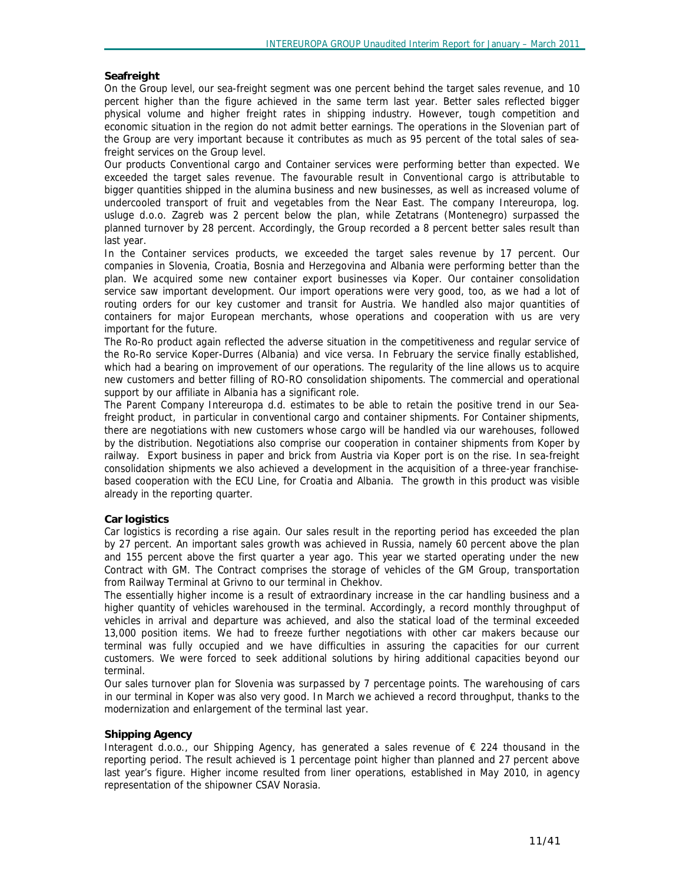## Seafreight

On the Group level, our sea-freight segment was one percent behind the target sales revenue, and 10 percent higher than the figure achieved in the same term last year. Better sales reflected bigger physical volume and higher freight rates in shipping industry. However, tough competition and economic situation in the region do not admit better earnings. The operations in the Slovenian part of the Group are very important because it contributes as much as 95 percent of the total sales of sea-freight services on the Group level.

Our products Conventional cargo and Container services were performing better than expected. We exceeded the target sales revenue. The favourable result in Conventional cargo is attributable to bigger quantities shipped in the alumina business and new businesses, as well as increased volume of undercooled transport of fruit and vegetables from the Near East. The company Intereuropa, log. usluge d.o.o. Zagreb was 2 percent below the plan, while Zetatrans (Montenegro) surpassed the planned turnover by 28 percent. Accordingly, the Group recorded a 8 percent better sales result than last year.

In the Container services products, we exceeded the target sales revenue by 17 percent. Our companies in Slovenia, Croatia, Bosnia and Herzegovina and Albania were performing better than the plan. We acquired some new container export businesses via Koper. Our container consolidation service saw important development. Our import operations were very good, too, as we had a lot of routing orders for our key customer and transit for Austria. We handled also major quantities of containers for major European merchants, whose operations and cooperation with us are very important for the future.

The Ro-Ro product again reflected the adverse situation in the competitiveness and regular service of the Ro-Ro service Koper-Durres (Albania) and vice versa. In February the service finally established, which had a bearing on improvement of our operations. The regularity of the line allows us to acquire new customers and better filling of RO-RO consolidation shipoments. The commercial and operational support by our affiliate in Albania has a significant role.

The Parent Company Intereuropa d.d. estimates to be able to retain the positive trend in our Sea-freight product, in particular in conventional cargo and container shipments. For Container shipments, there are negotiations with new customers whose cargo will be handled via our warehouses, followed by the distribution. Negotiations also comprise our cooperation in container shipments from Koper by railway. Export business in paper and brick from Austria via Koper port is on the rise. In sea-freight consolidation shipments we also achieved a development in the acquisition of a three-year franchise-based cooperation with the ECU Line, for Croatia and Albania. The growth in this product was visible already in the reporting quarter.

## Car logistics

Car logistics is recording a rise again. Our sales result in the reporting period has exceeded the plan by 27 percent. An important sales growth was achieved in Russia, namely 60 percent above the plan and 155 percent above the first quarter a year ago. This year we started operating under the new Contract with GM. The Contract comprises the storage of vehicles of the GM Group, transportation from Railway Terminal at Grivno to our terminal in Chekhov.

The essentially higher income is a result of extraordinary increase in the car handling business and a higher quantity of vehicles warehoused in the terminal. Accordingly, a record monthly throughput of vehicles in arrival and departure was achieved, and also the statical load of the terminal exceeded 13,000 position items. We had to freeze further negotiations with other car makers because our terminal was fully occupied and we have difficulties in assuring the capacities for our current customers. We were forced to seek additional solutions by hiring additional capacities beyond our terminal.

Our sales turnover plan for Slovenia was surpassed by 7 percentage points. The warehousing of cars in our terminal in Koper was also very good. In March we achieved a record throughput, thanks to the modernization and enlargement of the terminal last year.

## Shipping Agency

Interagent d.o.o., our Shipping Agency, has generated a sales revenue of € 224 thousand in the reporting period. The result achieved is 1 percentage point higher than planned and 27 percent above last year's figure. Higher income resulted from liner operations, established in May 2010, in agency representation of the shipowner CSAV Norasia.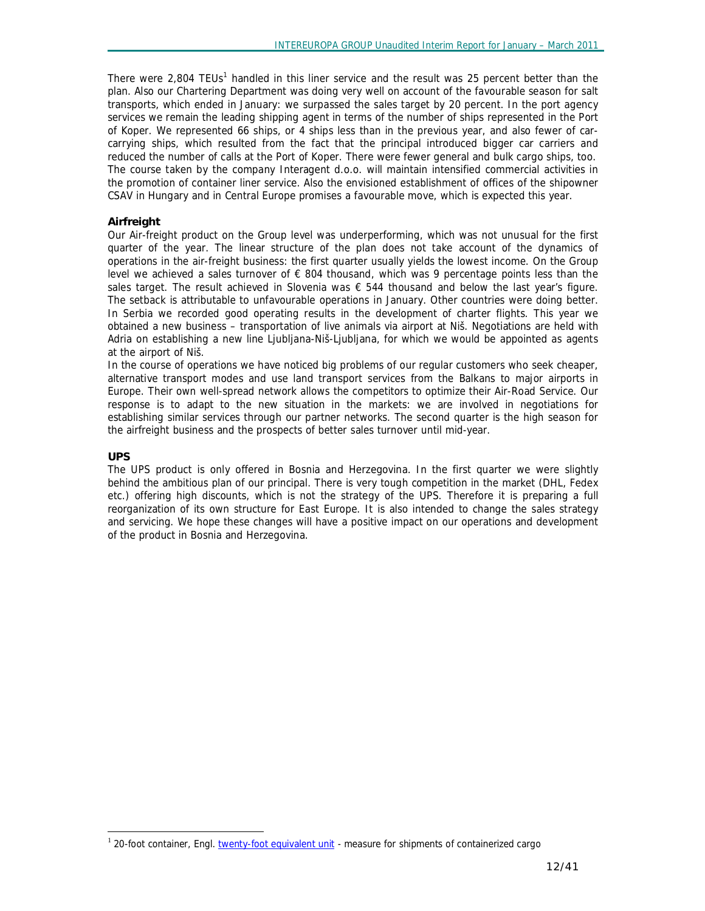There were 2,804 TEUs[1] handled in this liner service and the result was 25 percent better than the plan. Also our Chartering Department was doing very well on account of the favourable season for salt transports, which ended in January: we surpassed the sales target by 20 percent. In the port agency services we remain the leading shipping agent in terms of the number of ships represented in the Port of Koper. We represented 66 ships, or 4 ships less than in the previous year, and also fewer of car-carrying ships, which resulted from the fact that the principal introduced bigger car carriers and reduced the number of calls at the Port of Koper. There were fewer general and bulk cargo ships, too. The course taken by the company Interagent d.o.o. will maintain intensified commercial activities in the promotion of container liner service. Also the envisioned establishment of offices of the shipowner CSAV in Hungary and in Central Europe promises a favourable move, which is expected this year.

**Airfreight**

Our Air-freight product on the Group level was underperforming, which was not unusual for the first quarter of the year. The linear structure of the plan does not take account of the dynamics of operations in the air-freight business: the first quarter usually yields the lowest income. On the Group level we achieved a sales turnover of € 804 thousand, which was 9 percentage points less than the sales target. The result achieved in Slovenia was € 544 thousand and below the last year's figure. The setback is attributable to unfavourable operations in January. Other countries were doing better. In Serbia we recorded good operating results in the development of charter flights. This year we obtained a new business – transportation of live animals via airport at Niš. Negotiations are held with Adria on establishing a new line Ljubljana-Niš-Ljubljana, for which we would be appointed as agents at the airport of Niš.

In the course of operations we have noticed big problems of our regular customers who seek cheaper, alternative transport modes and use land transport services from the Balkans to major airports in Europe. Their own well-spread network allows the competitors to optimize their Air-Road Service. Our response is to adapt to the new situation in the markets: we are involved in negotiations for establishing similar services through our partner networks. The second quarter is the high season for the airfreight business and the prospects of better sales turnover until mid-year.

**UPS**

The UPS product is only offered in Bosnia and Herzegovina. In the first quarter we were slightly behind the ambitious plan of our principal. There is very tough competition in the market (DHL, Fedex etc.) offering high discounts, which is not the strategy of the UPS. Therefore it is preparing a full reorganization of its own structure for East Europe. It is also intended to change the sales strategy and servicing. We hope these changes will have a positive impact on our operations and development of the product in Bosnia and Herzegovina.

[1] 20-foot container, Engl. twenty-foot equivalent unit - measure for shipments of containerized cargo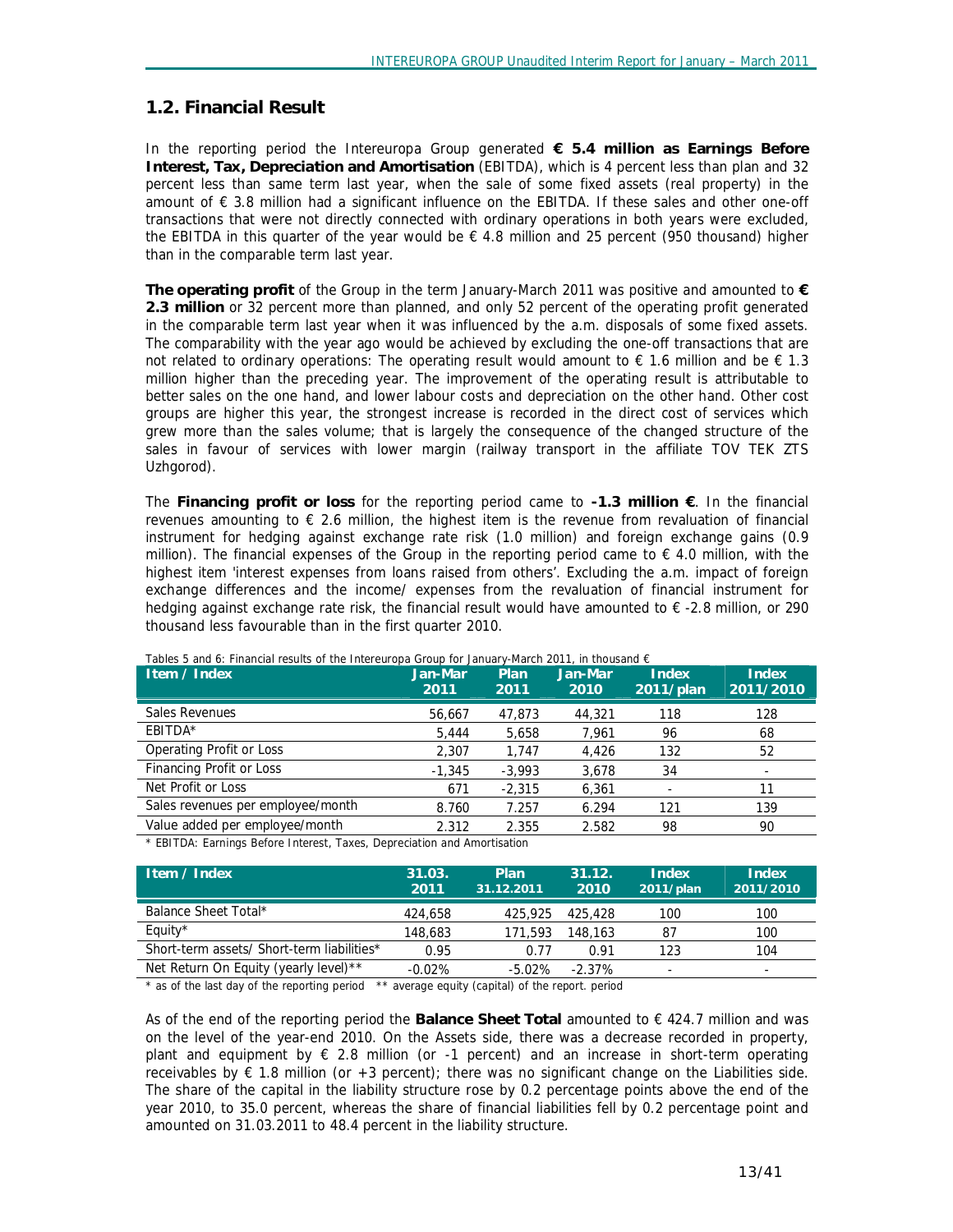## 1.2. Financial Result

In the reporting period the Intereuropa Group generated **€ 5.4 million as Earnings Before Interest, Tax, Depreciation and Amortisation** (EBITDA), which is 4 percent less than plan and 32 percent less than same term last year, when the sale of some fixed assets (real property) in the amount of € 3.8 million had a significant influence on the EBITDA. If these sales and other one-off transactions that were not directly connected with ordinary operations in both years were excluded, the EBITDA in this quarter of the year would be € 4.8 million and 25 percent (950 thousand) higher than in the comparable term last year.

**The operating profit** of the Group in the term January-March 2011 was positive and amounted to **€ 2.3 million** or 32 percent more than planned, and only 52 percent of the operating profit generated in the comparable term last year when it was influenced by the a.m. disposals of some fixed assets. The comparability with the year ago would be achieved by excluding the one-off transactions that are not related to ordinary operations: The operating result would amount to € 1.6 million and be € 1.3 million higher than the preceding year. The improvement of the operating result is attributable to better sales on the one hand, and lower labour costs and depreciation on the other hand. Other cost groups are higher this year, the strongest increase is recorded in the direct cost of services which grew more than the sales volume; that is largely the consequence of the changed structure of the sales in favour of services with lower margin (railway transport in the affiliate TOV TEK ZTS Uzhgorod).

The **Financing profit or loss** for the reporting period came to **-1.3 million €**. In the financial revenues amounting to € 2.6 million, the highest item is the revenue from revaluation of financial instrument for hedging against exchange rate risk (1.0 million) and foreign exchange gains (0.9 million). The financial expenses of the Group in the reporting period came to € 4.0 million, with the highest item 'interest expenses from loans raised from others'. Excluding the a.m. impact of foreign exchange differences and the income/ expenses from the revaluation of financial instrument for hedging against exchange rate risk, the financial result would have amounted to € -2.8 million, or 290 thousand less favourable than in the first quarter 2010.

Tables 5 and 6: Financial results of the Intereuropa Group for January-March 2011, in thousand €

| Item / Index | Jan-Mar 2011 | Plan 2011 | Jan-Mar 2010 | Index 2011/plan | Index 2011/2010 |
|---|---|---|---|---|---|
| Sales Revenues | 56,667 | 47,873 | 44,321 | 118 | 128 |
| EBITDA* | 5,444 | 5,658 | 7,961 | 96 | 68 |
| Operating Profit or Loss | 2,307 | 1,747 | 4,426 | 132 | 52 |
| Financing Profit or Loss | -1,345 | -3,993 | 3,678 | 34 | - |
| Net Profit or Loss | 671 | -2,315 | 6,361 | - | 11 |
| Sales revenues per employee/month | 8.760 | 7.257 | 6.294 | 121 | 139 |
| Value added per employee/month | 2.312 | 2.355 | 2.582 | 98 | 90 |

\* EBITDA: Earnings Before Interest, Taxes, Depreciation and Amortisation

| Item / Index | 31.03. 2011 | Plan 31.12.2011 | 31.12. 2010 | Index 2011/plan | Index 2011/2010 |
|---|---|---|---|---|---|
| Balance Sheet Total* | 424,658 | 425,925 | 425,428 | 100 | 100 |
| Equity* | 148,683 | 171,593 | 148,163 | 87 | 100 |
| Short-term assets/ Short-term liabilities* | 0.95 | 0.77 | 0.91 | 123 | 104 |
| Net Return On Equity (yearly level)** | -0.02% | -5.02% | -2.37% | - | - |

\* as of the last day of the reporting period  ** average equity (capital) of the report. period

As of the end of the reporting period the **Balance Sheet Total** amounted to € 424.7 million and was on the level of the year-end 2010. On the Assets side, there was a decrease recorded in property, plant and equipment by € 2.8 million (or -1 percent) and an increase in short-term operating receivables by € 1.8 million (or +3 percent); there was no significant change on the Liabilities side. The share of the capital in the liability structure rose by 0.2 percentage points above the end of the year 2010, to 35.0 percent, whereas the share of financial liabilities fell by 0.2 percentage point and amounted on 31.03.2011 to 48.4 percent in the liability structure.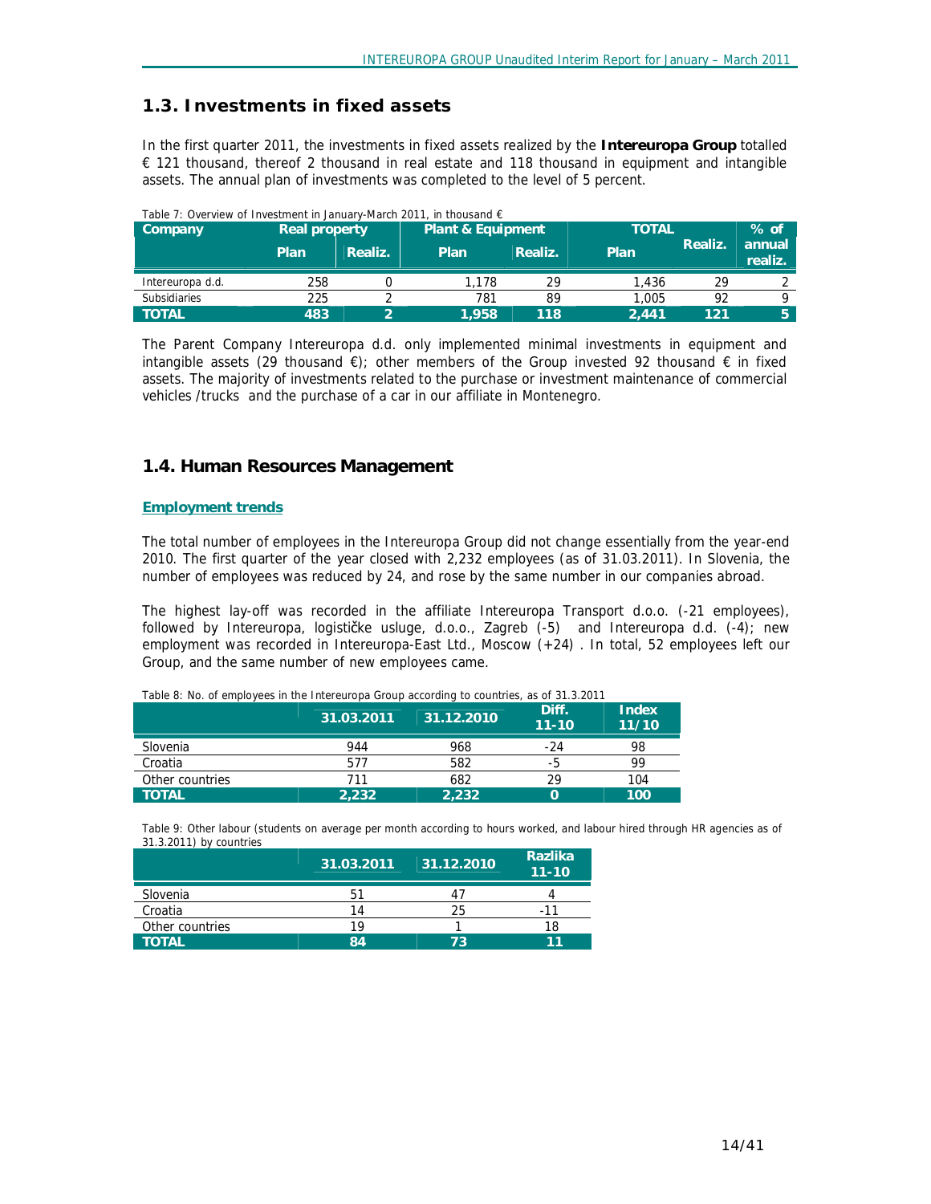## 1.3. Investments in fixed assets

In the first quarter 2011, the investments in fixed assets realized by the **Intereuropa Group** totalled € 121 thousand, thereof 2 thousand in real estate and 118 thousand in equipment and intangible assets. The annual plan of investments was completed to the level of 5 percent.

Table 7: Overview of Investment in January-March 2011, in thousand €

| Company | Real property | | Plant & Equipment | | TOTAL | | % of annual realiz. |
|---|---|---|---|---|---|---|---|
| | Plan | Realiz. | Plan | Realiz. | Plan | Realiz. | |
| Intereuropa d.d. | 258 | 0 | 1,178 | 29 | 1,436 | 29 | 2 |
| Subsidiaries | 225 | 2 | 781 | 89 | 1,005 | 92 | 9 |
| **TOTAL** | **483** | **2** | **1,958** | **118** | **2,441** | **121** | **5** |

The Parent Company Intereuropa d.d. only implemented minimal investments in equipment and intangible assets (29 thousand €); other members of the Group invested 92 thousand € in fixed assets. The majority of investments related to the purchase or investment maintenance of commercial vehicles /trucks and the purchase of a car in our affiliate in Montenegro.

## 1.4. Human Resources Management

### Employment trends

The total number of employees in the Intereuropa Group did not change essentially from the year-end 2010. The first quarter of the year closed with 2,232 employees (as of 31.03.2011). In Slovenia, the number of employees was reduced by 24, and rose by the same number in our companies abroad.

The highest lay-off was recorded in the affiliate Intereuropa Transport d.o.o. (-21 employees), followed by Intereuropa, logističke usluge, d.o.o., Zagreb (-5) and Intereuropa d.d. (-4); new employment was recorded in Intereuropa-East Ltd., Moscow (+24) . In total, 52 employees left our Group, and the same number of new employees came.

Table 8: No. of employees in the Intereuropa Group according to countries, as of 31.3.2011

| | 31.03.2011 | 31.12.2010 | Diff. 11-10 | Index 11/10 |
|---|---|---|---|---|
| Slovenia | 944 | 968 | -24 | 98 |
| Croatia | 577 | 582 | -5 | 99 |
| Other countries | 711 | 682 | 29 | 104 |
| **TOTAL** | **2,232** | **2,232** | **0** | **100** |

Table 9: Other labour (students on average per month according to hours worked, and labour hired through HR agencies as of 31.3.2011) by countries

| | 31.03.2011 | 31.12.2010 | Razlika 11-10 |
|---|---|---|---|
| Slovenia | 51 | 47 | 4 |
| Croatia | 14 | 25 | -11 |
| Other countries | 19 | 1 | 18 |
| **TOTAL** | **84** | **73** | **11** |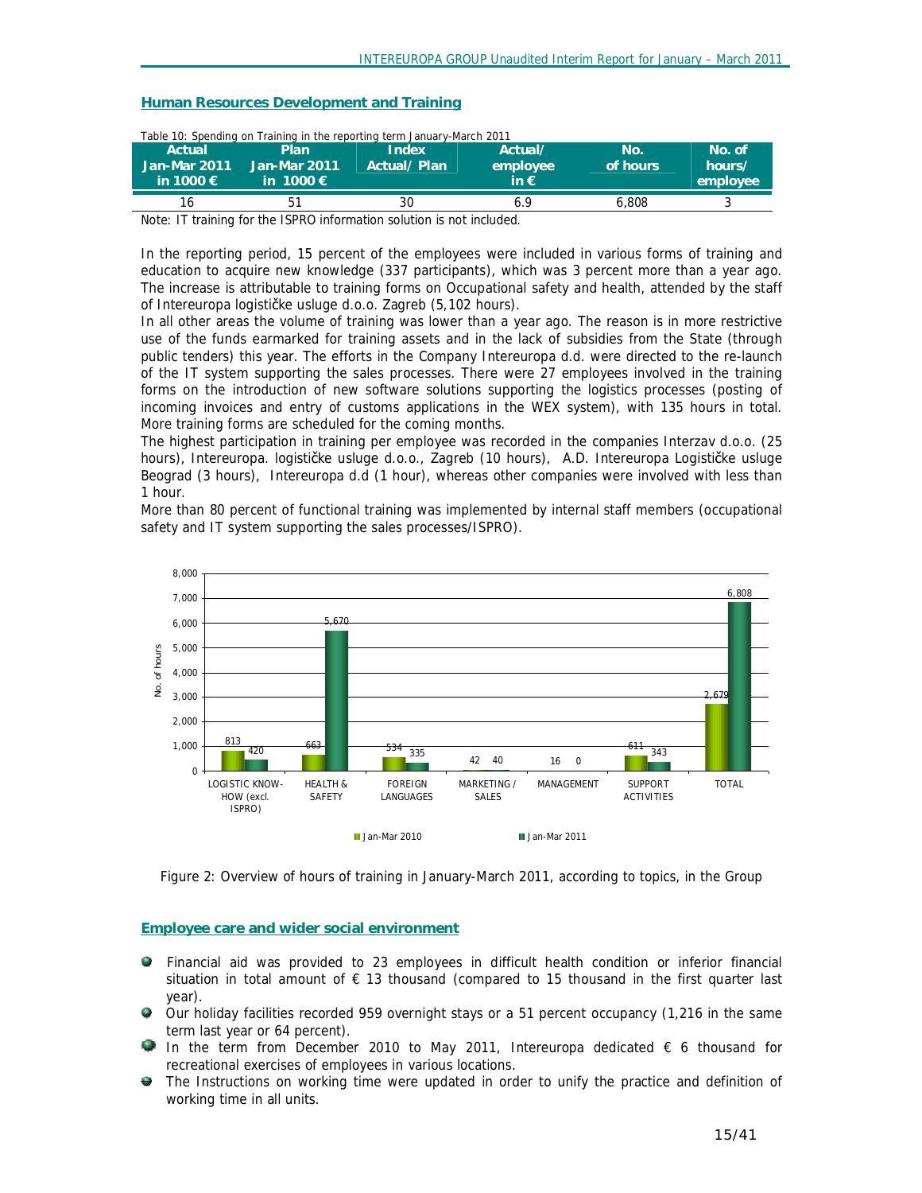## Human Resources Development and Training

Table 10: Spending on Training in the reporting term January-March 2011

| Actual Jan-Mar 2011 in 1000 € | Plan Jan-Mar 2011 in 1000 € | Index Actual/ Plan | Actual/ employee in € | No. of hours | No. of hours/ employee |
|---|---|---|---|---|---|
| 16 | 51 | 30 | 6.9 | 6,808 | 3 |

Note: IT training for the ISPRO information solution is not included.

In the reporting period, 15 percent of the employees were included in various forms of training and education to acquire new knowledge (337 participants), which was 3 percent more than a year ago. The increase is attributable to training forms on Occupational safety and health, attended by the staff of Intereuropa logističke usluge d.o.o. Zagreb (5,102 hours).

In all other areas the volume of training was lower than a year ago. The reason is in more restrictive use of the funds earmarked for training assets and in the lack of subsidies from the State (through public tenders) this year. The efforts in the Company Intereuropa d.d. were directed to the re-launch of the IT system supporting the sales processes. There were 27 employees involved in the training forms on the introduction of new software solutions supporting the logistics processes (posting of incoming invoices and entry of customs applications in the WEX system), with 135 hours in total. More training forms are scheduled for the coming months.

The highest participation in training per employee was recorded in the companies Interzav d.o.o. (25 hours), Intereuropa. logističke usluge d.o.o., Zagreb (10 hours), A.D. Intereuropa Logističke usluge Beograd (3 hours), Intereuropa d.d (1 hour), whereas other companies were involved with less than 1 hour.

More than 80 percent of functional training was implemented by internal staff members (occupational safety and IT system supporting the sales processes/ISPRO).

| No. of hours | LOGISTIC KNOW-HOW (excl. ISPRO) | HEALTH & SAFETY | FOREIGN LANGUAGES | MARKETING / SALES | MANAGEMENT | SUPPORT ACTIVITIES | TOTAL |
|---|---|---|---|---|---|---|---|
| Jan-Mar 2010 | 813 | 663 | 534 | 42 | 16 | 611 | 2,679 |
| Jan-Mar 2011 | 420 | 5,670 | 335 | 40 | 0 | 343 | 6,808 |

Figure 2: Overview of hours of training in January-March 2011, according to topics, in the Group

## Employee care and wider social environment

- Financial aid was provided to 23 employees in difficult health condition or inferior financial situation in total amount of € 13 thousand (compared to 15 thousand in the first quarter last year).
- Our holiday facilities recorded 959 overnight stays or a 51 percent occupancy (1,216 in the same term last year or 64 percent).
- In the term from December 2010 to May 2011, Intereuropa dedicated € 6 thousand for recreational exercises of employees in various locations.
- The Instructions on working time were updated in order to unify the practice and definition of working time in all units.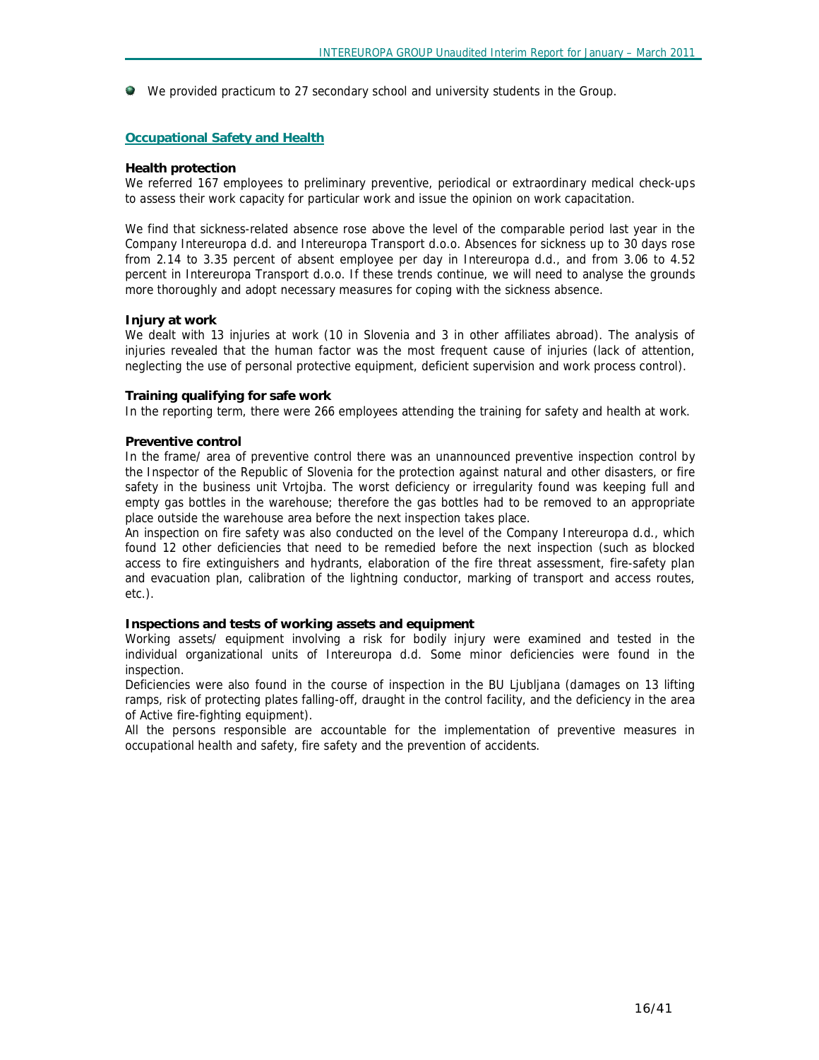- We provided practicum to 27 secondary school and university students in the Group.

## Occupational Safety and Health

**Health protection**

We referred 167 employees to preliminary preventive, periodical or extraordinary medical check-ups to assess their work capacity for particular work and issue the opinion on work capacitation.

We find that sickness-related absence rose above the level of the comparable period last year in the Company Intereuropa d.d. and Intereuropa Transport d.o.o. Absences for sickness up to 30 days rose from 2.14 to 3.35 percent of absent employee per day in Intereuropa d.d., and from 3.06 to 4.52 percent in Intereuropa Transport d.o.o. If these trends continue, we will need to analyse the grounds more thoroughly and adopt necessary measures for coping with the sickness absence.

**Injury at work**

We dealt with 13 injuries at work (10 in Slovenia and 3 in other affiliates abroad). The analysis of injuries revealed that the human factor was the most frequent cause of injuries (lack of attention, neglecting the use of personal protective equipment, deficient supervision and work process control).

**Training qualifying for safe work**

In the reporting term, there were 266 employees attending the training for safety and health at work.

**Preventive control**

In the frame/ area of preventive control there was an unannounced preventive inspection control by the Inspector of the Republic of Slovenia for the protection against natural and other disasters, or fire safety in the business unit Vrtojba. The worst deficiency or irregularity found was keeping full and empty gas bottles in the warehouse; therefore the gas bottles had to be removed to an appropriate place outside the warehouse area before the next inspection takes place.
An inspection on fire safety was also conducted on the level of the Company Intereuropa d.d., which found 12 other deficiencies that need to be remedied before the next inspection (such as blocked access to fire extinguishers and hydrants, elaboration of the fire threat assessment, fire-safety plan and evacuation plan, calibration of the lightning conductor, marking of transport and access routes, etc.).

**Inspections and tests of working assets and equipment**

Working assets/ equipment involving a risk for bodily injury were examined and tested in the individual organizational units of Intereuropa d.d. Some minor deficiencies were found in the inspection.
Deficiencies were also found in the course of inspection in the BU Ljubljana (damages on 13 lifting ramps, risk of protecting plates falling-off, draught in the control facility, and the deficiency in the area of Active fire-fighting equipment).
All the persons responsible are accountable for the implementation of preventive measures in occupational health and safety, fire safety and the prevention of accidents.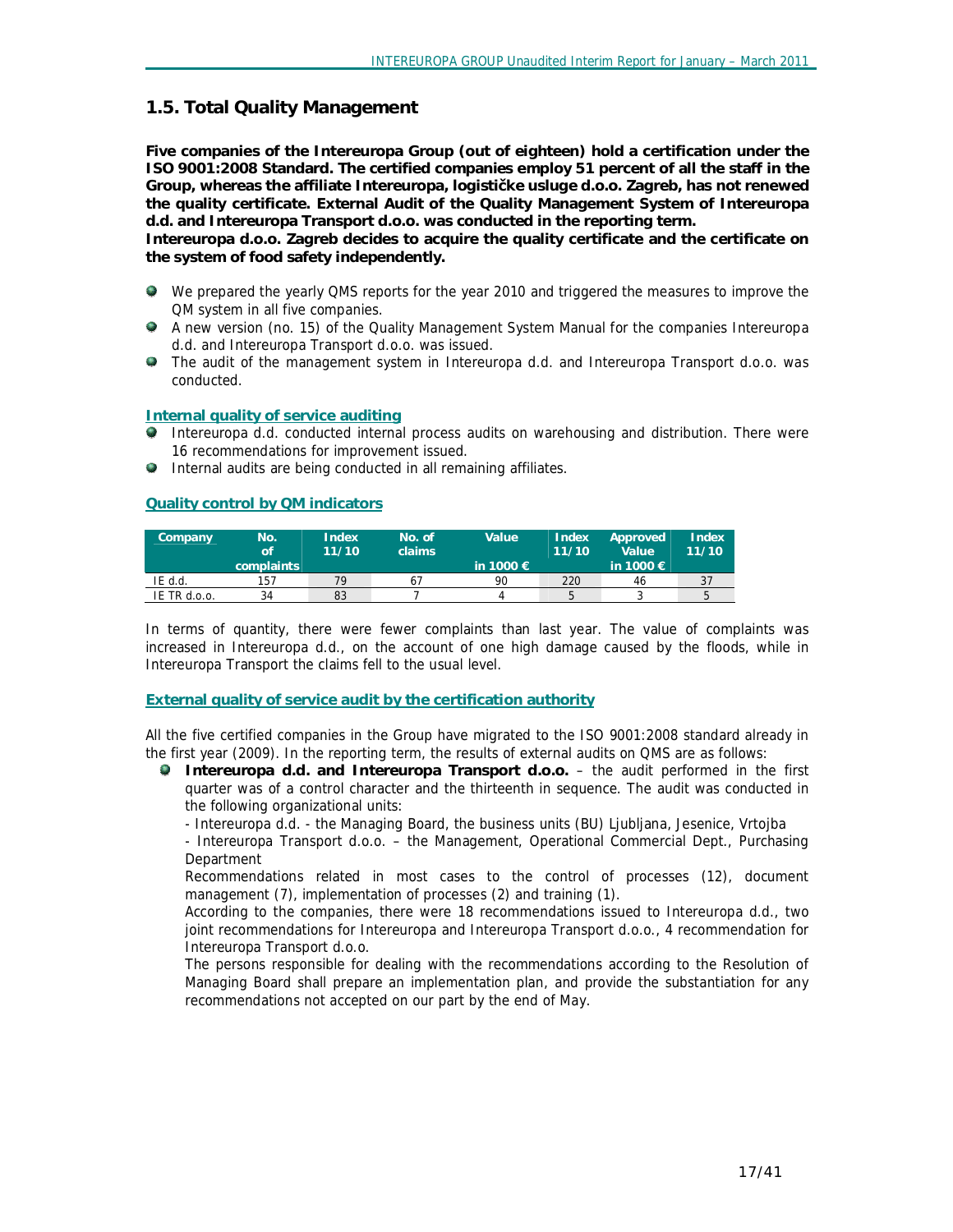## 1.5. Total Quality Management

**Five companies of the Intereuropa Group (out of eighteen) hold a certification under the ISO 9001:2008 Standard. The certified companies employ 51 percent of all the staff in the Group, whereas the affiliate Intereuropa, logističke usluge d.o.o. Zagreb, has not renewed the quality certificate. External Audit of the Quality Management System of Intereuropa d.d. and Intereuropa Transport d.o.o. was conducted in the reporting term.**
**Intereuropa d.o.o. Zagreb decides to acquire the quality certificate and the certificate on the system of food safety independently.**

- We prepared the yearly QMS reports for the year 2010 and triggered the measures to improve the QM system in all five companies.
- A new version (no. 15) of the Quality Management System Manual for the companies Intereuropa d.d. and Intereuropa Transport d.o.o. was issued.
- The audit of the management system in Intereuropa d.d. and Intereuropa Transport d.o.o. was conducted.

### Internal quality of service auditing

- Intereuropa d.d. conducted internal process audits on warehousing and distribution. There were 16 recommendations for improvement issued.
- Internal audits are being conducted in all remaining affiliates.

### Quality control by QM indicators

| Company | No. of complaints | Index 11/10 | No. of claims | Value in 1000 € | Index 11/10 | Approved Value in 1000 € | Index 11/10 |
|---|---|---|---|---|---|---|---|
| IE d.d. | 157 | 79 | 67 | 90 | 220 | 46 | 37 |
| IE TR d.o.o. | 34 | 83 | 7 | 4 | 5 | 3 | 5 |

In terms of quantity, there were fewer complaints than last year. The value of complaints was increased in Intereuropa d.d., on the account of one high damage caused by the floods, while in Intereuropa Transport the claims fell to the usual level.

### External quality of service audit by the certification authority

All the five certified companies in the Group have migrated to the ISO 9001:2008 standard already in the first year (2009). In the reporting term, the results of external audits on QMS are as follows:

- **Intereuropa d.d. and Intereuropa Transport d.o.o.** – the audit performed in the first quarter was of a control character and the thirteenth in sequence. The audit was conducted in the following organizational units:

  - Intereuropa d.d. - the Managing Board, the business units (BU) Ljubljana, Jesenice, Vrtojba

  - Intereuropa Transport d.o.o. – the Management, Operational Commercial Dept., Purchasing Department

  Recommendations related in most cases to the control of processes (12), document management (7), implementation of processes (2) and training (1).

  According to the companies, there were 18 recommendations issued to Intereuropa d.d., two joint recommendations for Intereuropa and Intereuropa Transport d.o.o., 4 recommendation for Intereuropa Transport d.o.o.

  The persons responsible for dealing with the recommendations according to the Resolution of Managing Board shall prepare an implementation plan, and provide the substantiation for any recommendations not accepted on our part by the end of May.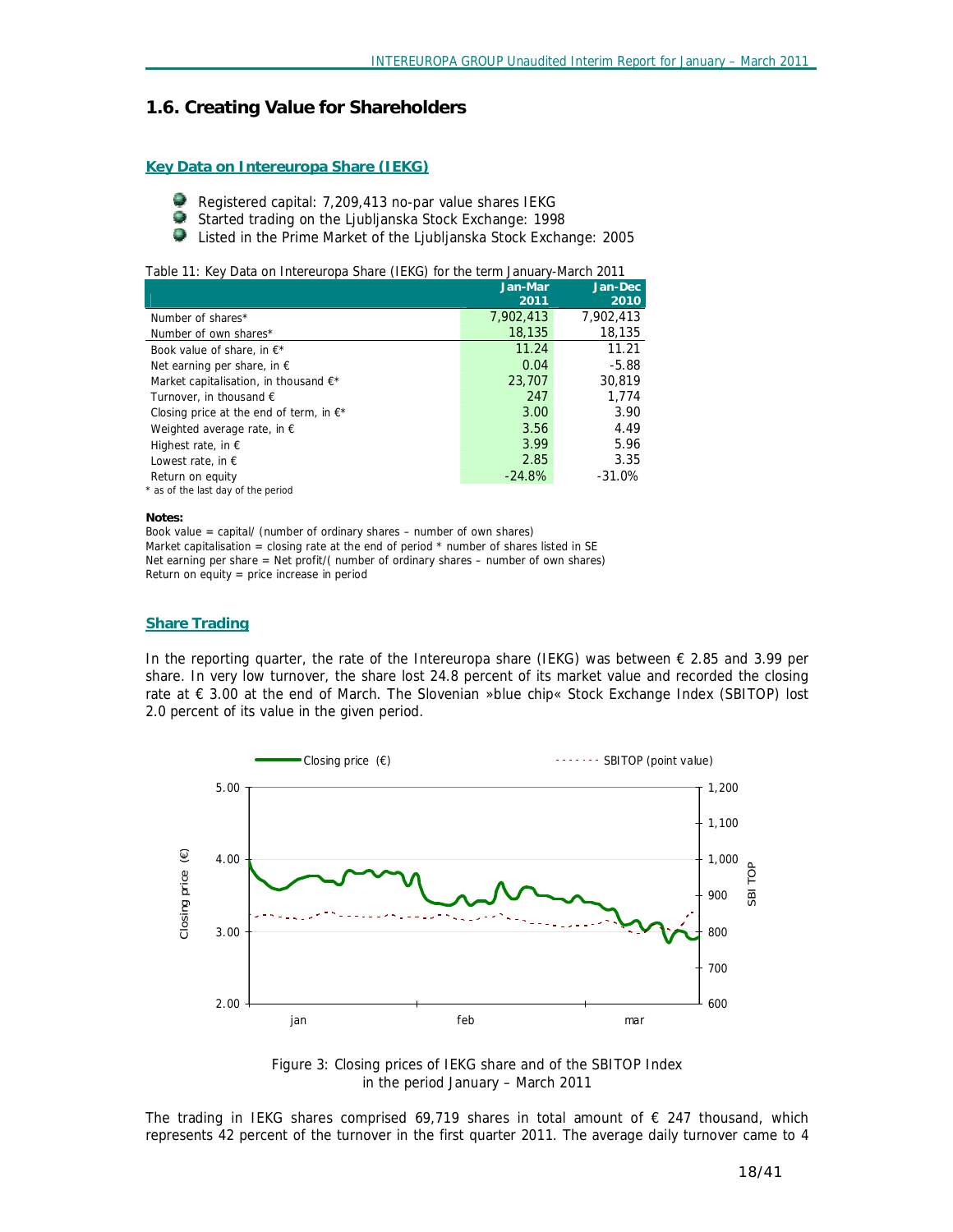## 1.6. Creating Value for Shareholders

### Key Data on Intereuropa Share (IEKG)

- Registered capital: 7,209,413 no-par value shares IEKG
- Started trading on the Ljubljanska Stock Exchange: 1998
- Listed in the Prime Market of the Ljubljanska Stock Exchange: 2005

Table 11: Key Data on Intereuropa Share (IEKG) for the term January-March 2011

| | Jan-Mar 2011 | Jan-Dec 2010 |
|---|---|---|
| Number of shares* | 7,902,413 | 7,902,413 |
| Number of own shares* | 18,135 | 18,135 |
| Book value of share, in €* | 11.24 | 11.21 |
| Net earning per share, in € | 0.04 | -5.88 |
| Market capitalisation, in thousand €* | 23,707 | 30,819 |
| Turnover, in thousand € | 247 | 1,774 |
| Closing price at the end of term, in €* | 3.00 | 3.90 |
| Weighted average rate, in € | 3.56 | 4.49 |
| Highest rate, in € | 3.99 | 5.96 |
| Lowest rate, in € | 2.85 | 3.35 |
| Return on equity | -24.8% | -31.0% |

* as of the last day of the period

**Notes:**
Book value = capital/ (number of ordinary shares – number of own shares)
Market capitalisation = closing rate at the end of period * number of shares listed in SE
Net earning per share = Net profit/( number of ordinary shares – number of own shares)
Return on equity = price increase in period

### Share Trading

In the reporting quarter, the rate of the Intereuropa share (IEKG) was between € 2.85 and 3.99 per share. In very low turnover, the share lost 24.8 percent of its market value and recorded the closing rate at € 3.00 at the end of March. The Slovenian »blue chip« Stock Exchange Index (SBITOP) lost 2.0 percent of its value in the given period.

Figure 3: Closing prices of IEKG share and of the SBITOP Index in the period January – March 2011

The trading in IEKG shares comprised 69,719 shares in total amount of € 247 thousand, which represents 42 percent of the turnover in the first quarter 2011. The average daily turnover came to 4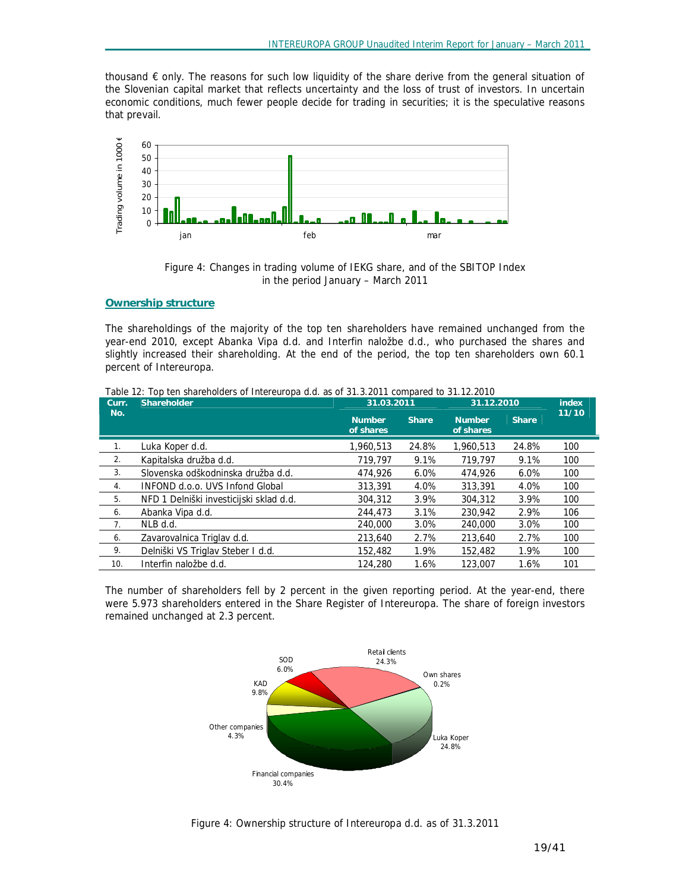thousand € only. The reasons for such low liquidity of the share derive from the general situation of the Slovenian capital market that reflects uncertainty and the loss of trust of investors. In uncertain economic conditions, much fewer people decide for trading in securities; it is the speculative reasons that prevail.

Figure 4: Changes in trading volume of IEKG share, and of the SBITOP Index in the period January – March 2011

### Ownership structure

The shareholdings of the majority of the top ten shareholders have remained unchanged from the year-end 2010, except Abanka Vipa d.d. and Interfin naložbe d.d., who purchased the shares and slightly increased their shareholding. At the end of the period, the top ten shareholders own 60.1 percent of Intereuropa.

Table 12: Top ten shareholders of Intereuropa d.d. as of 31.3.2011 compared to 31.12.2010

| Curr. No. | Shareholder | 31.03.2011 | | 31.12.2010 | | index 11/10 |
|---|---|---|---|---|---|---|
| | | Number of shares | Share | Number of shares | Share | |
| 1. | Luka Koper d.d. | 1,960,513 | 24.8% | 1,960,513 | 24.8% | 100 |
| 2. | Kapitalska družba d.d. | 719,797 | 9.1% | 719,797 | 9.1% | 100 |
| 3. | Slovenska odškodninska družba d.d. | 474,926 | 6.0% | 474,926 | 6.0% | 100 |
| 4. | INFOND d.o.o. UVS Infond Global | 313,391 | 4.0% | 313,391 | 4.0% | 100 |
| 5. | NFD 1 Delniški investicijski sklad d.d. | 304,312 | 3.9% | 304,312 | 3.9% | 100 |
| 6. | Abanka Vipa d.d. | 244,473 | 3.1% | 230,942 | 2.9% | 106 |
| 7. | NLB d.d. | 240,000 | 3.0% | 240,000 | 3.0% | 100 |
| 6. | Zavarovalnica Triglav d.d. | 213,640 | 2.7% | 213,640 | 2.7% | 100 |
| 9. | Delniški VS Triglav Steber I d.d. | 152,482 | 1.9% | 152,482 | 1.9% | 100 |
| 10. | Interfin naložbe d.d. | 124,280 | 1.6% | 123,007 | 1.6% | 101 |

The number of shareholders fell by 2 percent in the given reporting period. At the year-end, there were 5.973 shareholders entered in the Share Register of Intereuropa. The share of foreign investors remained unchanged at 2.3 percent.

Figure 4: Ownership structure of Intereuropa d.d. as of 31.3.2011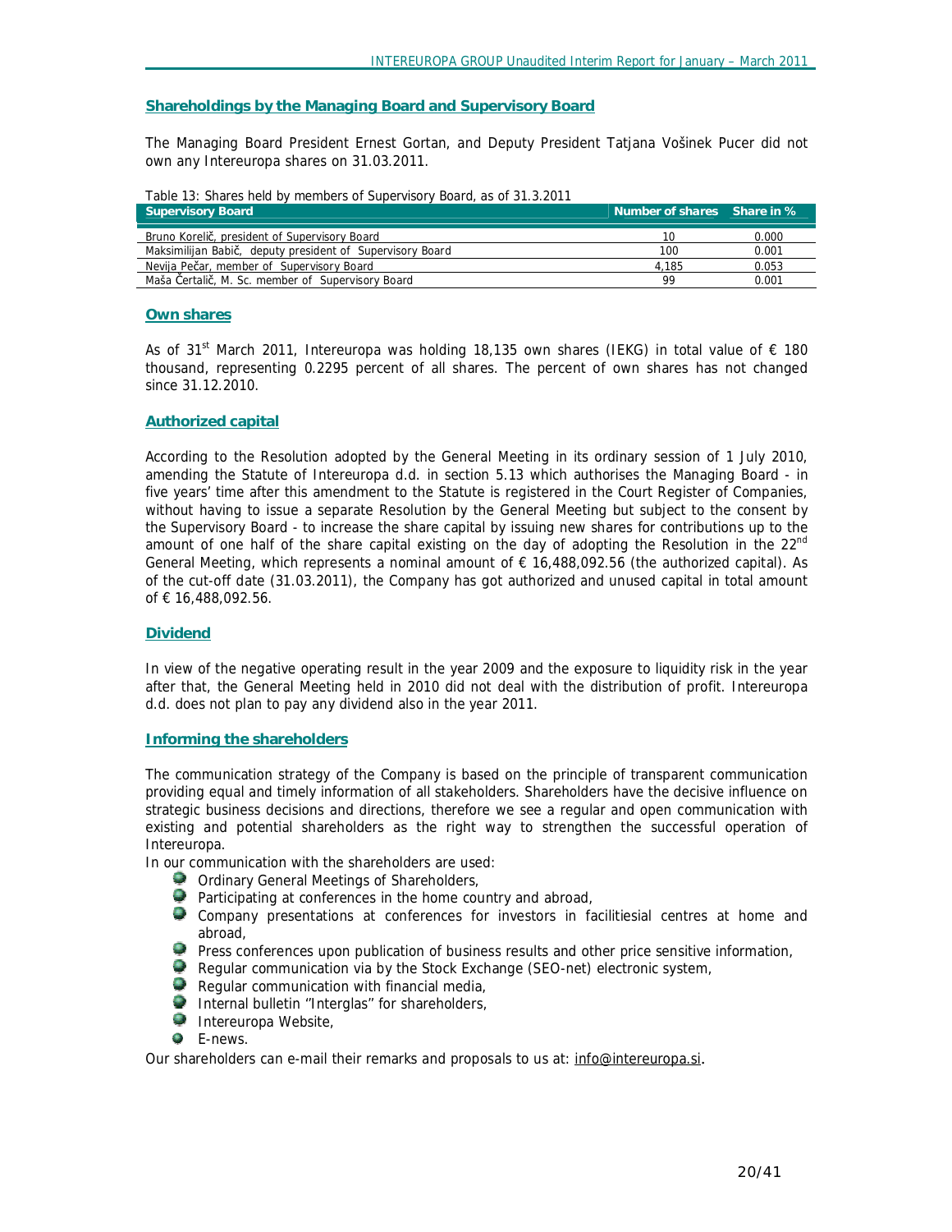## Shareholdings by the Managing Board and Supervisory Board

The Managing Board President Ernest Gortan, and Deputy President Tatjana Vošinek Pucer did not own any Intereuropa shares on 31.03.2011.

Table 13: Shares held by members of Supervisory Board, as of 31.3.2011

| Supervisory Board | Number of shares | Share in % |
|---|---|---|
| Bruno Korelič, president of Supervisory Board | 10 | 0.000 |
| Maksimilijan Babič, deputy president of Supervisory Board | 100 | 0.001 |
| Nevija Pečar, member of Supervisory Board | 4,185 | 0.053 |
| Maša Čertalič, M. Sc. member of Supervisory Board | 99 | 0.001 |

## Own shares

As of 31st March 2011, Intereuropa was holding 18,135 own shares (IEKG) in total value of € 180 thousand, representing 0.2295 percent of all shares. The percent of own shares has not changed since 31.12.2010.

## Authorized capital

According to the Resolution adopted by the General Meeting in its ordinary session of 1 July 2010, amending the Statute of Intereuropa d.d. in section 5.13 which authorises the Managing Board - in five years' time after this amendment to the Statute is registered in the Court Register of Companies, without having to issue a separate Resolution by the General Meeting but subject to the consent by the Supervisory Board - to increase the share capital by issuing new shares for contributions up to the amount of one half of the share capital existing on the day of adopting the Resolution in the 22nd General Meeting, which represents a nominal amount of € 16,488,092.56 (the authorized capital). As of the cut-off date (31.03.2011), the Company has got authorized and unused capital in total amount of € 16,488,092.56.

## Dividend

In view of the negative operating result in the year 2009 and the exposure to liquidity risk in the year after that, the General Meeting held in 2010 did not deal with the distribution of profit. Intereuropa d.d. does not plan to pay any dividend also in the year 2011.

## Informing the shareholders

The communication strategy of the Company is based on the principle of transparent communication providing equal and timely information of all stakeholders. Shareholders have the decisive influence on strategic business decisions and directions, therefore we see a regular and open communication with existing and potential shareholders as the right way to strengthen the successful operation of Intereuropa.

In our communication with the shareholders are used:

- Ordinary General Meetings of Shareholders,
- Participating at conferences in the home country and abroad,
- Company presentations at conferences for investors in facilitiesial centres at home and abroad,
- Press conferences upon publication of business results and other price sensitive information,
- Regular communication via by the Stock Exchange (SEO-net) electronic system,
- Regular communication with financial media,
- Internal bulletin "Interglas" for shareholders,
- Intereuropa Website,
- E-news.

Our shareholders can e-mail their remarks and proposals to us at: info@intereuropa.si.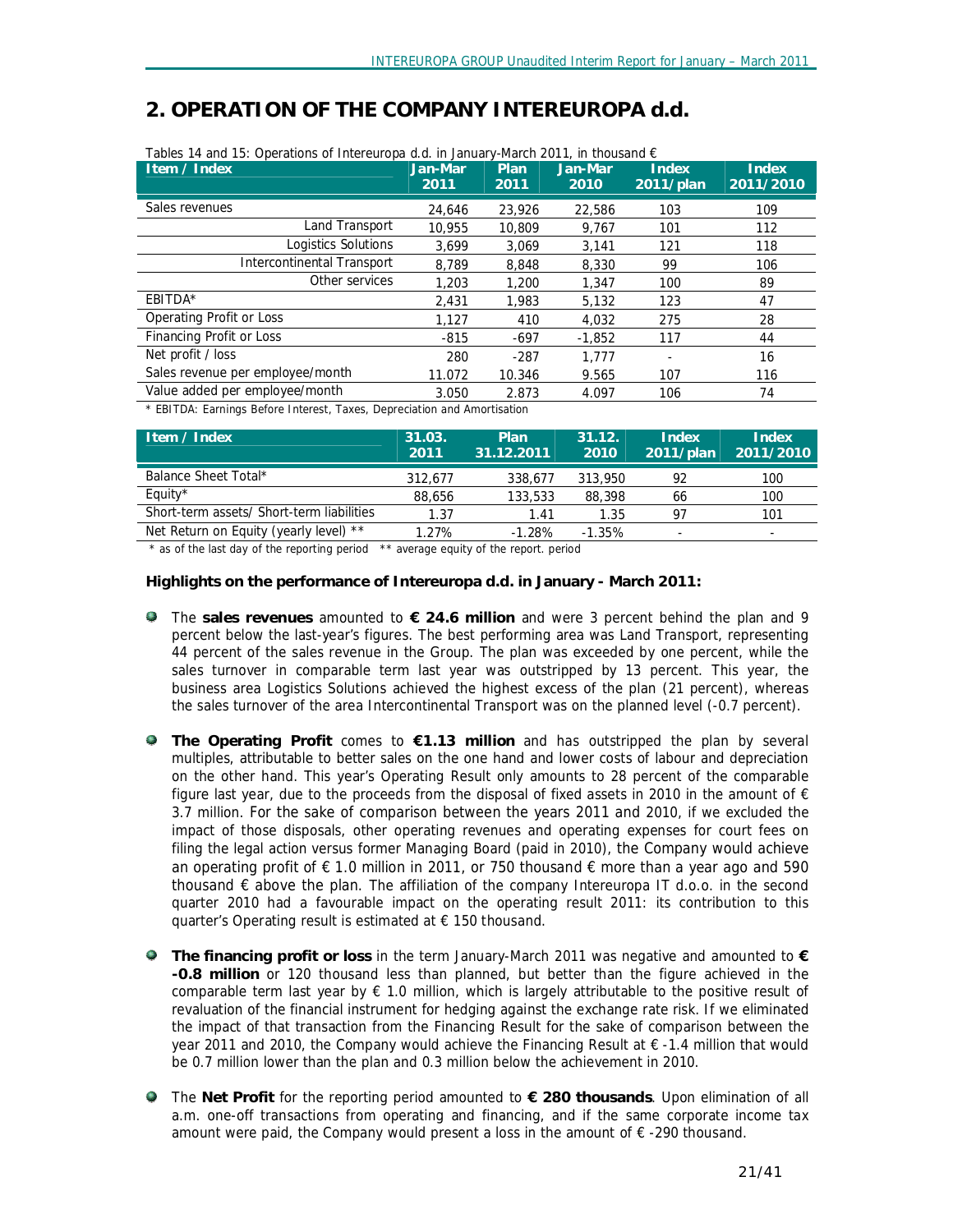# 2. OPERATION OF THE COMPANY INTEREUROPA d.d.

Tables 14 and 15: Operations of Intereuropa d.d. in January-March 2011, in thousand €

| Item / Index | Jan-Mar 2011 | Plan 2011 | Jan-Mar 2010 | Index 2011/plan | Index 2011/2010 |
|---|---|---|---|---|---|
| Sales revenues | 24,646 | 23,926 | 22,586 | 103 | 109 |
| Land Transport | 10,955 | 10,809 | 9,767 | 101 | 112 |
| Logistics Solutions | 3,699 | 3,069 | 3,141 | 121 | 118 |
| Intercontinental Transport | 8,789 | 8,848 | 8,330 | 99 | 106 |
| Other services | 1,203 | 1,200 | 1,347 | 100 | 89 |
| EBITDA* | 2,431 | 1,983 | 5,132 | 123 | 47 |
| Operating Profit or Loss | 1,127 | 410 | 4,032 | 275 | 28 |
| Financing Profit or Loss | -815 | -697 | -1,852 | 117 | 44 |
| Net profit / loss | 280 | -287 | 1,777 | - | 16 |
| Sales revenue per employee/month | 11.072 | 10.346 | 9.565 | 107 | 116 |
| Value added per employee/month | 3.050 | 2.873 | 4.097 | 106 | 74 |

* EBITDA: Earnings Before Interest, Taxes, Depreciation and Amortisation

| Item / Index | 31.03. 2011 | Plan 31.12.2011 | 31.12. 2010 | Index 2011/plan | Index 2011/2010 |
|---|---|---|---|---|---|
| Balance Sheet Total* | 312,677 | 338,677 | 313,950 | 92 | 100 |
| Equity* | 88,656 | 133,533 | 88,398 | 66 | 100 |
| Short-term assets/ Short-term liabilities | 1.37 | 1.41 | 1.35 | 97 | 101 |
| Net Return on Equity (yearly level) ** | 1.27% | -1.28% | -1.35% | - | - |

* as of the last day of the reporting period ** average equity of the report. period

**Highlights on the performance of Intereuropa d.d. in January - March 2011:**

- The **sales revenues** amounted to **€ 24.6 million** and were 3 percent behind the plan and 9 percent below the last-year's figures. The best performing area was Land Transport, representing 44 percent of the sales revenue in the Group. The plan was exceeded by one percent, while the sales turnover in comparable term last year was outstripped by 13 percent. This year, the business area Logistics Solutions achieved the highest excess of the plan (21 percent), whereas the sales turnover of the area Intercontinental Transport was on the planned level (-0.7 percent).

- **The Operating Profit** comes to **€1.13 million** and has outstripped the plan by several multiples, attributable to better sales on the one hand and lower costs of labour and depreciation on the other hand. This year's Operating Result only amounts to 28 percent of the comparable figure last year, due to the proceeds from the disposal of fixed assets in 2010 in the amount of € 3.7 million. For the sake of comparison between the years 2011 and 2010, if we excluded the impact of those disposals, other operating revenues and operating expenses for court fees on filing the legal action versus former Managing Board (paid in 2010), the Company would achieve an operating profit of € 1.0 million in 2011, or 750 thousand € more than a year ago and 590 thousand € above the plan. The affiliation of the company Intereuropa IT d.o.o. in the second quarter 2010 had a favourable impact on the operating result 2011: its contribution to this quarter's Operating result is estimated at € 150 thousand.

- **The financing profit or loss** in the term January-March 2011 was negative and amounted to **€ -0.8 million** or 120 thousand less than planned, but better than the figure achieved in the comparable term last year by € 1.0 million, which is largely attributable to the positive result of revaluation of the financial instrument for hedging against the exchange rate risk. If we eliminated the impact of that transaction from the Financing Result for the sake of comparison between the year 2011 and 2010, the Company would achieve the Financing Result at € -1.4 million that would be 0.7 million lower than the plan and 0.3 million below the achievement in 2010.

- The **Net Profit** for the reporting period amounted to **€ 280 thousands**. Upon elimination of all a.m. one-off transactions from operating and financing, and if the same corporate income tax amount were paid, the Company would present a loss in the amount of € -290 thousand.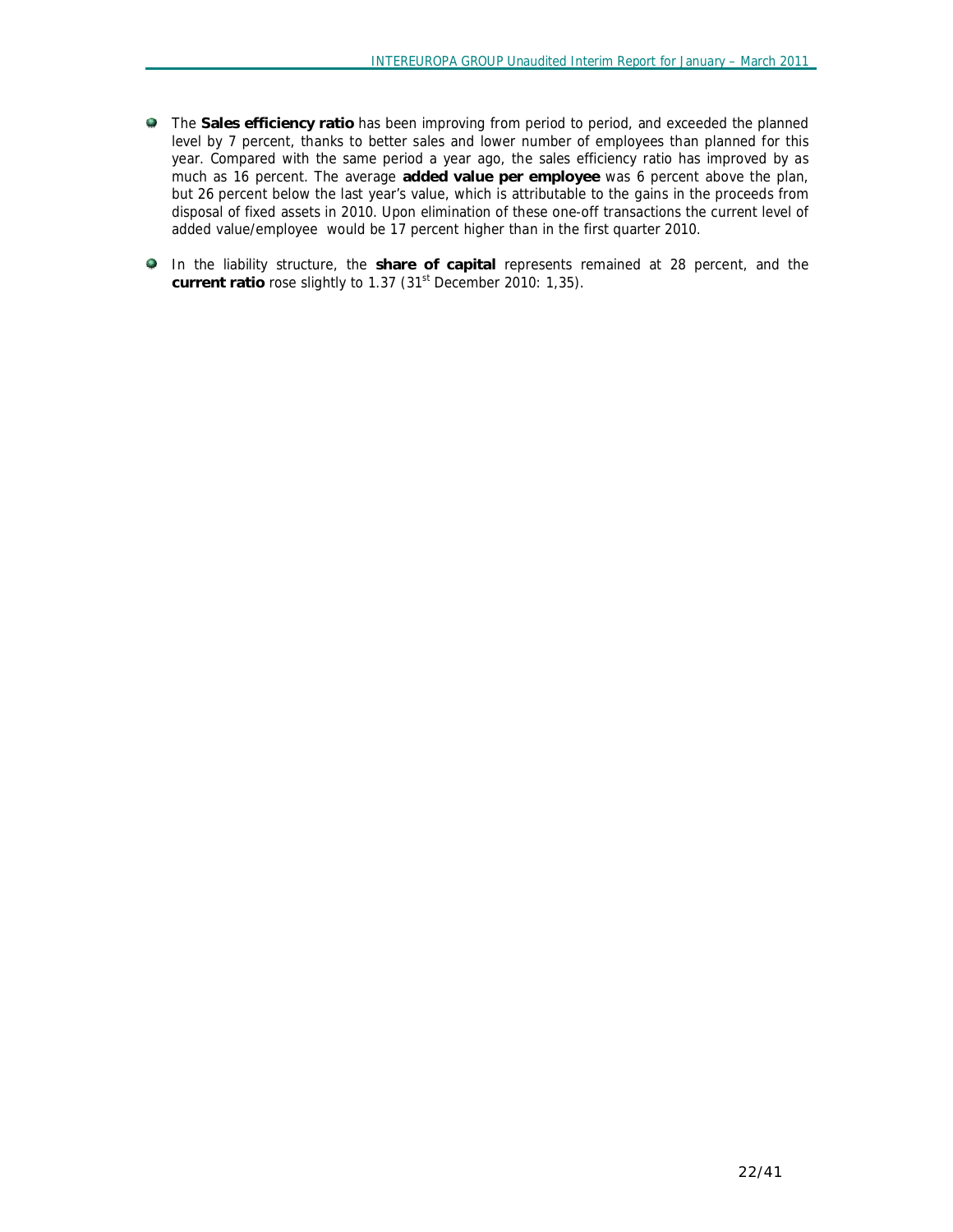- The **Sales efficiency ratio** has been improving from period to period, and exceeded the planned level by 7 percent, thanks to better sales and lower number of employees than planned for this year. Compared with the same period a year ago, the sales efficiency ratio has improved by as much as 16 percent. The average **added value per employee** was 6 percent above the plan, but 26 percent below the last year's value, which is attributable to the gains in the proceeds from disposal of fixed assets in 2010. Upon elimination of these one-off transactions the current level of added value/employee would be 17 percent higher than in the first quarter 2010.
- In the liability structure, the **share of capital** represents remained at 28 percent, and the **current ratio** rose slightly to 1.37 (31st December 2010: 1,35).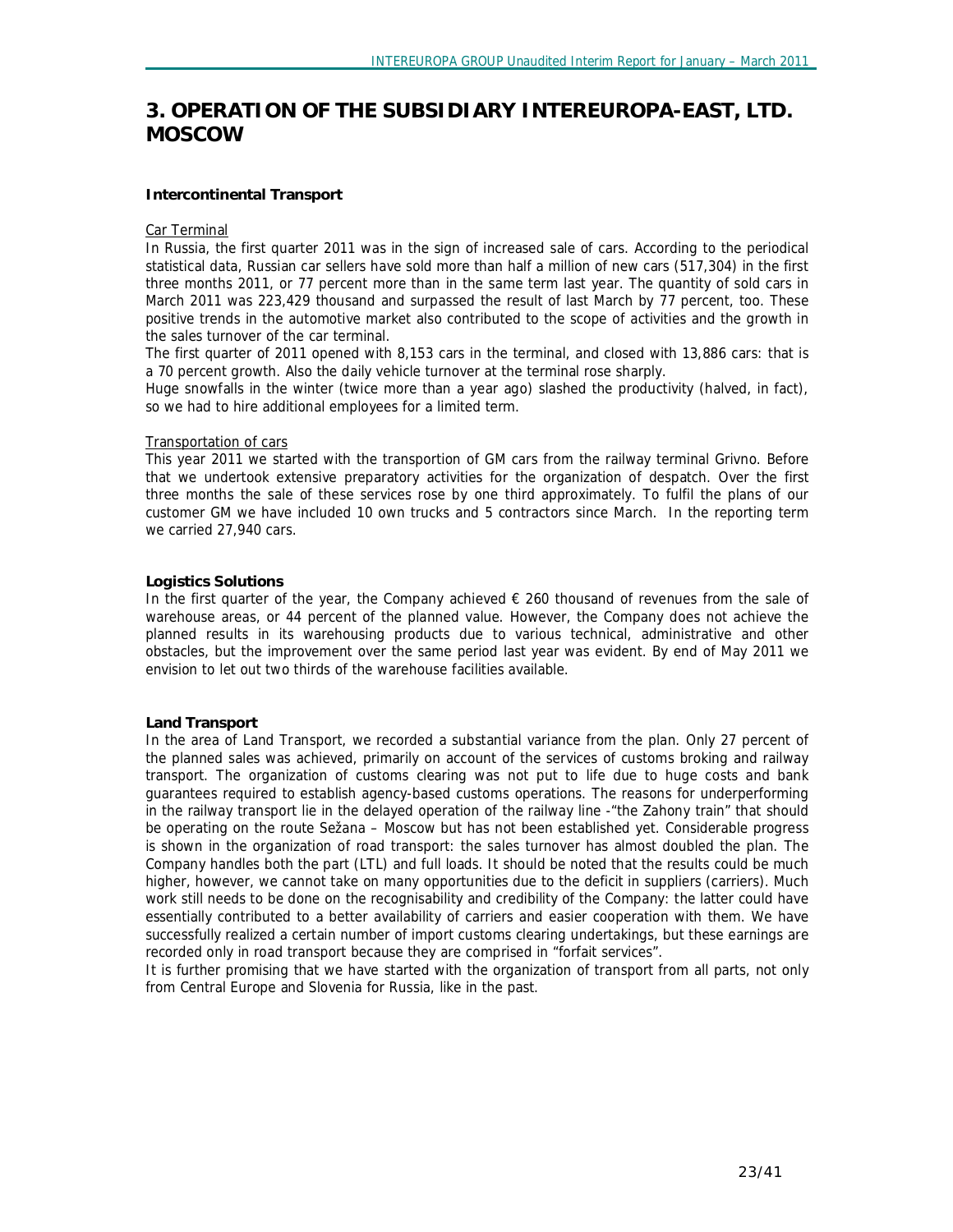# 3. OPERATION OF THE SUBSIDIARY INTEREUROPA-EAST, LTD. MOSCOW

### Intercontinental Transport

Car Terminal

In Russia, the first quarter 2011 was in the sign of increased sale of cars. According to the periodical statistical data, Russian car sellers have sold more than half a million of new cars (517,304) in the first three months 2011, or 77 percent more than in the same term last year. The quantity of sold cars in March 2011 was 223,429 thousand and surpassed the result of last March by 77 percent, too. These positive trends in the automotive market also contributed to the scope of activities and the growth in the sales turnover of the car terminal.

The first quarter of 2011 opened with 8,153 cars in the terminal, and closed with 13,886 cars: that is a 70 percent growth. Also the daily vehicle turnover at the terminal rose sharply.

Huge snowfalls in the winter (twice more than a year ago) slashed the productivity (halved, in fact), so we had to hire additional employees for a limited term.

Transportation of cars

This year 2011 we started with the transportion of GM cars from the railway terminal Grivno. Before that we undertook extensive preparatory activities for the organization of despatch. Over the first three months the sale of these services rose by one third approximately. To fulfil the plans of our customer GM we have included 10 own trucks and 5 contractors since March. In the reporting term we carried 27,940 cars.

### Logistics Solutions

In the first quarter of the year, the Company achieved € 260 thousand of revenues from the sale of warehouse areas, or 44 percent of the planned value. However, the Company does not achieve the planned results in its warehousing products due to various technical, administrative and other obstacles, but the improvement over the same period last year was evident. By end of May 2011 we envision to let out two thirds of the warehouse facilities available.

### Land Transport

In the area of Land Transport, we recorded a substantial variance from the plan. Only 27 percent of the planned sales was achieved, primarily on account of the services of customs broking and railway transport. The organization of customs clearing was not put to life due to huge costs and bank guarantees required to establish agency-based customs operations. The reasons for underperforming in the railway transport lie in the delayed operation of the railway line -"the Zahony train" that should be operating on the route Sežana – Moscow but has not been established yet. Considerable progress is shown in the organization of road transport: the sales turnover has almost doubled the plan. The Company handles both the part (LTL) and full loads. It should be noted that the results could be much higher, however, we cannot take on many opportunities due to the deficit in suppliers (carriers). Much work still needs to be done on the recognisability and credibility of the Company: the latter could have essentially contributed to a better availability of carriers and easier cooperation with them. We have successfully realized a certain number of import customs clearing undertakings, but these earnings are recorded only in road transport because they are comprised in "forfait services".

It is further promising that we have started with the organization of transport from all parts, not only from Central Europe and Slovenia for Russia, like in the past.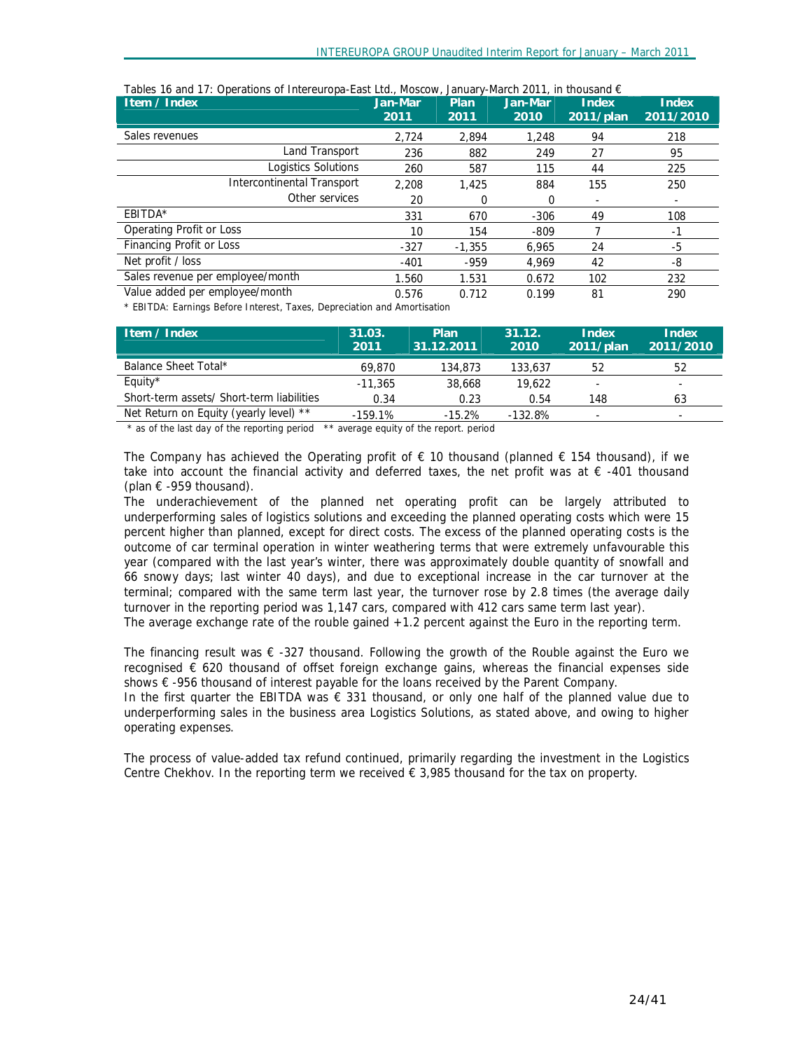Tables 16 and 17: Operations of Intereuropa-East Ltd., Moscow, January-March 2011, in thousand €

| Item / Index | Jan-Mar 2011 | Plan 2011 | Jan-Mar 2010 | Index 2011/plan | Index 2011/2010 |
|---|---|---|---|---|---|
| Sales revenues | 2,724 | 2,894 | 1,248 | 94 | 218 |
| Land Transport | 236 | 882 | 249 | 27 | 95 |
| Logistics Solutions | 260 | 587 | 115 | 44 | 225 |
| Intercontinental Transport | 2,208 | 1,425 | 884 | 155 | 250 |
| Other services | 20 | 0 | 0 | - | - |
| EBITDA* | 331 | 670 | -306 | 49 | 108 |
| Operating Profit or Loss | 10 | 154 | -809 | 7 | -1 |
| Financing Profit or Loss | -327 | -1,355 | 6,965 | 24 | -5 |
| Net profit / loss | -401 | -959 | 4,969 | 42 | -8 |
| Sales revenue per employee/month | 1.560 | 1.531 | 0.672 | 102 | 232 |
| Value added per employee/month | 0.576 | 0.712 | 0.199 | 81 | 290 |

* EBITDA: Earnings Before Interest, Taxes, Depreciation and Amortisation

| Item / Index | 31.03. 2011 | Plan 31.12.2011 | 31.12. 2010 | Index 2011/plan | Index 2011/2010 |
|---|---|---|---|---|---|
| Balance Sheet Total* | 69,870 | 134,873 | 133,637 | 52 | 52 |
| Equity* | -11,365 | 38,668 | 19,622 | - | - |
| Short-term assets/ Short-term liabilities | 0.34 | 0.23 | 0.54 | 148 | 63 |
| Net Return on Equity (yearly level) ** | -159.1% | -15.2% | -132.8% | - | - |

* as of the last day of the reporting period ** average equity of the report. period

The Company has achieved the Operating profit of € 10 thousand (planned € 154 thousand), if we take into account the financial activity and deferred taxes, the net profit was at € -401 thousand (plan € -959 thousand).

The underachievement of the planned net operating profit can be largely attributed to underperforming sales of logistics solutions and exceeding the planned operating costs which were 15 percent higher than planned, except for direct costs. The excess of the planned operating costs is the outcome of car terminal operation in winter weathering terms that were extremely unfavourable this year (compared with the last year's winter, there was approximately double quantity of snowfall and 66 snowy days; last winter 40 days), and due to exceptional increase in the car turnover at the terminal; compared with the same term last year, the turnover rose by 2.8 times (the average daily turnover in the reporting period was 1,147 cars, compared with 412 cars same term last year).

The average exchange rate of the rouble gained +1.2 percent against the Euro in the reporting term.

The financing result was € -327 thousand. Following the growth of the Rouble against the Euro we recognised € 620 thousand of offset foreign exchange gains, whereas the financial expenses side shows € -956 thousand of interest payable for the loans received by the Parent Company.

In the first quarter the EBITDA was € 331 thousand, or only one half of the planned value due to underperforming sales in the business area Logistics Solutions, as stated above, and owing to higher operating expenses.

The process of value-added tax refund continued, primarily regarding the investment in the Logistics Centre Chekhov. In the reporting term we received € 3,985 thousand for the tax on property.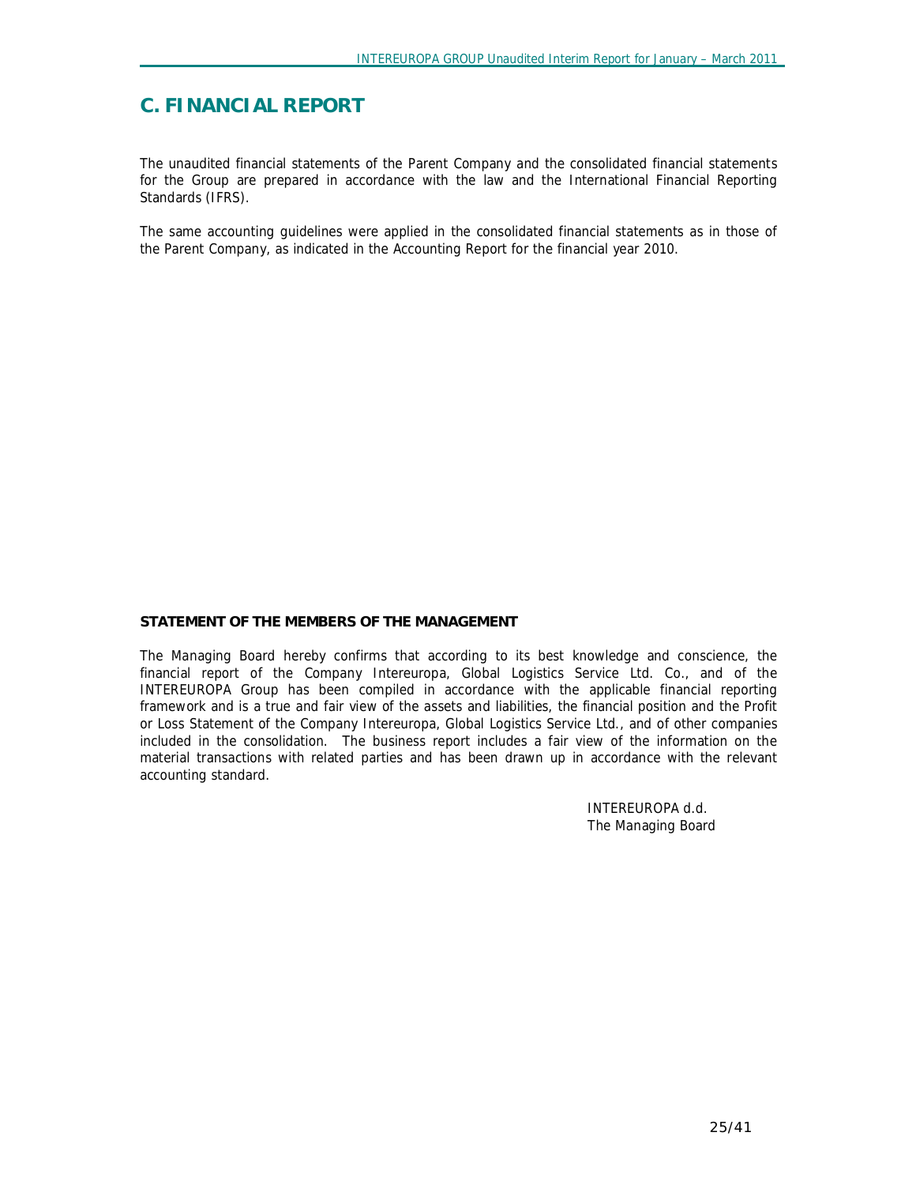# C. FINANCIAL REPORT

The unaudited financial statements of the Parent Company and the consolidated financial statements for the Group are prepared in accordance with the law and the International Financial Reporting Standards (IFRS).

The same accounting guidelines were applied in the consolidated financial statements as in those of the Parent Company, as indicated in the Accounting Report for the financial year 2010.

**STATEMENT OF THE MEMBERS OF THE MANAGEMENT**

The Managing Board hereby confirms that according to its best knowledge and conscience, the financial report of the Company Intereuropa, Global Logistics Service Ltd. Co., and of the INTEREUROPA Group has been compiled in accordance with the applicable financial reporting framework and is a true and fair view of the assets and liabilities, the financial position and the Profit or Loss Statement of the Company Intereuropa, Global Logistics Service Ltd., and of other companies included in the consolidation. The business report includes a fair view of the information on the material transactions with related parties and has been drawn up in accordance with the relevant accounting standard.

INTEREUROPA d.d.
The Managing Board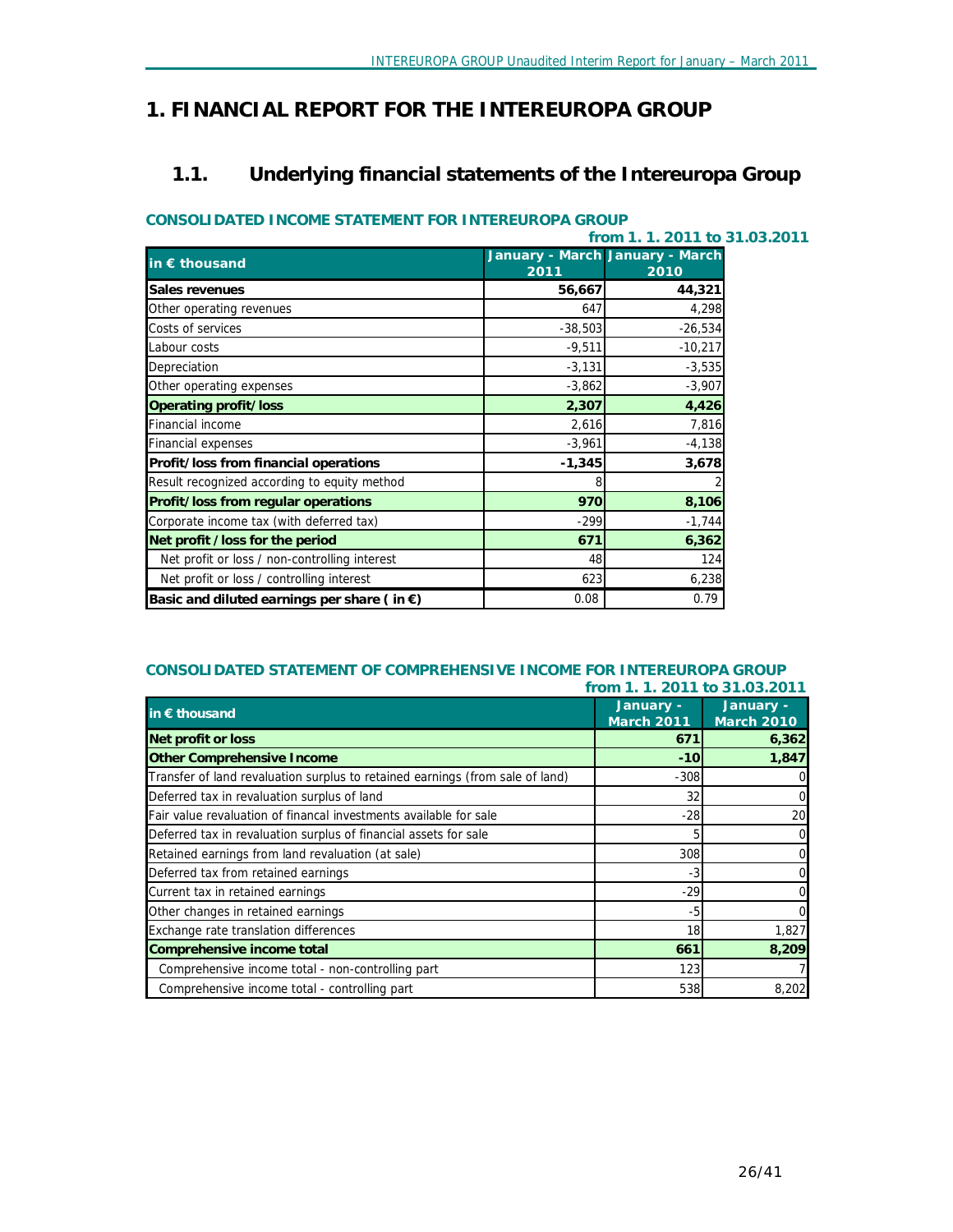# 1. FINANCIAL REPORT FOR THE INTEREUROPA GROUP

## 1.1. Underlying financial statements of the Intereuropa Group

### CONSOLIDATED INCOME STATEMENT FOR INTEREUROPA GROUP

**from 1. 1. 2011 to 31.03.2011**

| in € thousand | January - March 2011 | January - March 2010 |
|---|---|---|
| **Sales revenues** | **56,667** | **44,321** |
| Other operating revenues | 647 | 4,298 |
| Costs of services | -38,503 | -26,534 |
| Labour costs | -9,511 | -10,217 |
| Depreciation | -3,131 | -3,535 |
| Other operating expenses | -3,862 | -3,907 |
| **Operating profit/loss** | **2,307** | **4,426** |
| Financial income | 2,616 | 7,816 |
| Financial expenses | -3,961 | -4,138 |
| **Profit/loss from financial operations** | **-1,345** | **3,678** |
| Result recognized according to equity method | 8 | 2 |
| **Profit/loss from regular operations** | **970** | **8,106** |
| Corporate income tax (with deferred tax) | -299 | -1,744 |
| **Net profit /loss for the period** | **671** | **6,362** |
| Net profit or loss / non-controlling interest | 48 | 124 |
| Net profit or loss / controlling interest | 623 | 6,238 |
| **Basic and diluted earnings per share ( in €)** | 0.08 | 0.79 |

### CONSOLIDATED STATEMENT OF COMPREHENSIVE INCOME FOR INTEREUROPA GROUP

**from 1. 1. 2011 to 31.03.2011**

| in € thousand | January - March 2011 | January - March 2010 |
|---|---|---|
| **Net profit or loss** | **671** | **6,362** |
| **Other Comprehensive Income** | **-10** | **1,847** |
| Transfer of land revaluation surplus to retained earnings (from sale of land) | -308 | 0 |
| Deferred tax in revaluation surplus of land | 32 | 0 |
| Fair value revaluation of financal investments available for sale | -28 | 20 |
| Deferred tax in revaluation surplus of financial assets for sale | 5 | 0 |
| Retained earnings from land revaluation (at sale) | 308 | 0 |
| Deferred tax from retained earnings | -3 | 0 |
| Current tax in retained earnings | -29 | 0 |
| Other changes in retained earnings | -5 | 0 |
| Exchange rate translation differences | 18 | 1,827 |
| **Comprehensive income total** | **661** | **8,209** |
| Comprehensive income total - non-controlling part | 123 | 7 |
| Comprehensive income total - controlling part | 538 | 8,202 |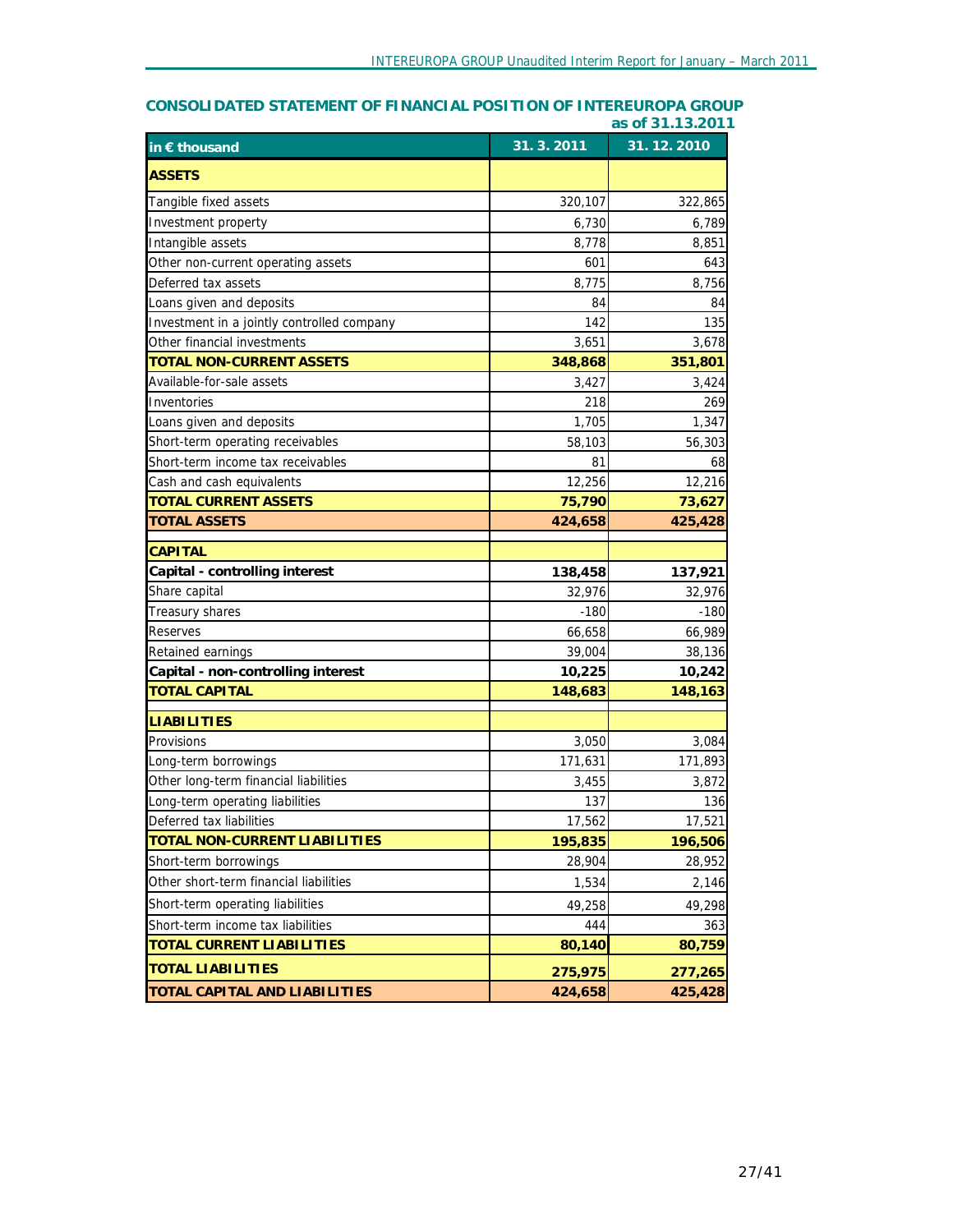## CONSOLIDATED STATEMENT OF FINANCIAL POSITION OF INTEREUROPA GROUP

**as of 31.13.2011**

| in € thousand | 31. 3. 2011 | 31. 12. 2010 |
|---|---|---|
| **ASSETS** | | |
| Tangible fixed assets | 320,107 | 322,865 |
| Investment property | 6,730 | 6,789 |
| Intangible assets | 8,778 | 8,851 |
| Other non-current operating assets | 601 | 643 |
| Deferred tax assets | 8,775 | 8,756 |
| Loans given and deposits | 84 | 84 |
| Investment in a jointly controlled company | 142 | 135 |
| Other financial investments | 3,651 | 3,678 |
| **TOTAL NON-CURRENT ASSETS** | **348,868** | **351,801** |
| Available-for-sale assets | 3,427 | 3,424 |
| Inventories | 218 | 269 |
| Loans given and deposits | 1,705 | 1,347 |
| Short-term operating receivables | 58,103 | 56,303 |
| Short-term income tax receivables | 81 | 68 |
| Cash and cash equivalents | 12,256 | 12,216 |
| **TOTAL CURRENT ASSETS** | **75,790** | **73,627** |
| **TOTAL ASSETS** | **424,658** | **425,428** |
| **CAPITAL** | | |
| **Capital - controlling interest** | **138,458** | **137,921** |
| Share capital | 32,976 | 32,976 |
| Treasury shares | -180 | -180 |
| Reserves | 66,658 | 66,989 |
| Retained earnings | 39,004 | 38,136 |
| **Capital - non-controlling interest** | **10,225** | **10,242** |
| **TOTAL CAPITAL** | **148,683** | **148,163** |
| **LIABILITIES** | | |
| Provisions | 3,050 | 3,084 |
| Long-term borrowings | 171,631 | 171,893 |
| Other long-term financial liabilities | 3,455 | 3,872 |
| Long-term operating liabilities | 137 | 136 |
| Deferred tax liabilities | 17,562 | 17,521 |
| **TOTAL NON-CURRENT LIABILITIES** | **195,835** | **196,506** |
| Short-term borrowings | 28,904 | 28,952 |
| Other short-term financial liabilities | 1,534 | 2,146 |
| Short-term operating liabilities | 49,258 | 49,298 |
| Short-term income tax liabilities | 444 | 363 |
| **TOTAL CURRENT LIABILITIES** | **80,140** | **80,759** |
| **TOTAL LIABILITIES** | **275,975** | **277,265** |
| **TOTAL CAPITAL AND LIABILITIES** | **424,658** | **425,428** |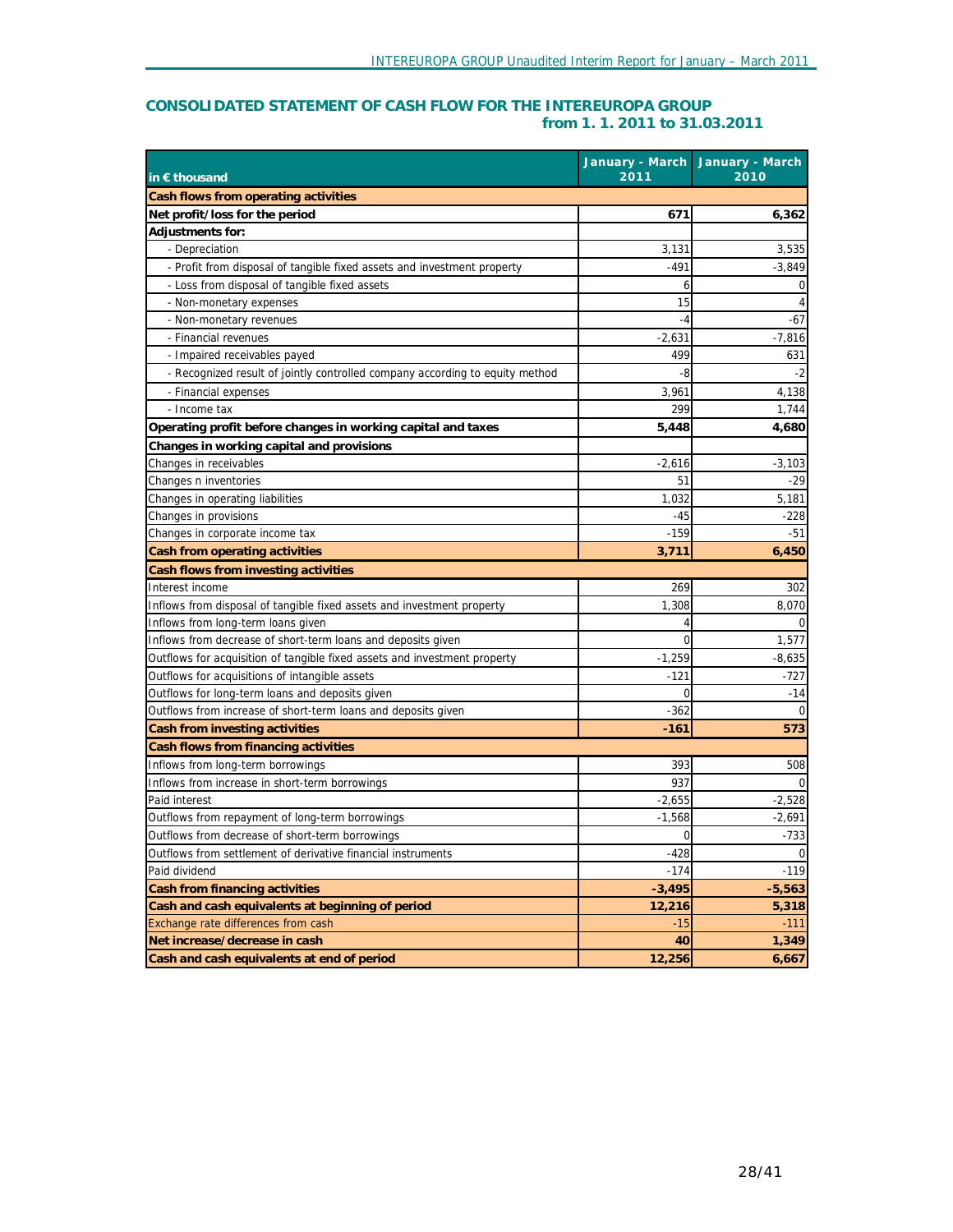## CONSOLIDATED STATEMENT OF CASH FLOW FOR THE INTEREUROPA GROUP
### from 1. 1. 2011 to 31.03.2011

| in € thousand | January - March 2011 | January - March 2010 |
|---|---|---|
| **Cash flows from operating activities** | | |
| **Net profit/loss for the period** | **671** | **6,362** |
| **Adjustments for:** | | |
| - Depreciation | 3,131 | 3,535 |
| - Profit from disposal of tangible fixed assets and investment property | -491 | -3,849 |
| - Loss from disposal of tangible fixed assets | 6 | 0 |
| - Non-monetary expenses | 15 | 4 |
| - Non-monetary revenues | -4 | -67 |
| - Financial revenues | -2,631 | -7,816 |
| - Impaired receivables payed | 499 | 631 |
| - Recognized result of jointly controlled company according to equity method | -8 | -2 |
| - Financial expenses | 3,961 | 4,138 |
| - Income tax | 299 | 1,744 |
| **Operating profit before changes in working capital and taxes** | **5,448** | **4,680** |
| **Changes in working capital and provisions** | | |
| Changes in receivables | -2,616 | -3,103 |
| Changes n inventories | 51 | -29 |
| Changes in operating liabilities | 1,032 | 5,181 |
| Changes in provisions | -45 | -228 |
| Changes in corporate income tax | -159 | -51 |
| **Cash from operating activities** | **3,711** | **6,450** |
| **Cash flows from investing activities** | | |
| Interest income | 269 | 302 |
| Inflows from disposal of tangible fixed assets and investment property | 1,308 | 8,070 |
| Inflows from long-term loans given | 4 | 0 |
| Inflows from decrease of short-term loans and deposits given | 0 | 1,577 |
| Outflows for acquisition of tangible fixed assets and investment property | -1,259 | -8,635 |
| Outflows for acquisitions of intangible assets | -121 | -727 |
| Outflows for long-term loans and deposits given | 0 | -14 |
| Outflows from increase of short-term loans and deposits given | -362 | 0 |
| **Cash from investing activities** | **-161** | **573** |
| **Cash flows from financing activities** | | |
| Inflows from long-term borrowings | 393 | 508 |
| Inflows from increase in short-term borrowings | 937 | 0 |
| Paid interest | -2,655 | -2,528 |
| Outflows from repayment of long-term borrowings | -1,568 | -2,691 |
| Outflows from decrease of short-term borrowings | 0 | -733 |
| Outflows from settlement of derivative financial instruments | -428 | 0 |
| Paid dividend | -174 | -119 |
| **Cash from financing activities** | **-3,495** | **-5,563** |
| **Cash and cash equivalents at beginning of period** | **12,216** | **5,318** |
| Exchange rate differences from cash | -15 | -111 |
| **Net increase/decrease in cash** | **40** | **1,349** |
| **Cash and cash equivalents at end of period** | **12,256** | **6,667** |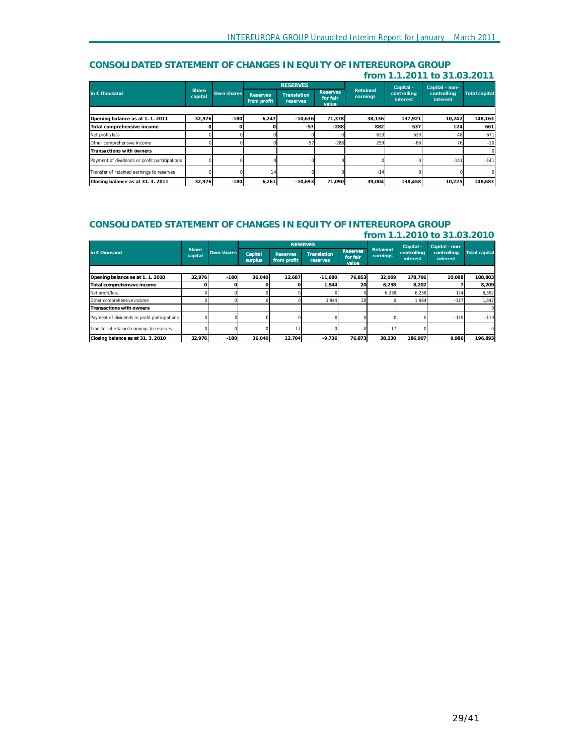## CONSOLIDATED STATEMENT OF CHANGES IN EQUITY OF INTEREUROPA GROUP

### from 1.1.2011 to 31.03.2011

| in € thousand | Share capital | Own shares | RESERVES | | | Retained earnings | Capital - controlling interest | Capital - non-controlling interest | Total capital |
|---|---|---|---|---|---|---|---|---|---|
| | | | Reserves from profit | Translation reserves | Reserves for fair value | | | | |
| **Opening balance as at 1. 1. 2011** | **32,976** | **-180** | **6,247** | **-10,636** | **71,378** | **38,136** | **137,921** | **10,242** | **148,163** |
| **Total comprehensive income** | **0** | **0** | **0** | **-57** | **-288** | **882** | **537** | **124** | **661** |
| Net profit/loss | 0 | 0 | 0 | 0 | 0 | 623 | 623 | 48 | 671 |
| Other comprehensive income | 0 | 0 | 0 | -57 | -288 | 259 | -86 | 76 | -10 |
| **Transactions with owners** | | | | | | | | | 0 |
| Payment of dividends or profit participations | 0 | 0 | 0 | 0 | 0 | 0 | 0 | -141 | -141 |
| Transfer of retained earnings to reserves | 0 | 0 | 14 | 0 | 0 | -14 | 0 | 0 | 0 |
| **Closing balance as at 31. 3. 2011** | **32,976** | **-180** | **6,261** | **-10,693** | **71,090** | **39,004** | **138,458** | **10,225** | **148,683** |

## CONSOLIDATED STATEMENT OF CHANGES IN EQUITY OF INTEREUROPA GROUP

### from 1.1.2010 to 31.03.2010

| in € thousand | Share capital | Own shares | RESERVES | | | | Retained earnings | Capital - controlling interest | Capital - non-controlling interest | Total capital |
|---|---|---|---|---|---|---|---|---|---|---|
| | | | Capital surplus | Reserves from profit | Translation reserves | Reserves for fair value | | | | |
| **Opening balance as at 1. 1. 2010** | **32,976** | **-180** | **36,040** | **12,687** | **-11,680** | **76,853** | **32,009** | **178,706** | **10,098** | **188,803** |
| **Total comprehensive income** | **0** | **0** | **0** | **0** | **1,944** | **20** | **6,238** | **8,202** | **7** | **8,209** |
| Net profit/loss | 0 | 0 | 0 | 0 | 0 | 0 | 6,238 | 6,238 | 124 | 6,362 |
| Other comprehensive income | 0 | 0 | 0 | 0 | 1,944 | 20 | 0 | 1,964 | -117 | 1,847 |
| **Transactions with owners** | | | | | | | | | | 0 |
| Payment of dividends or profit participations | 0 | 0 | 0 | 0 | 0 | 0 | 0 | 0 | -119 | -119 |
| Transfer of retained earnings to reserves | 0 | 0 | 0 | 17 | 0 | 0 | -17 | 0 | | 0 |
| **Closing balance as at 31. 3. 2010** | **32,976** | **-180** | **36,040** | **12,704** | **-9,736** | **76,873** | **38,230** | **186,907** | **9,986** | **196,893** |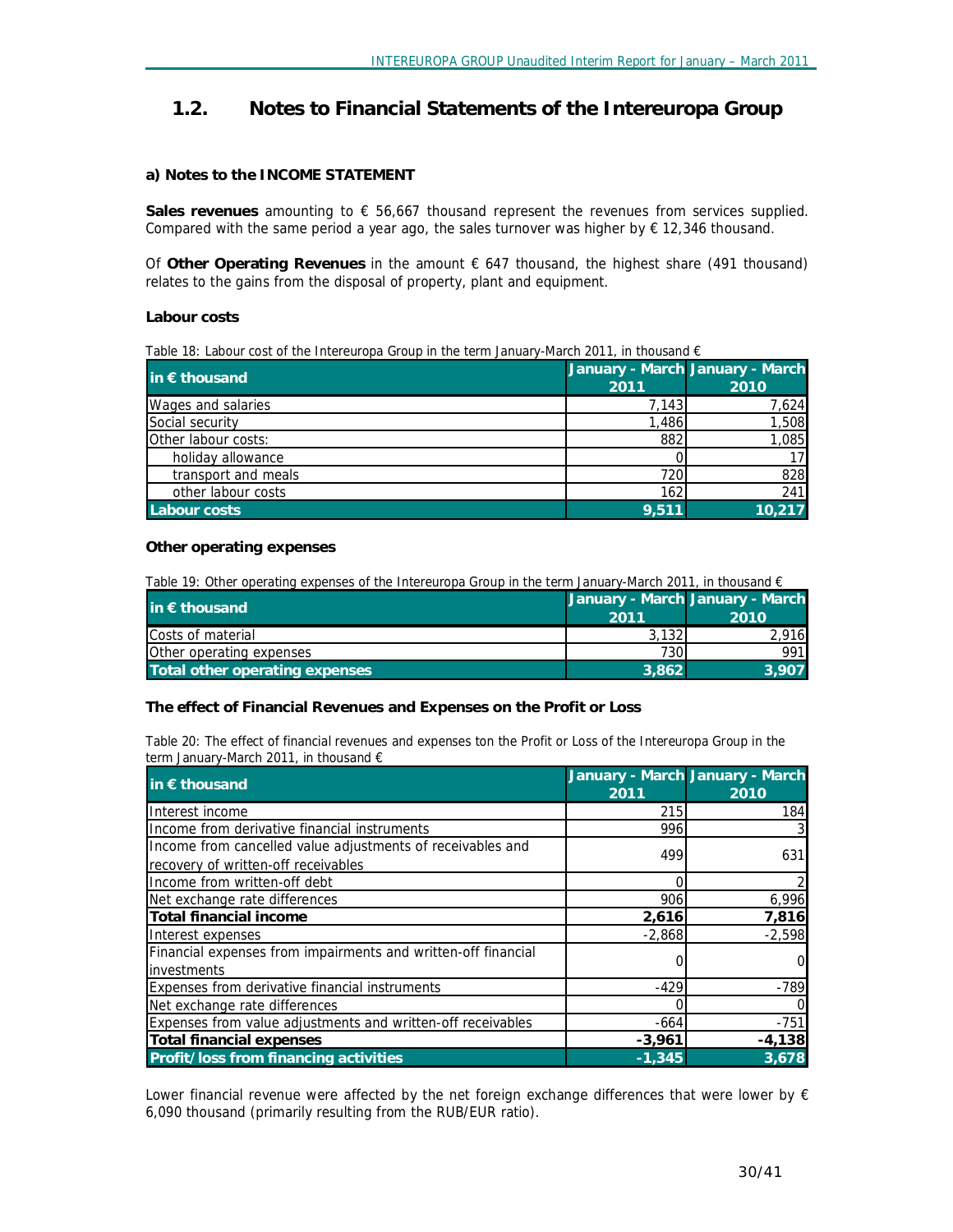## 1.2. Notes to Financial Statements of the Intereuropa Group

### a) Notes to the INCOME STATEMENT

**Sales revenues** amounting to € 56,667 thousand represent the revenues from services supplied. Compared with the same period a year ago, the sales turnover was higher by € 12,346 thousand.

Of **Other Operating Revenues** in the amount € 647 thousand, the highest share (491 thousand) relates to the gains from the disposal of property, plant and equipment.

#### Labour costs

Table 18: Labour cost of the Intereuropa Group in the term January-March 2011, in thousand €

| in € thousand | January - March 2011 | January - March 2010 |
|---|---|---|
| Wages and salaries | 7,143 | 7,624 |
| Social security | 1,486 | 1,508 |
| Other labour costs: | 882 | 1,085 |
| holiday allowance | 0 | 17 |
| transport and meals | 720 | 828 |
| other labour costs | 162 | 241 |
| **Labour costs** | **9,511** | **10,217** |

#### Other operating expenses

Table 19: Other operating expenses of the Intereuropa Group in the term January-March 2011, in thousand €

| in € thousand | January - March 2011 | January - March 2010 |
|---|---|---|
| Costs of material | 3,132 | 2,916 |
| Other operating expenses | 730 | 991 |
| **Total other operating expenses** | **3,862** | **3,907** |

#### The effect of Financial Revenues and Expenses on the Profit or Loss

Table 20: The effect of financial revenues and expenses ton the Profit or Loss of the Intereuropa Group in the term January-March 2011, in thousand €

| in € thousand | January - March 2011 | January - March 2010 |
|---|---|---|
| Interest income | 215 | 184 |
| Income from derivative financial instruments | 996 | 3 |
| Income from cancelled value adjustments of receivables and recovery of written-off receivables | 499 | 631 |
| Income from written-off debt | 0 | 2 |
| Net exchange rate differences | 906 | 6,996 |
| **Total financial income** | **2,616** | **7,816** |
| Interest expenses | -2,868 | -2,598 |
| Financial expenses from impairments and written-off financial investments | 0 | 0 |
| Expenses from derivative financial instruments | -429 | -789 |
| Net exchange rate differences | 0 | 0 |
| Expenses from value adjustments and written-off receivables | -664 | -751 |
| **Total financial expenses** | **-3,961** | **-4,138** |
| **Profit/loss from financing activities** | **-1,345** | **3,678** |

Lower financial revenue were affected by the net foreign exchange differences that were lower by € 6,090 thousand (primarily resulting from the RUB/EUR ratio).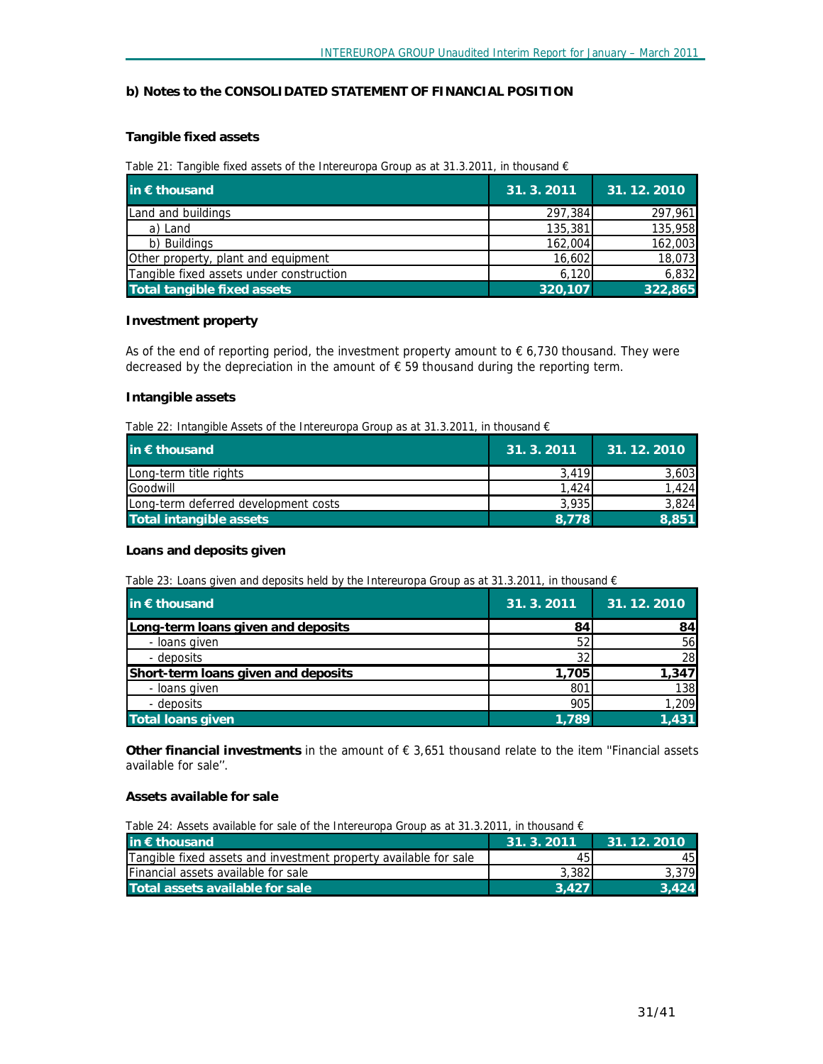## b) Notes to the CONSOLIDATED STATEMENT OF FINANCIAL POSITION

### Tangible fixed assets

Table 21: Tangible fixed assets of the Intereuropa Group as at 31.3.2011, in thousand €

| in € thousand | 31. 3. 2011 | 31. 12. 2010 |
|---|---|---|
| Land and buildings | 297,384 | 297,961 |
| a) Land | 135,381 | 135,958 |
| b) Buildings | 162,004 | 162,003 |
| Other property, plant and equipment | 16,602 | 18,073 |
| Tangible fixed assets under construction | 6,120 | 6,832 |
| **Total tangible fixed assets** | **320,107** | **322,865** |

### Investment property

As of the end of reporting period, the investment property amount to € 6,730 thousand. They were decreased by the depreciation in the amount of € 59 thousand during the reporting term.

### Intangible assets

Table 22: Intangible Assets of the Intereuropa Group as at 31.3.2011, in thousand €

| in € thousand | 31. 3. 2011 | 31. 12. 2010 |
|---|---|---|
| Long-term title rights | 3,419 | 3,603 |
| Goodwill | 1,424 | 1,424 |
| Long-term deferred development costs | 3,935 | 3,824 |
| **Total intangible assets** | **8,778** | **8,851** |

### Loans and deposits given

Table 23: Loans given and deposits held by the Intereuropa Group as at 31.3.2011, in thousand €

| in € thousand | 31. 3. 2011 | 31. 12. 2010 |
|---|---|---|
| **Long-term loans given and deposits** | **84** | **84** |
| - loans given | 52 | 56 |
| - deposits | 32 | 28 |
| **Short-term loans given and deposits** | **1,705** | **1,347** |
| - loans given | 801 | 138 |
| - deposits | 905 | 1,209 |
| **Total loans given** | **1,789** | **1,431** |

**Other financial investments** in the amount of € 3,651 thousand relate to the item ''Financial assets available for sale''.

### Assets available for sale

Table 24: Assets available for sale of the Intereuropa Group as at 31.3.2011, in thousand €

| in € thousand | 31. 3. 2011 | 31. 12. 2010 |
|---|---|---|
| Tangible fixed assets and investment property available for sale | 45 | 45 |
| Financial assets available for sale | 3,382 | 3,379 |
| **Total assets available for sale** | **3,427** | **3,424** |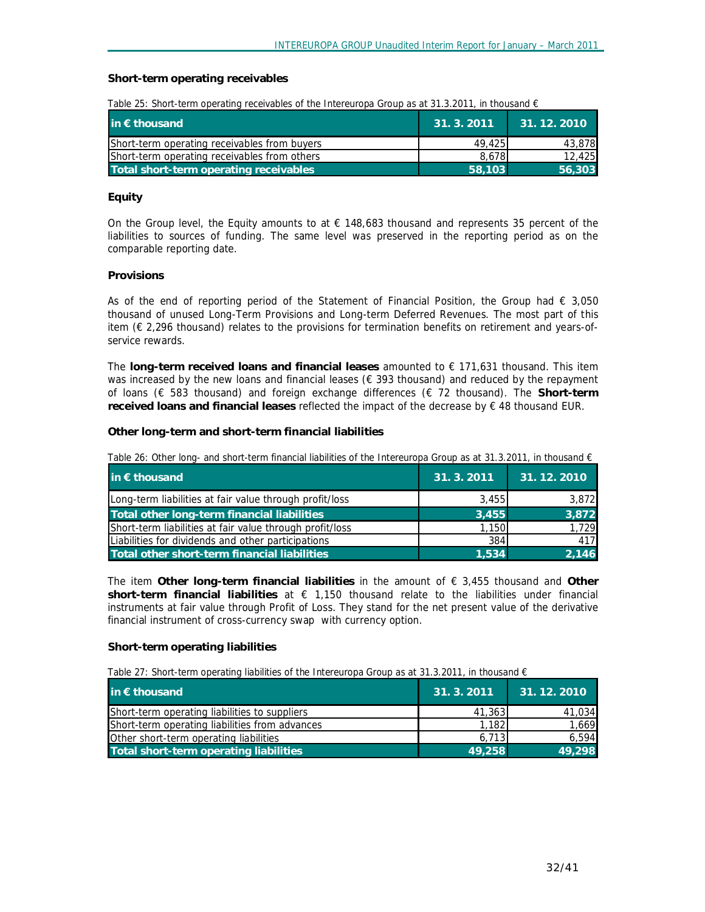### Short-term operating receivables

Table 25: Short-term operating receivables of the Intereuropa Group as at 31.3.2011, in thousand €

| in € thousand | 31. 3. 2011 | 31. 12. 2010 |
|---|---|---|
| Short-term operating receivables from buyers | 49,425 | 43,878 |
| Short-term operating receivables from others | 8,678 | 12,425 |
| **Total short-term operating receivables** | **58,103** | **56,303** |

### Equity

On the Group level, the Equity amounts to at € 148,683 thousand and represents 35 percent of the liabilities to sources of funding. The same level was preserved in the reporting period as on the comparable reporting date.

### Provisions

As of the end of reporting period of the Statement of Financial Position, the Group had € 3,050 thousand of unused Long-Term Provisions and Long-term Deferred Revenues. The most part of this item (€ 2,296 thousand) relates to the provisions for termination benefits on retirement and years-of-service rewards.

The **long-term received loans and financial leases** amounted to € 171,631 thousand. This item was increased by the new loans and financial leases (€ 393 thousand) and reduced by the repayment of loans (€ 583 thousand) and foreign exchange differences (€ 72 thousand). The **Short-term received loans and financial leases** reflected the impact of the decrease by € 48 thousand EUR.

### Other long-term and short-term financial liabilities

Table 26: Other long- and short-term financial liabilities of the Intereuropa Group as at 31.3.2011, in thousand €

| in € thousand | 31. 3. 2011 | 31. 12. 2010 |
|---|---|---|
| Long-term liabilities at fair value through profit/loss | 3,455 | 3,872 |
| **Total other long-term financial liabilities** | **3,455** | **3,872** |
| Short-term liabilities at fair value through profit/loss | 1,150 | 1,729 |
| Liabilities for dividends and other participations | 384 | 417 |
| **Total other short-term financial liabilities** | **1,534** | **2,146** |

The item **Other long-term financial liabilities** in the amount of € 3,455 thousand and **Other short-term financial liabilities** at € 1,150 thousand relate to the liabilities under financial instruments at fair value through Profit of Loss. They stand for the net present value of the derivative financial instrument of cross-currency swap with currency option.

### Short-term operating liabilities

Table 27: Short-term operating liabilities of the Intereuropa Group as at 31.3.2011, in thousand €

| in € thousand | 31. 3. 2011 | 31. 12. 2010 |
|---|---|---|
| Short-term operating liabilities to suppliers | 41,363 | 41,034 |
| Short-term operating liabilities from advances | 1,182 | 1,669 |
| Other short-term operating liabilities | 6,713 | 6,594 |
| **Total short-term operating liabilities** | **49,258** | **49,298** |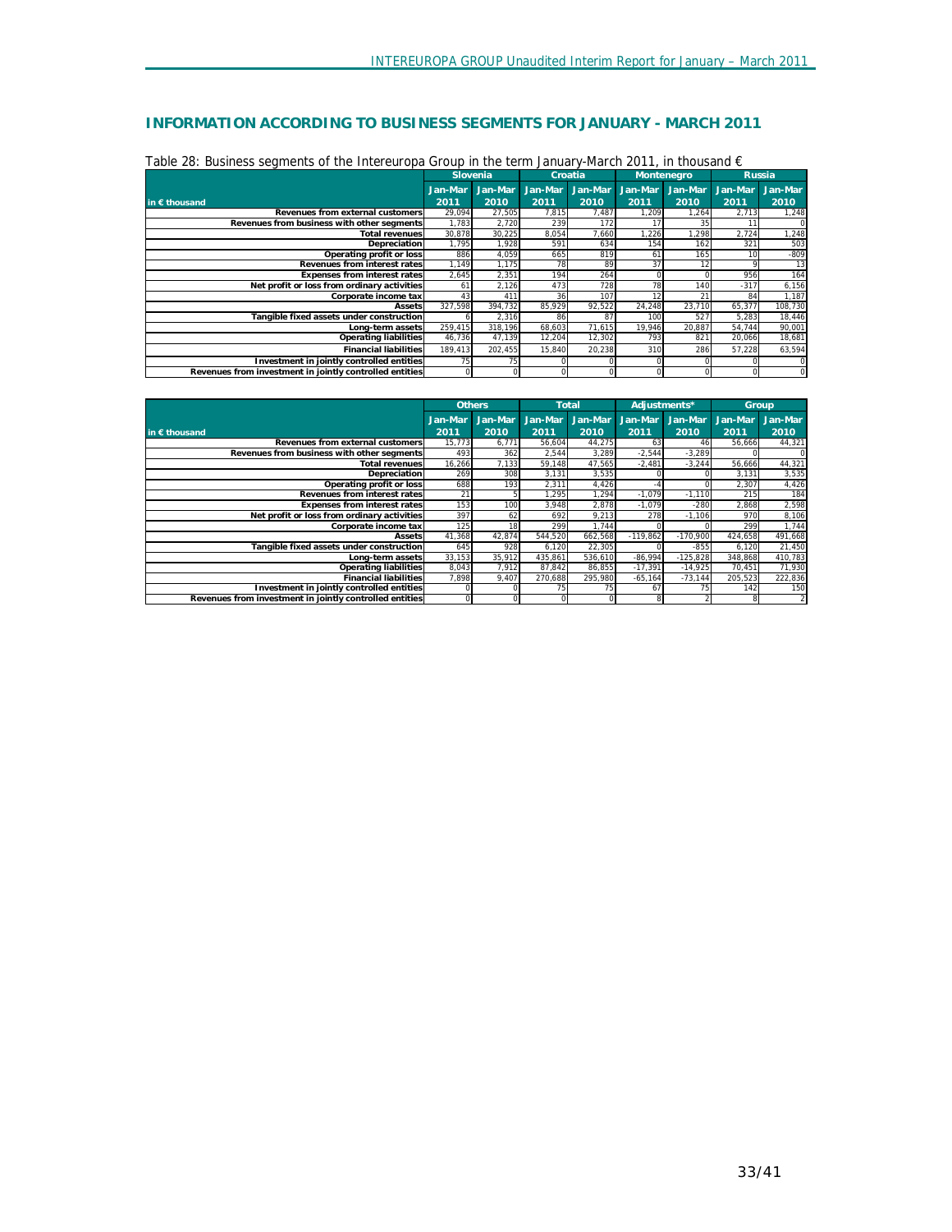## INFORMATION ACCORDING TO BUSINESS SEGMENTS FOR JANUARY - MARCH 2011

Table 28: Business segments of the Intereuropa Group in the term January-March 2011, in thousand €

| in € thousand | Slovenia | | Croatia | | Montenegro | | Russia | |
|---|---|---|---|---|---|---|---|---|
| | Jan-Mar 2011 | Jan-Mar 2010 | Jan-Mar 2011 | Jan-Mar 2010 | Jan-Mar 2011 | Jan-Mar 2010 | Jan-Mar 2011 | Jan-Mar 2010 |
| Revenues from external customers | 29,094 | 27,505 | 7,815 | 7,487 | 1,209 | 1,264 | 2,713 | 1,248 |
| Revenues from business with other segments | 1,783 | 2,720 | 239 | 172 | 17 | 35 | 11 | 0 |
| Total revenues | 30,878 | 30,225 | 8,054 | 7,660 | 1,226 | 1,298 | 2,724 | 1,248 |
| Depreciation | 1,795 | 1,928 | 591 | 634 | 154 | 162 | 321 | 503 |
| Operating profit or loss | 886 | 4,059 | 665 | 819 | 61 | 165 | 10 | -809 |
| Revenues from interest rates | 1,149 | 1,175 | 78 | 89 | 37 | 12 | 9 | 13 |
| Expenses from interest rates | 2,645 | 2,351 | 194 | 264 | 0 | 0 | 956 | 164 |
| Net profit or loss from ordinary activities | 61 | 2,126 | 473 | 728 | 78 | 140 | -317 | 6,156 |
| Corporate income tax | 43 | 411 | 36 | 107 | 12 | 21 | 84 | 1,187 |
| Assets | 327,598 | 394,732 | 85,929 | 92,522 | 24,248 | 23,710 | 65,377 | 108,730 |
| Tangible fixed assets under construction | 6 | 2,316 | 86 | 87 | 100 | 527 | 5,283 | 18,446 |
| Long-term assets | 259,415 | 318,196 | 68,603 | 71,615 | 19,946 | 20,887 | 54,744 | 90,001 |
| Operating liabilities | 46,736 | 47,139 | 12,204 | 12,302 | 793 | 821 | 20,066 | 18,681 |
| Financial liabilities | 189,413 | 202,455 | 15,840 | 20,238 | 310 | 286 | 57,228 | 63,594 |
| Investment in jointly controlled entities | 75 | 75 | 0 | 0 | 0 | 0 | 0 | 0 |
| Revenues from investment in jointly controlled entities | 0 | 0 | 0 | 0 | 0 | 0 | 0 | 0 |

| in € thousand | Others | | Total | | Adjustments* | | Group | |
|---|---|---|---|---|---|---|---|---|
| | Jan-Mar 2011 | Jan-Mar 2010 | Jan-Mar 2011 | Jan-Mar 2010 | Jan-Mar 2011 | Jan-Mar 2010 | Jan-Mar 2011 | Jan-Mar 2010 |
| Revenues from external customers | 15,773 | 6,771 | 56,604 | 44,275 | 63 | 46 | 56,666 | 44,321 |
| Revenues from business with other segments | 493 | 362 | 2,544 | 3,289 | -2,544 | -3,289 | 0 | 0 |
| Total revenues | 16,266 | 7,133 | 59,148 | 47,565 | -2,481 | -3,244 | 56,666 | 44,321 |
| Depreciation | 269 | 308 | 3,131 | 3,535 | 0 | 0 | 3,131 | 3,535 |
| Operating profit or loss | 688 | 193 | 2,311 | 4,426 | -4 | 0 | 2,307 | 4,426 |
| Revenues from interest rates | 21 | 5 | 1,295 | 1,294 | -1,079 | -1,110 | 215 | 184 |
| Expenses from interest rates | 153 | 100 | 3,948 | 2,878 | -1,079 | -280 | 2,868 | 2,598 |
| Net profit or loss from ordinary activities | 397 | 62 | 692 | 9,213 | 278 | -1,106 | 970 | 8,106 |
| Corporate income tax | 125 | 18 | 299 | 1,744 | 0 | 0 | 299 | 1,744 |
| Assets | 41,368 | 42,874 | 544,520 | 662,568 | -119,862 | -170,900 | 424,658 | 491,668 |
| Tangible fixed assets under construction | 645 | 928 | 6,120 | 22,305 | 0 | -855 | 6,120 | 21,450 |
| Long-term assets | 33,153 | 35,912 | 435,861 | 536,610 | -86,994 | -125,828 | 348,868 | 410,783 |
| Operating liabilities | 8,043 | 7,912 | 87,842 | 86,855 | -17,391 | -14,925 | 70,451 | 71,930 |
| Financial liabilities | 7,898 | 9,407 | 270,688 | 295,980 | -65,164 | -73,144 | 205,523 | 222,836 |
| Investment in jointly controlled entities | 0 | 0 | 75 | 75 | 67 | 75 | 142 | 150 |
| Revenues from investment in jointly controlled entities | 0 | 0 | 0 | 0 | 8 | 2 | 8 | 2 |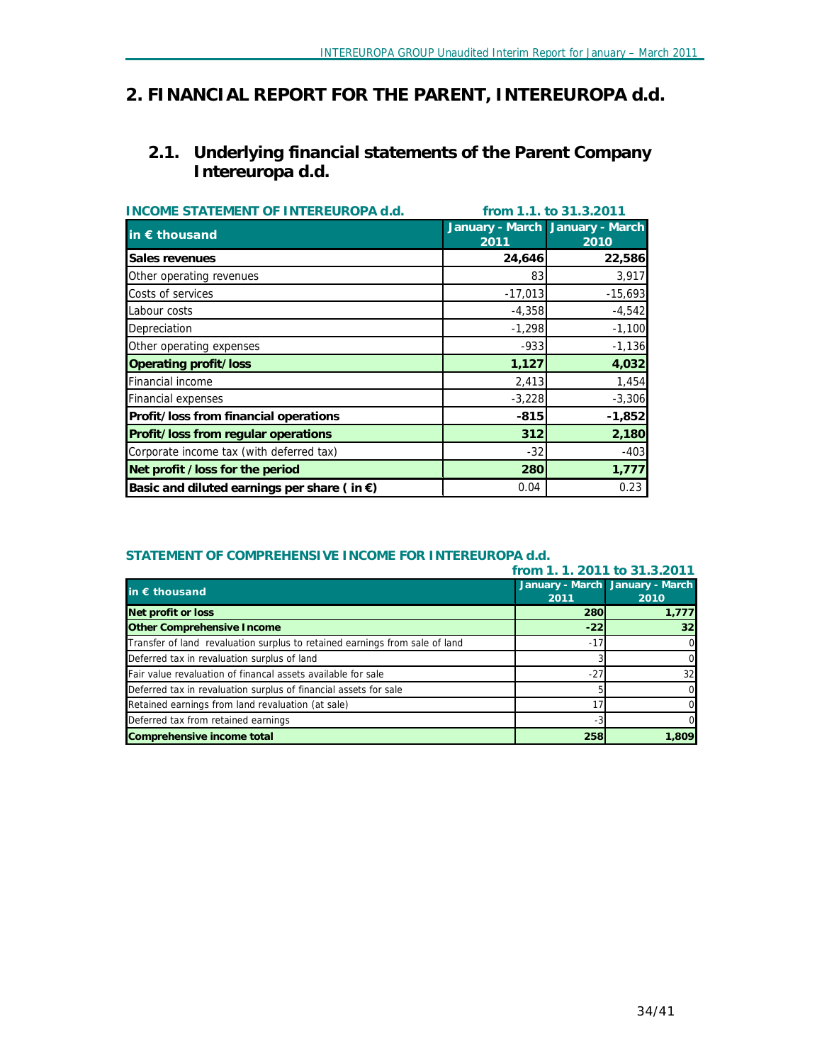# 2. FINANCIAL REPORT FOR THE PARENT, INTEREUROPA d.d.

## 2.1. Underlying financial statements of the Parent Company Intereuropa d.d.

**INCOME STATEMENT OF INTEREUROPA d.d.** from 1.1. to 31.3.2011

| in € thousand | January - March 2011 | January - March 2010 |
|---|---|---|
| **Sales revenues** | **24,646** | **22,586** |
| Other operating revenues | 83 | 3,917 |
| Costs of services | -17,013 | -15,693 |
| Labour costs | -4,358 | -4,542 |
| Depreciation | -1,298 | -1,100 |
| Other operating expenses | -933 | -1,136 |
| **Operating profit/loss** | **1,127** | **4,032** |
| Financial income | 2,413 | 1,454 |
| Financial expenses | -3,228 | -3,306 |
| **Profit/loss from financial operations** | **-815** | **-1,852** |
| **Profit/loss from regular operations** | **312** | **2,180** |
| Corporate income tax (with deferred tax) | -32 | -403 |
| **Net profit /loss for the period** | **280** | **1,777** |
| **Basic and diluted earnings per share ( in €)** | 0.04 | 0.23 |

**STATEMENT OF COMPREHENSIVE INCOME FOR INTEREUROPA d.d.** from 1. 1. 2011 to 31.3.2011

| in € thousand | January - March 2011 | January - March 2010 |
|---|---|---|
| **Net profit or loss** | **280** | **1,777** |
| **Other Comprehensive Income** | **-22** | **32** |
| Transfer of land revaluation surplus to retained earnings from sale of land | -17 | 0 |
| Deferred tax in revaluation surplus of land | 3 | 0 |
| Fair value revaluation of financal assets available for sale | -27 | 32 |
| Deferred tax in revaluation surplus of financial assets for sale | 5 | 0 |
| Retained earnings from land revaluation (at sale) | 17 | 0 |
| Deferred tax from retained earnings | -3 | 0 |
| **Comprehensive income total** | **258** | **1,809** |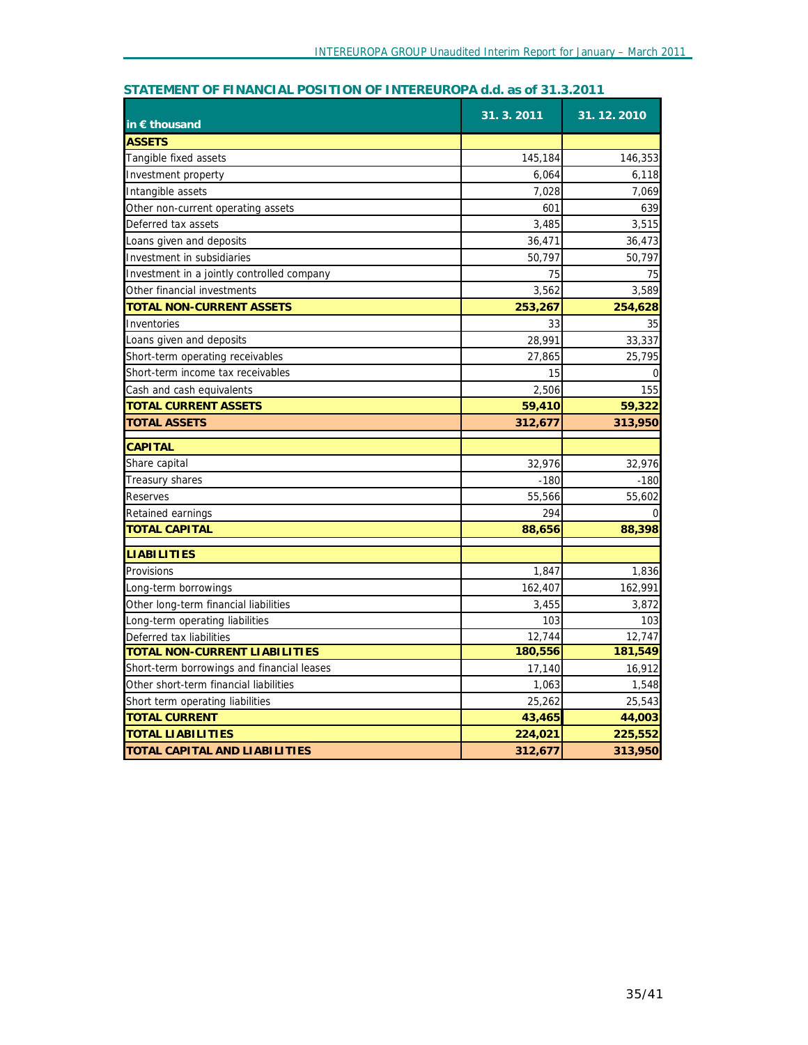## STATEMENT OF FINANCIAL POSITION OF INTEREUROPA d.d. as of 31.3.2011

| in € thousand | 31. 3. 2011 | 31. 12. 2010 |
|---|---|---|
| **ASSETS** | | |
| Tangible fixed assets | 145,184 | 146,353 |
| Investment property | 6,064 | 6,118 |
| Intangible assets | 7,028 | 7,069 |
| Other non-current operating assets | 601 | 639 |
| Deferred tax assets | 3,485 | 3,515 |
| Loans given and deposits | 36,471 | 36,473 |
| Investment in subsidiaries | 50,797 | 50,797 |
| Investment in a jointly controlled company | 75 | 75 |
| Other financial investments | 3,562 | 3,589 |
| **TOTAL NON-CURRENT ASSETS** | **253,267** | **254,628** |
| Inventories | 33 | 35 |
| Loans given and deposits | 28,991 | 33,337 |
| Short-term operating receivables | 27,865 | 25,795 |
| Short-term income tax receivables | 15 | 0 |
| Cash and cash equivalents | 2,506 | 155 |
| **TOTAL CURRENT ASSETS** | **59,410** | **59,322** |
| **TOTAL ASSETS** | **312,677** | **313,950** |
| **CAPITAL** | | |
| Share capital | 32,976 | 32,976 |
| Treasury shares | -180 | -180 |
| Reserves | 55,566 | 55,602 |
| Retained earnings | 294 | 0 |
| **TOTAL CAPITAL** | **88,656** | **88,398** |
| **LIABILITIES** | | |
| Provisions | 1,847 | 1,836 |
| Long-term borrowings | 162,407 | 162,991 |
| Other long-term financial liabilities | 3,455 | 3,872 |
| Long-term operating liabilities | 103 | 103 |
| Deferred tax liabilities | 12,744 | 12,747 |
| **TOTAL NON-CURRENT LIABILITIES** | **180,556** | **181,549** |
| Short-term borrowings and financial leases | 17,140 | 16,912 |
| Other short-term financial liabilities | 1,063 | 1,548 |
| Short term operating liabilities | 25,262 | 25,543 |
| **TOTAL CURRENT** | **43,465** | **44,003** |
| **TOTAL LIABILITIES** | **224,021** | **225,552** |
| **TOTAL CAPITAL AND LIABILITIES** | **312,677** | **313,950** |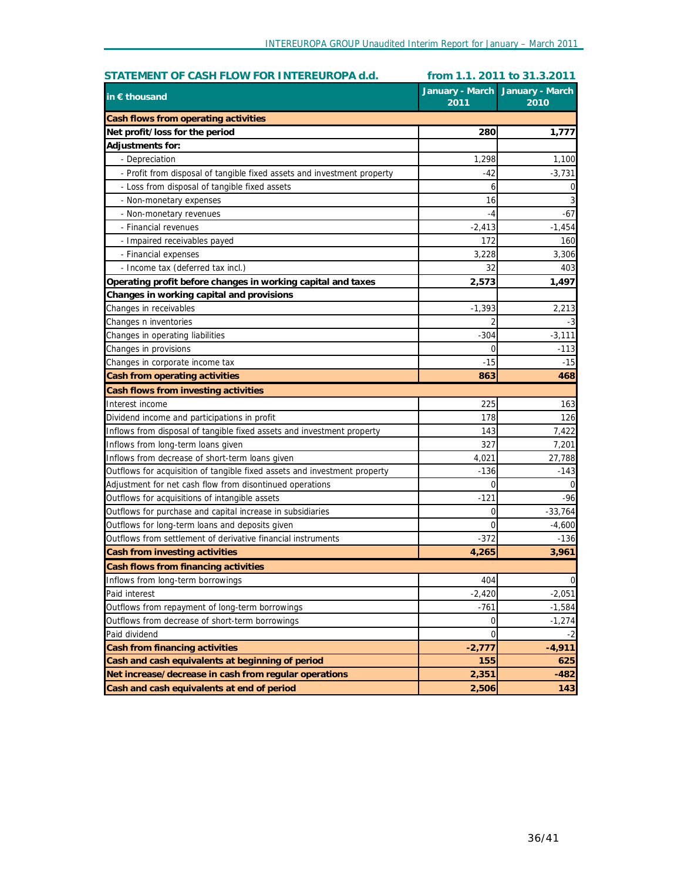## STATEMENT OF CASH FLOW FOR INTEREUROPA d.d. from 1.1. 2011 to 31.3.2011

| in € thousand | January - March 2011 | January - March 2010 |
|---|---|---|
| **Cash flows from operating activities** | | |
| **Net profit/loss for the period** | **280** | **1,777** |
| **Adjustments for:** | | |
| - Depreciation | 1,298 | 1,100 |
| - Profit from disposal of tangible fixed assets and investment property | -42 | -3,731 |
| - Loss from disposal of tangible fixed assets | 6 | 0 |
| - Non-monetary expenses | 16 | 3 |
| - Non-monetary revenues | -4 | -67 |
| - Financial revenues | -2,413 | -1,454 |
| - Impaired receivables payed | 172 | 160 |
| - Financial expenses | 3,228 | 3,306 |
| - Income tax (deferred tax incl.) | 32 | 403 |
| **Operating profit before changes in working capital and taxes** | **2,573** | **1,497** |
| **Changes in working capital and provisions** | | |
| Changes in receivables | -1,393 | 2,213 |
| Changes n inventories | 2 | -3 |
| Changes in operating liabilities | -304 | -3,111 |
| Changes in provisions | 0 | -113 |
| Changes in corporate income tax | -15 | -15 |
| **Cash from operating activities** | **863** | **468** |
| **Cash flows from investing activities** | | |
| Interest income | 225 | 163 |
| Dividend income and participations in profit | 178 | 126 |
| Inflows from disposal of tangible fixed assets and investment property | 143 | 7,422 |
| Inflows from long-term loans given | 327 | 7,201 |
| Inflows from decrease of short-term loans given | 4,021 | 27,788 |
| Outflows for acquisition of tangible fixed assets and investment property | -136 | -143 |
| Adjustment for net cash flow from disontinued operations | 0 | 0 |
| Outflows for acquisitions of intangible assets | -121 | -96 |
| Outflows for purchase and capital increase in subsidiaries | 0 | -33,764 |
| Outflows for long-term loans and deposits given | 0 | -4,600 |
| Outflows from settlement of derivative financial instruments | -372 | -136 |
| **Cash from investing activities** | **4,265** | **3,961** |
| **Cash flows from financing activities** | | |
| Inflows from long-term borrowings | 404 | 0 |
| Paid interest | -2,420 | -2,051 |
| Outflows from repayment of long-term borrowings | -761 | -1,584 |
| Outflows from decrease of short-term borrowings | 0 | -1,274 |
| Paid dividend | 0 | -2 |
| **Cash from financing activities** | **-2,777** | **-4,911** |
| **Cash and cash equivalents at beginning of period** | **155** | **625** |
| **Net increase/decrease in cash from regular operations** | **2,351** | **-482** |
| **Cash and cash equivalents at end of period** | **2,506** | **143** |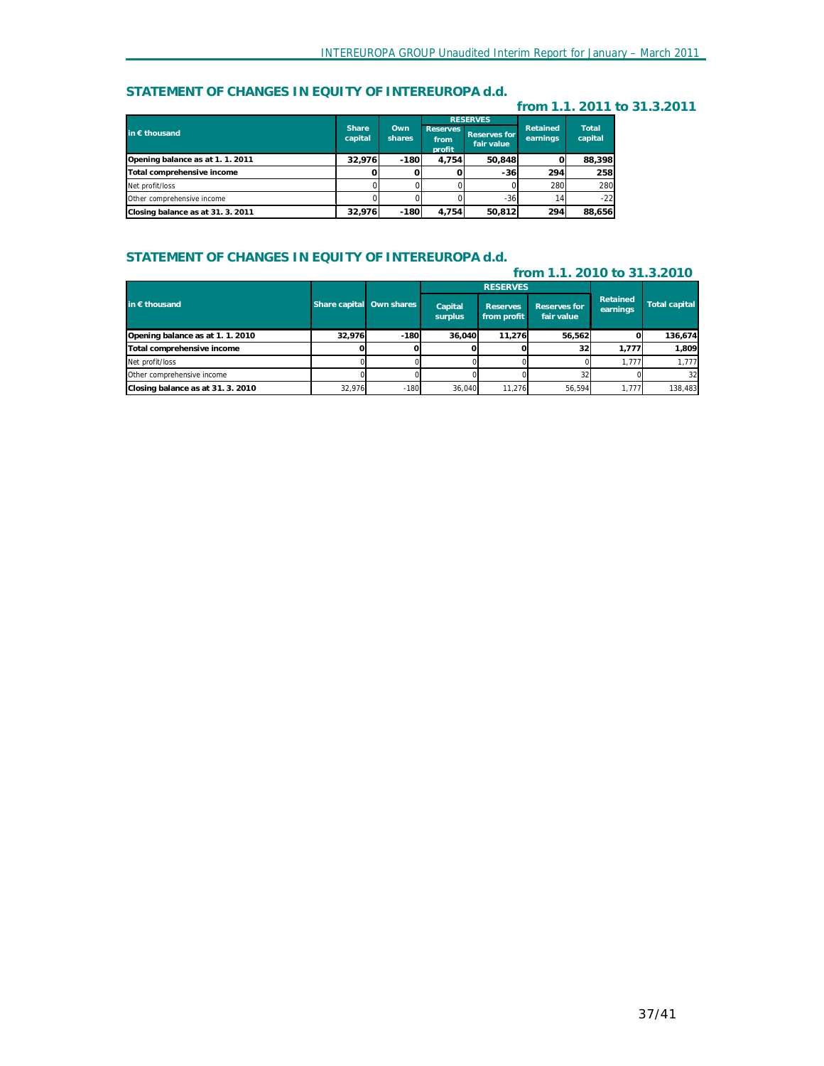## STATEMENT OF CHANGES IN EQUITY OF INTEREUROPA d.d.

**from 1.1. 2011 to 31.3.2011**

| in € thousand | Share capital | Own shares | RESERVES | | Retained earnings | Total capital |
|---|---|---|---|---|---|---|
| | | | Reserves from profit | Reserves for fair value | | |
| **Opening balance as at 1. 1. 2011** | **32,976** | **-180** | **4,754** | **50,848** | **0** | **88,398** |
| **Total comprehensive income** | **0** | **0** | **0** | **-36** | **294** | **258** |
| Net profit/loss | 0 | 0 | 0 | 0 | 280 | 280 |
| Other comprehensive income | 0 | 0 | 0 | -36 | 14 | -22 |
| **Closing balance as at 31. 3. 2011** | **32,976** | **-180** | **4,754** | **50,812** | **294** | **88,656** |

## STATEMENT OF CHANGES IN EQUITY OF INTEREUROPA d.d.

**from 1.1. 2010 to 31.3.2010**

| in € thousand | Share capital | Own shares | RESERVES | | | Retained earnings | Total capital |
|---|---|---|---|---|---|---|---|
| | | | Capital surplus | Reserves from profit | Reserves for fair value | | |
| **Opening balance as at 1. 1. 2010** | **32,976** | **-180** | **36,040** | **11,276** | **56,562** | **0** | **136,674** |
| **Total comprehensive income** | **0** | **0** | **0** | **0** | **32** | **1,777** | **1,809** |
| Net profit/loss | 0 | 0 | 0 | 0 | 0 | 1,777 | 1,777 |
| Other comprehensive income | 0 | 0 | 0 | 0 | 32 | 0 | 32 |
| **Closing balance as at 31. 3. 2010** | 32,976 | -180 | 36,040 | 11,276 | 56,594 | 1,777 | 138,483 |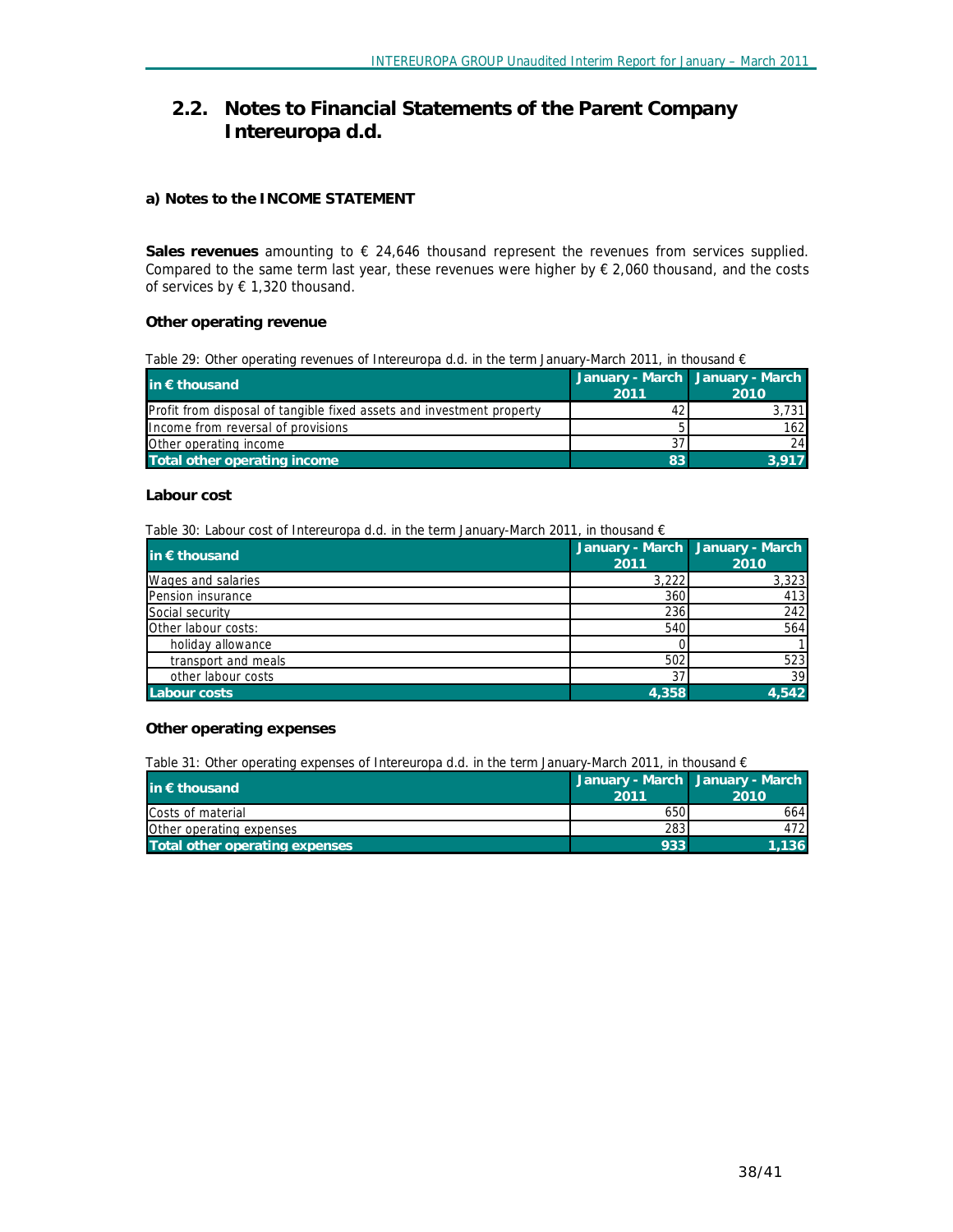## 2.2. Notes to Financial Statements of the Parent Company Intereuropa d.d.

### a) Notes to the INCOME STATEMENT

**Sales revenues** amounting to € 24,646 thousand represent the revenues from services supplied. Compared to the same term last year, these revenues were higher by € 2,060 thousand, and the costs of services by € 1,320 thousand.

#### Other operating revenue

Table 29: Other operating revenues of Intereuropa d.d. in the term January-March 2011, in thousand €

| in € thousand | January - March 2011 | January - March 2010 |
|---|---|---|
| Profit from disposal of tangible fixed assets and investment property | 42 | 3,731 |
| Income from reversal of provisions | 5 | 162 |
| Other operating income | 37 | 24 |
| **Total other operating income** | **83** | **3,917** |

#### Labour cost

Table 30: Labour cost of Intereuropa d.d. in the term January-March 2011, in thousand €

| in € thousand | January - March 2011 | January - March 2010 |
|---|---|---|
| Wages and salaries | 3,222 | 3,323 |
| Pension insurance | 360 | 413 |
| Social security | 236 | 242 |
| Other labour costs: | 540 | 564 |
| holiday allowance | 0 | 1 |
| transport and meals | 502 | 523 |
| other labour costs | 37 | 39 |
| **Labour costs** | **4,358** | **4,542** |

#### Other operating expenses

Table 31: Other operating expenses of Intereuropa d.d. in the term January-March 2011, in thousand €

| in € thousand | January - March 2011 | January - March 2010 |
|---|---|---|
| Costs of material | 650 | 664 |
| Other operating expenses | 283 | 472 |
| **Total other operating expenses** | **933** | **1,136** |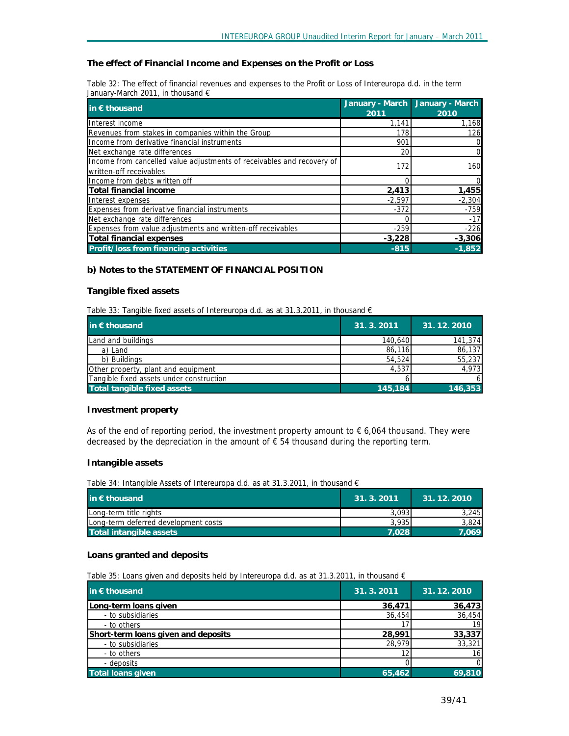### The effect of Financial Income and Expenses on the Profit or Loss

Table 32: The effect of financial revenues and expenses to the Profit or Loss of Intereuropa d.d. in the term January-March 2011, in thousand €

| in € thousand | January - March 2011 | January - March 2010 |
|---|---|---|
| Interest income | 1,141 | 1,168 |
| Revenues from stakes in companies within the Group | 178 | 126 |
| Income from derivative financial instruments | 901 | 0 |
| Net exchange rate differences | 20 | 0 |
| Income from cancelled value adjustments of receivables and recovery of written-off receivables | 172 | 160 |
| Income from debts written off | 0 | 0 |
| **Total financial income** | **2,413** | **1,455** |
| Interest expenses | -2,597 | -2,304 |
| Expenses from derivative financial instruments | -372 | -759 |
| Net exchange rate differences | 0 | -17 |
| Expenses from value adjustments and written-off receivables | -259 | -226 |
| **Total financial expenses** | **-3,228** | **-3,306** |
| **Profit/loss from financing activities** | **-815** | **-1,852** |

### b) Notes to the STATEMENT OF FINANCIAL POSITION

#### Tangible fixed assets

Table 33: Tangible fixed assets of Intereuropa d.d. as at 31.3.2011, in thousand €

| in € thousand | 31. 3. 2011 | 31. 12. 2010 |
|---|---|---|
| Land and buildings | 140,640 | 141,374 |
| a) Land | 86,116 | 86,137 |
| b) Buildings | 54,524 | 55,237 |
| Other property, plant and equipment | 4,537 | 4,973 |
| Tangible fixed assets under construction | 6 | 6 |
| **Total tangible fixed assets** | **145,184** | **146,353** |

#### Investment property

As of the end of reporting period, the investment property amount to € 6,064 thousand. They were decreased by the depreciation in the amount of € 54 thousand during the reporting term.

#### Intangible assets

Table 34: Intangible Assets of Intereuropa d.d. as at 31.3.2011, in thousand €

| in € thousand | 31. 3. 2011 | 31. 12. 2010 |
|---|---|---|
| Long-term title rights | 3,093 | 3,245 |
| Long-term deferred development costs | 3,935 | 3,824 |
| **Total intangible assets** | **7,028** | **7,069** |

#### Loans granted and deposits

Table 35: Loans given and deposits held by Intereuropa d.d. as at 31.3.2011, in thousand €

| in € thousand | 31. 3. 2011 | 31. 12. 2010 |
|---|---|---|
| **Long-term loans given** | **36,471** | **36,473** |
| - to subsidiaries | 36,454 | 36,454 |
| - to others | 17 | 19 |
| **Short-term loans given and deposits** | **28,991** | **33,337** |
| - to subsidiaries | 28,979 | 33,321 |
| - to others | 12 | 16 |
| - deposits | 0 | 0 |
| **Total loans given** | **65,462** | **69,810** |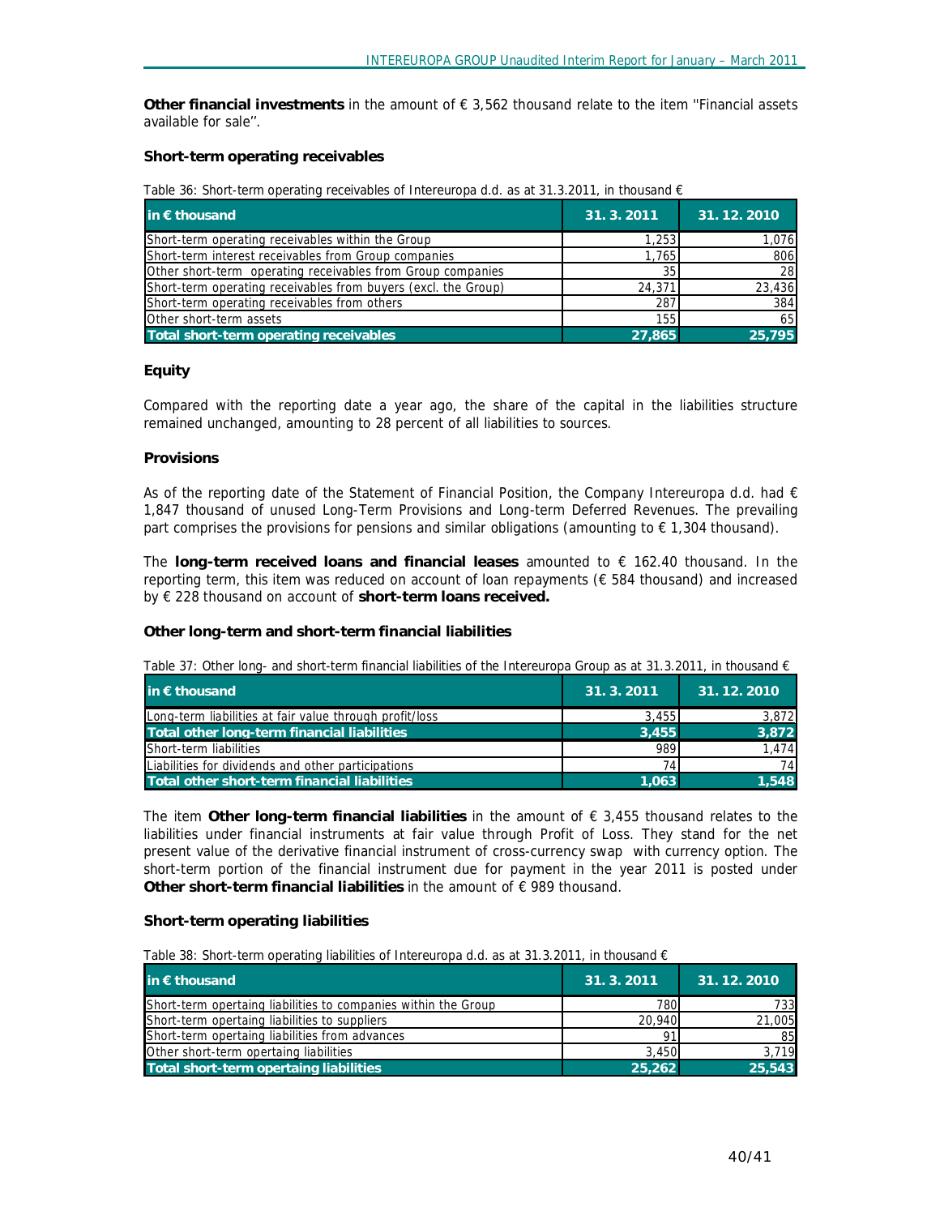**Other financial investments** in the amount of € 3,562 thousand relate to the item ''Financial assets available for sale''.

### Short-term operating receivables

Table 36: Short-term operating receivables of Intereuropa d.d. as at 31.3.2011, in thousand €

| in € thousand | 31. 3. 2011 | 31. 12. 2010 |
|---|---|---|
| Short-term operating receivables within the Group | 1,253 | 1,076 |
| Short-term interest receivables from Group companies | 1,765 | 806 |
| Other short-term operating receivables from Group companies | 35 | 28 |
| Short-term operating receivables from buyers (excl. the Group) | 24,371 | 23,436 |
| Short-term operating receivables from others | 287 | 384 |
| Other short-term assets | 155 | 65 |
| **Total short-term operating receivables** | **27,865** | **25,795** |

### Equity

Compared with the reporting date a year ago, the share of the capital in the liabilities structure remained unchanged, amounting to 28 percent of all liabilities to sources.

### Provisions

As of the reporting date of the Statement of Financial Position, the Company Intereuropa d.d. had € 1,847 thousand of unused Long-Term Provisions and Long-term Deferred Revenues. The prevailing part comprises the provisions for pensions and similar obligations (amounting to € 1,304 thousand).

The **long-term received loans and financial leases** amounted to € 162.40 thousand. In the reporting term, this item was reduced on account of loan repayments (€ 584 thousand) and increased by € 228 thousand on account of **short-term loans received.**

### Other long-term and short-term financial liabilities

Table 37: Other long- and short-term financial liabilities of the Intereuropa Group as at 31.3.2011, in thousand €

| in € thousand | 31. 3. 2011 | 31. 12. 2010 |
|---|---|---|
| Long-term liabilities at fair value through profit/loss | 3,455 | 3,872 |
| **Total other long-term financial liabilities** | **3,455** | **3,872** |
| Short-term liabilities | 989 | 1,474 |
| Liabilities for dividends and other participations | 74 | 74 |
| **Total other short-term financial liabilities** | **1,063** | **1,548** |

The item **Other long-term financial liabilities** in the amount of € 3,455 thousand relates to the liabilities under financial instruments at fair value through Profit of Loss. They stand for the net present value of the derivative financial instrument of cross-currency swap with currency option. The short-term portion of the financial instrument due for payment in the year 2011 is posted under **Other short-term financial liabilities** in the amount of € 989 thousand.

### Short-term operating liabilities

Table 38: Short-term operating liabilities of Intereuropa d.d. as at 31.3.2011, in thousand €

| in € thousand | 31. 3. 2011 | 31. 12. 2010 |
|---|---|---|
| Short-term opertaing liabilities to companies within the Group | 780 | 733 |
| Short-term opertaing liabilities to suppliers | 20,940 | 21,005 |
| Short-term opertaing liabilities from advances | 91 | 85 |
| Other short-term opertaing liabilities | 3,450 | 3,719 |
| **Total short-term opertaing liabilities** | **25,262** | **25,543** |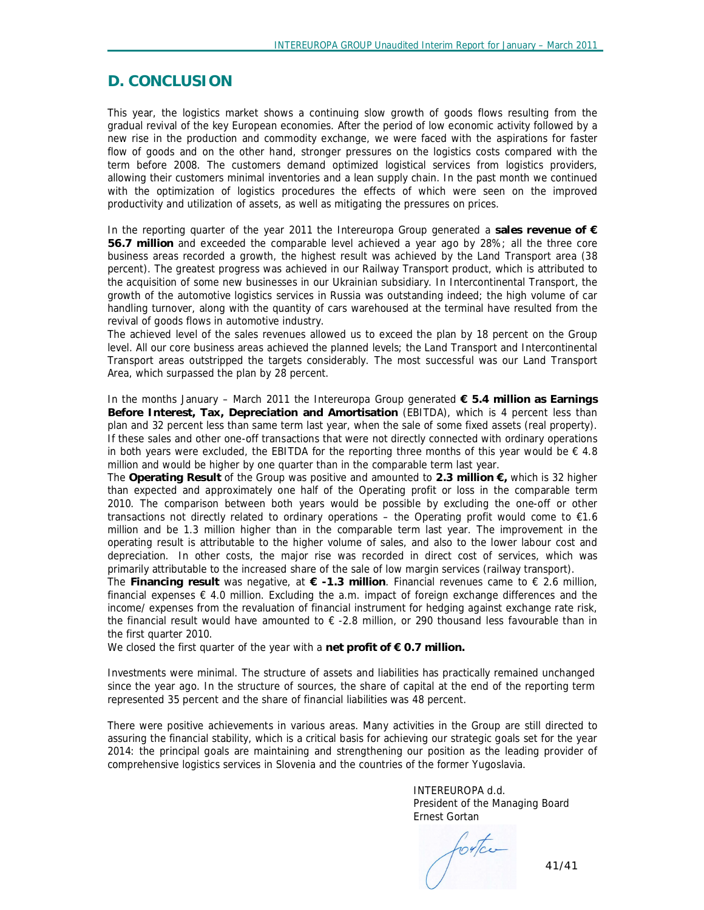# D. CONCLUSION

This year, the logistics market shows a continuing slow growth of goods flows resulting from the gradual revival of the key European economies. After the period of low economic activity followed by a new rise in the production and commodity exchange, we were faced with the aspirations for faster flow of goods and on the other hand, stronger pressures on the logistics costs compared with the term before 2008. The customers demand optimized logistical services from logistics providers, allowing their customers minimal inventories and a lean supply chain. In the past month we continued with the optimization of logistics procedures the effects of which were seen on the improved productivity and utilization of assets, as well as mitigating the pressures on prices.

In the reporting quarter of the year 2011 the Intereuropa Group generated a **sales revenue of € 56.7 million** and exceeded the comparable level achieved a year ago by 28%; all the three core business areas recorded a growth, the highest result was achieved by the Land Transport area (38 percent). The greatest progress was achieved in our Railway Transport product, which is attributed to the acquisition of some new businesses in our Ukrainian subsidiary. In Intercontinental Transport, the growth of the automotive logistics services in Russia was outstanding indeed; the high volume of car handling turnover, along with the quantity of cars warehoused at the terminal have resulted from the revival of goods flows in automotive industry.

The achieved level of the sales revenues allowed us to exceed the plan by 18 percent on the Group level. All our core business areas achieved the planned levels; the Land Transport and Intercontinental Transport areas outstripped the targets considerably. The most successful was our Land Transport Area, which surpassed the plan by 28 percent.

In the months January – March 2011 the Intereuropa Group generated **€ 5.4 million as Earnings Before Interest, Tax, Depreciation and Amortisation** (EBITDA), which is 4 percent less than plan and 32 percent less than same term last year, when the sale of some fixed assets (real property). If these sales and other one-off transactions that were not directly connected with ordinary operations in both years were excluded, the EBITDA for the reporting three months of this year would be € 4.8 million and would be higher by one quarter than in the comparable term last year.

The **Operating Result** of the Group was positive and amounted to **2.3 million €,** which is 32 higher than expected and approximately one half of the Operating profit or loss in the comparable term 2010. The comparison between both years would be possible by excluding the one-off or other transactions not directly related to ordinary operations – the Operating profit would come to €1.6 million and be 1.3 million higher than in the comparable term last year. The improvement in the operating result is attributable to the higher volume of sales, and also to the lower labour cost and depreciation. In other costs, the major rise was recorded in direct cost of services, which was primarily attributable to the increased share of the sale of low margin services (railway transport).

The **Financing result** was negative, at **€ -1.3 million**. Financial revenues came to € 2.6 million, financial expenses € 4.0 million. Excluding the a.m. impact of foreign exchange differences and the income/ expenses from the revaluation of financial instrument for hedging against exchange rate risk, the financial result would have amounted to € -2.8 million, or 290 thousand less favourable than in the first quarter 2010.

We closed the first quarter of the year with a **net profit of € 0.7 million.**

Investments were minimal. The structure of assets and liabilities has practically remained unchanged since the year ago. In the structure of sources, the share of capital at the end of the reporting term represented 35 percent and the share of financial liabilities was 48 percent.

There were positive achievements in various areas. Many activities in the Group are still directed to assuring the financial stability, which is a critical basis for achieving our strategic goals set for the year 2014: the principal goals are maintaining and strengthening our position as the leading provider of comprehensive logistics services in Slovenia and the countries of the former Yugoslavia.

INTEREUROPA d.d.
President of the Managing Board
Ernest Gortan